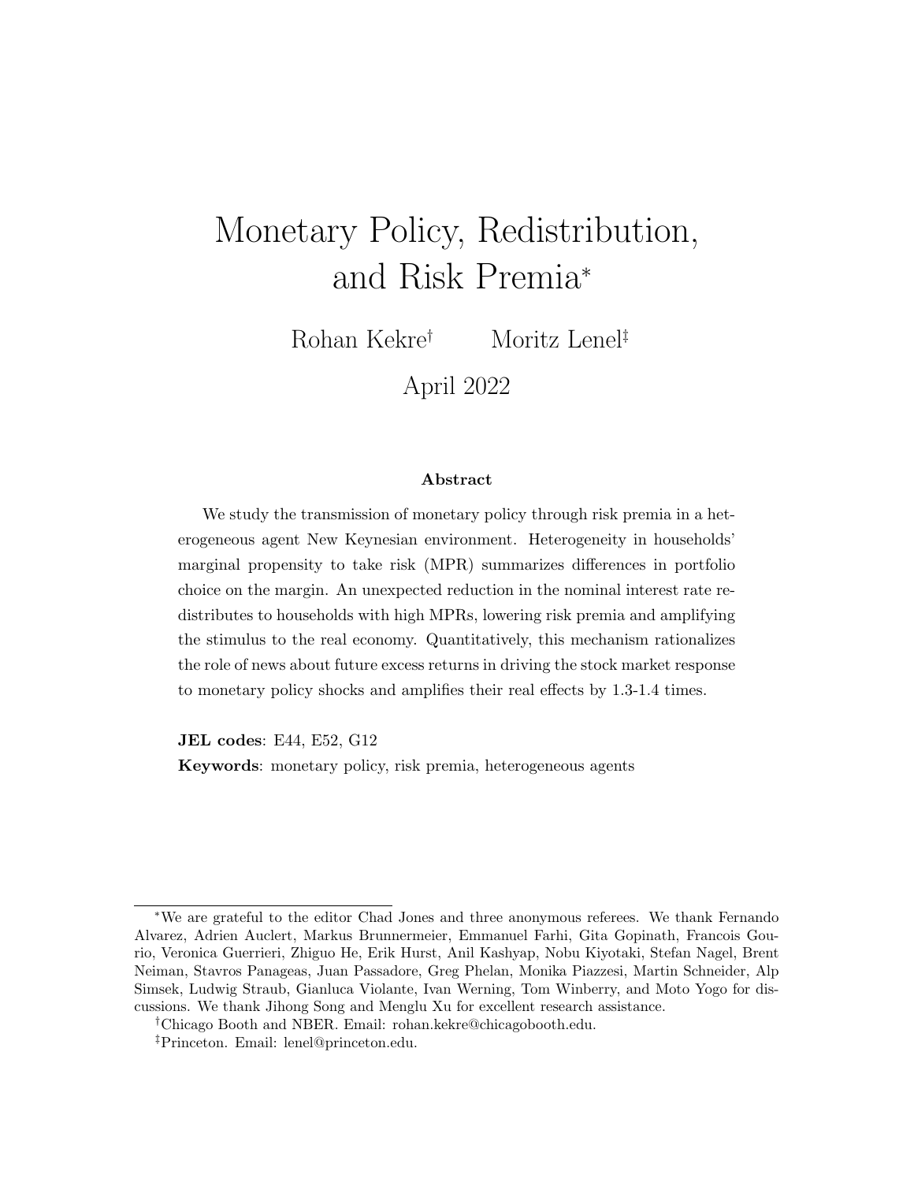# Monetary Policy, Redistribution, and Risk Premia*

Rohan Kekre[†] Moritz Lenel[‡]

April 2022

## Abstract

We study the transmission of monetary policy through risk premia in a heterogeneous agent New Keynesian environment. Heterogeneity in households' marginal propensity to take risk (MPR) summarizes differences in portfolio choice on the margin. An unexpected reduction in the nominal interest rate redistributes to households with high MPRs, lowering risk premia and amplifying the stimulus to the real economy. Quantitatively, this mechanism rationalizes the role of news about future excess returns in driving the stock market response to monetary policy shocks and amplifies their real effects by 1.3-1.4 times.

**JEL codes**: E44, E52, G12

**Keywords**: monetary policy, risk premia, heterogeneous agents

---

*We are grateful to the editor Chad Jones and three anonymous referees. We thank Fernando Alvarez, Adrien Auclert, Markus Brunnermeier, Emmanuel Farhi, Gita Gopinath, Francois Gourio, Veronica Guerrieri, Zhiguo He, Erik Hurst, Anil Kashyap, Nobu Kiyotaki, Stefan Nagel, Brent Neiman, Stavros Panageas, Juan Passadore, Greg Phelan, Monika Piazzesi, Martin Schneider, Alp Simsek, Ludwig Straub, Gianluca Violante, Ivan Werning, Tom Winberry, and Moto Yogo for discussions. We thank Jihong Song and Menglu Xu for excellent research assistance.

[†]Chicago Booth and NBER. Email: rohan.kekre@chicagobooth.edu.

[‡]Princeton. Email: lenel@princeton.edu.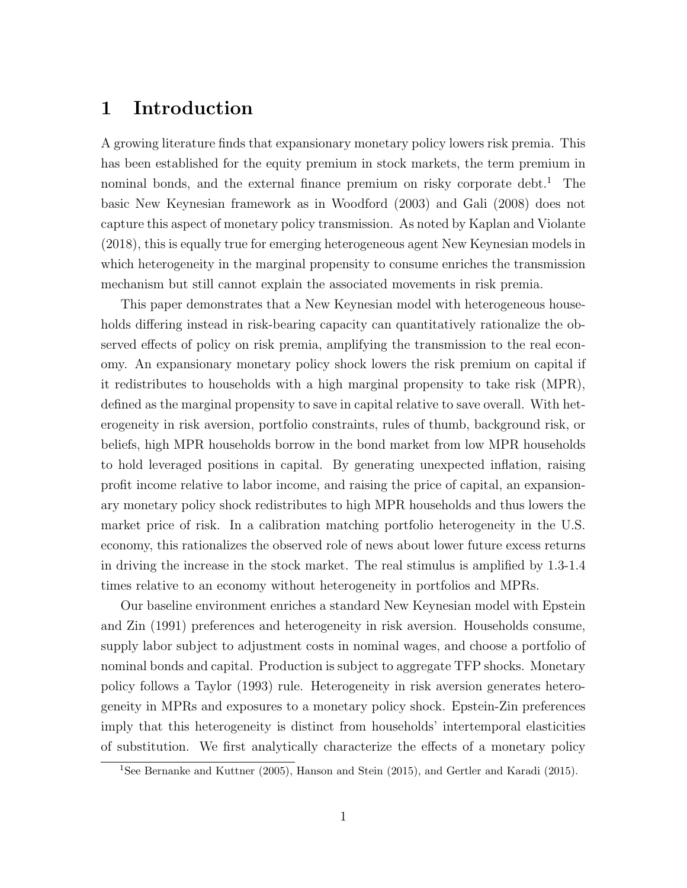# 1 Introduction

A growing literature finds that expansionary monetary policy lowers risk premia. This has been established for the equity premium in stock markets, the term premium in nominal bonds, and the external finance premium on risky corporate debt.[1] The basic New Keynesian framework as in Woodford (2003) and Gali (2008) does not capture this aspect of monetary policy transmission. As noted by Kaplan and Violante (2018), this is equally true for emerging heterogeneous agent New Keynesian models in which heterogeneity in the marginal propensity to consume enriches the transmission mechanism but still cannot explain the associated movements in risk premia.

This paper demonstrates that a New Keynesian model with heterogeneous households differing instead in risk-bearing capacity can quantitatively rationalize the observed effects of policy on risk premia, amplifying the transmission to the real economy. An expansionary monetary policy shock lowers the risk premium on capital if it redistributes to households with a high marginal propensity to take risk (MPR), defined as the marginal propensity to save in capital relative to save overall. With heterogeneity in risk aversion, portfolio constraints, rules of thumb, background risk, or beliefs, high MPR households borrow in the bond market from low MPR households to hold leveraged positions in capital. By generating unexpected inflation, raising profit income relative to labor income, and raising the price of capital, an expansionary monetary policy shock redistributes to high MPR households and thus lowers the market price of risk. In a calibration matching portfolio heterogeneity in the U.S. economy, this rationalizes the observed role of news about lower future excess returns in driving the increase in the stock market. The real stimulus is amplified by 1.3-1.4 times relative to an economy without heterogeneity in portfolios and MPRs.

Our baseline environment enriches a standard New Keynesian model with Epstein and Zin (1991) preferences and heterogeneity in risk aversion. Households consume, supply labor subject to adjustment costs in nominal wages, and choose a portfolio of nominal bonds and capital. Production is subject to aggregate TFP shocks. Monetary policy follows a Taylor (1993) rule. Heterogeneity in risk aversion generates heterogeneity in MPRs and exposures to a monetary policy shock. Epstein-Zin preferences imply that this heterogeneity is distinct from households' intertemporal elasticities of substitution. We first analytically characterize the effects of a monetary policy

[1] See Bernanke and Kuttner (2005), Hanson and Stein (2015), and Gertler and Karadi (2015).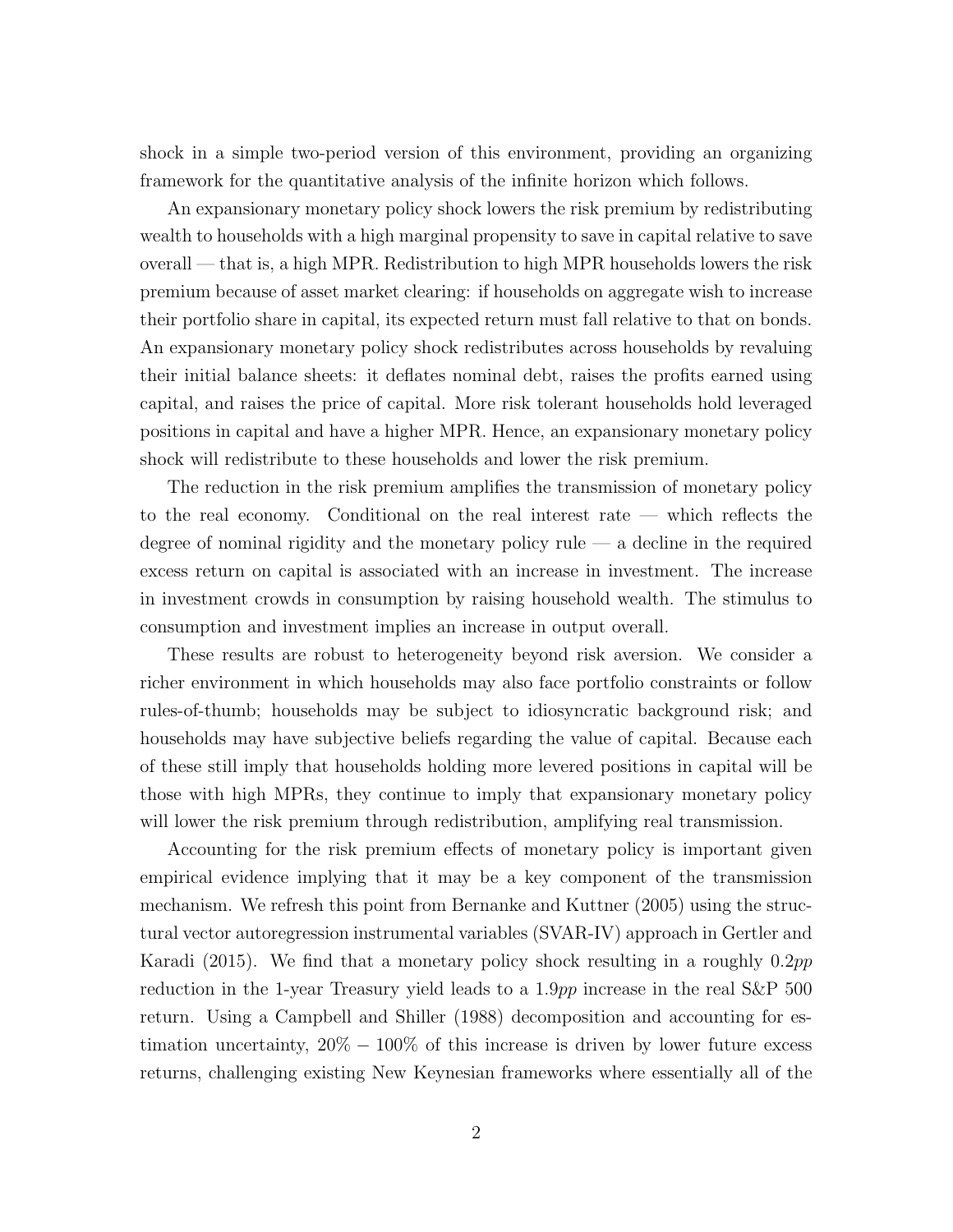shock in a simple two-period version of this environment, providing an organizing framework for the quantitative analysis of the infinite horizon which follows.

An expansionary monetary policy shock lowers the risk premium by redistributing wealth to households with a high marginal propensity to save in capital relative to save overall — that is, a high MPR. Redistribution to high MPR households lowers the risk premium because of asset market clearing: if households on aggregate wish to increase their portfolio share in capital, its expected return must fall relative to that on bonds. An expansionary monetary policy shock redistributes across households by revaluing their initial balance sheets: it deflates nominal debt, raises the profits earned using capital, and raises the price of capital. More risk tolerant households hold leveraged positions in capital and have a higher MPR. Hence, an expansionary monetary policy shock will redistribute to these households and lower the risk premium.

The reduction in the risk premium amplifies the transmission of monetary policy to the real economy. Conditional on the real interest rate — which reflects the degree of nominal rigidity and the monetary policy rule — a decline in the required excess return on capital is associated with an increase in investment. The increase in investment crowds in consumption by raising household wealth. The stimulus to consumption and investment implies an increase in output overall.

These results are robust to heterogeneity beyond risk aversion. We consider a richer environment in which households may also face portfolio constraints or follow rules-of-thumb; households may be subject to idiosyncratic background risk; and households may have subjective beliefs regarding the value of capital. Because each of these still imply that households holding more levered positions in capital will be those with high MPRs, they continue to imply that expansionary monetary policy will lower the risk premium through redistribution, amplifying real transmission.

Accounting for the risk premium effects of monetary policy is important given empirical evidence implying that it may be a key component of the transmission mechanism. We refresh this point from Bernanke and Kuttner (2005) using the structural vector autoregression instrumental variables (SVAR-IV) approach in Gertler and Karadi (2015). We find that a monetary policy shock resulting in a roughly 0.2*pp* reduction in the 1-year Treasury yield leads to a 1.9*pp* increase in the real S&P 500 return. Using a Campbell and Shiller (1988) decomposition and accounting for estimation uncertainty, $20\% - 100\%$ of this increase is driven by lower future excess returns, challenging existing New Keynesian frameworks where essentially all of the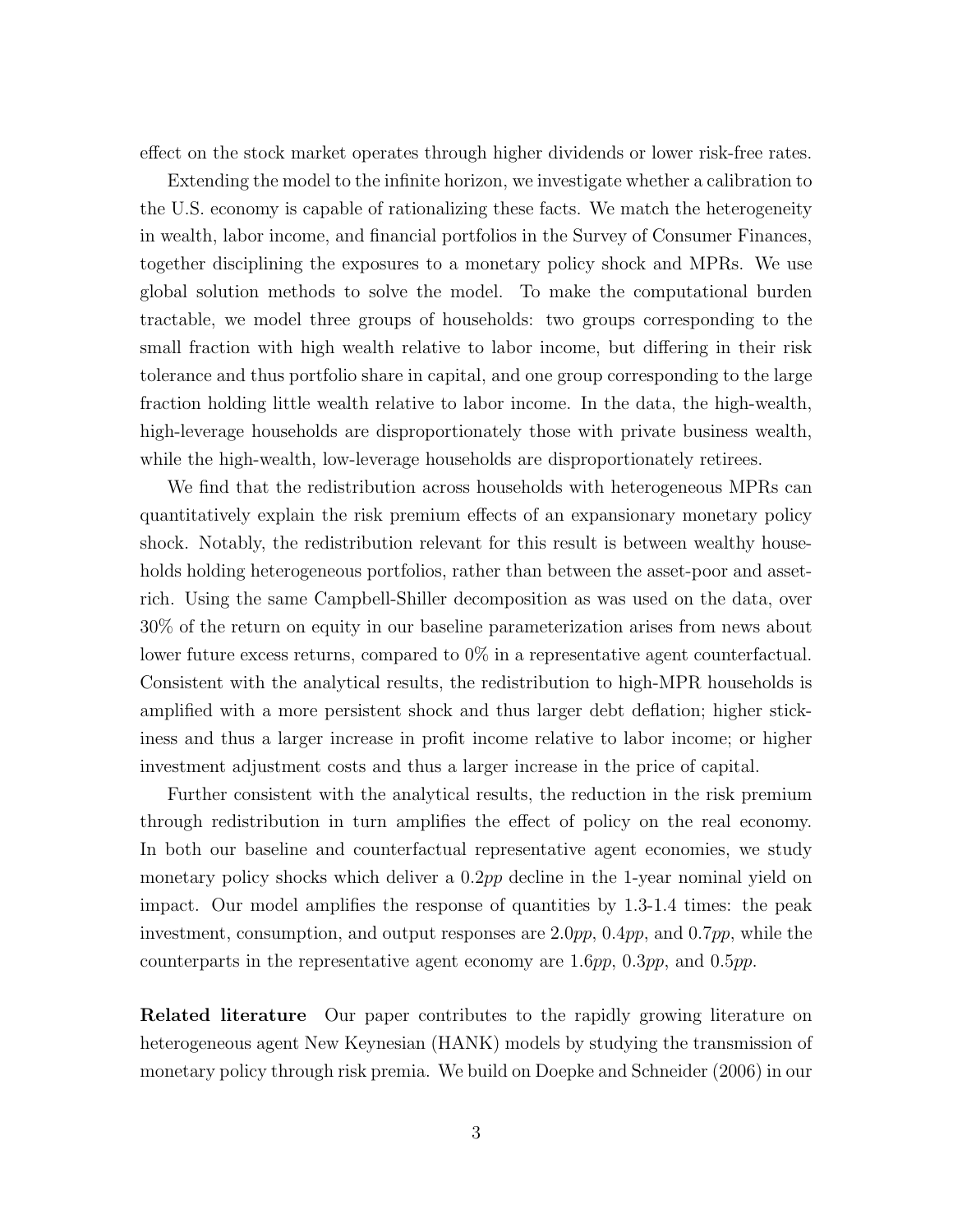effect on the stock market operates through higher dividends or lower risk-free rates.

Extending the model to the infinite horizon, we investigate whether a calibration to the U.S. economy is capable of rationalizing these facts. We match the heterogeneity in wealth, labor income, and financial portfolios in the Survey of Consumer Finances, together disciplining the exposures to a monetary policy shock and MPRs. We use global solution methods to solve the model. To make the computational burden tractable, we model three groups of households: two groups corresponding to the small fraction with high wealth relative to labor income, but differing in their risk tolerance and thus portfolio share in capital, and one group corresponding to the large fraction holding little wealth relative to labor income. In the data, the high-wealth, high-leverage households are disproportionately those with private business wealth, while the high-wealth, low-leverage households are disproportionately retirees.

We find that the redistribution across households with heterogeneous MPRs can quantitatively explain the risk premium effects of an expansionary monetary policy shock. Notably, the redistribution relevant for this result is between wealthy households holding heterogeneous portfolios, rather than between the asset-poor and asset-rich. Using the same Campbell-Shiller decomposition as was used on the data, over 30% of the return on equity in our baseline parameterization arises from news about lower future excess returns, compared to 0% in a representative agent counterfactual. Consistent with the analytical results, the redistribution to high-MPR households is amplified with a more persistent shock and thus larger debt deflation; higher stickiness and thus a larger increase in profit income relative to labor income; or higher investment adjustment costs and thus a larger increase in the price of capital.

Further consistent with the analytical results, the reduction in the risk premium through redistribution in turn amplifies the effect of policy on the real economy. In both our baseline and counterfactual representative agent economies, we study monetary policy shocks which deliver a 0.2*pp* decline in the 1-year nominal yield on impact. Our model amplifies the response of quantities by 1.3-1.4 times: the peak investment, consumption, and output responses are 2.0*pp*, 0.4*pp*, and 0.7*pp*, while the counterparts in the representative agent economy are 1.6*pp*, 0.3*pp*, and 0.5*pp*.

**Related literature** Our paper contributes to the rapidly growing literature on heterogeneous agent New Keynesian (HANK) models by studying the transmission of monetary policy through risk premia. We build on Doepke and Schneider (2006) in our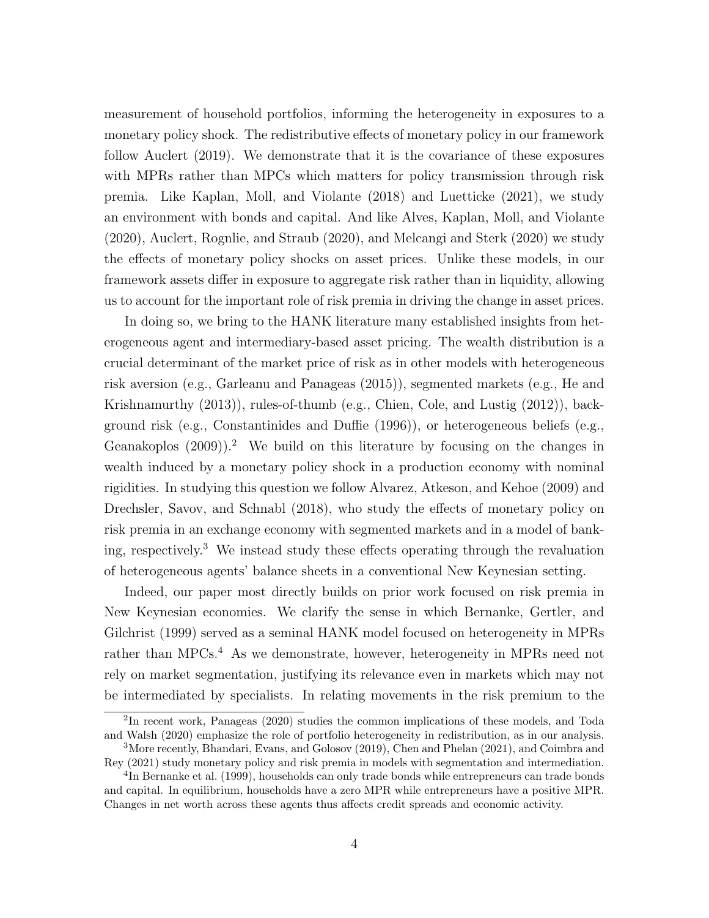measurement of household portfolios, informing the heterogeneity in exposures to a monetary policy shock. The redistributive effects of monetary policy in our framework follow Auclert (2019). We demonstrate that it is the covariance of these exposures with MPRs rather than MPCs which matters for policy transmission through risk premia. Like Kaplan, Moll, and Violante (2018) and Luetticke (2021), we study an environment with bonds and capital. And like Alves, Kaplan, Moll, and Violante (2020), Auclert, Rognlie, and Straub (2020), and Melcangi and Sterk (2020) we study the effects of monetary policy shocks on asset prices. Unlike these models, in our framework assets differ in exposure to aggregate risk rather than in liquidity, allowing us to account for the important role of risk premia in driving the change in asset prices.

In doing so, we bring to the HANK literature many established insights from heterogeneous agent and intermediary-based asset pricing. The wealth distribution is a crucial determinant of the market price of risk as in other models with heterogeneous risk aversion (e.g., Garleanu and Panageas (2015)), segmented markets (e.g., He and Krishnamurthy (2013)), rules-of-thumb (e.g., Chien, Cole, and Lustig (2012)), background risk (e.g., Constantinides and Duffie (1996)), or heterogeneous beliefs (e.g., Geanakoplos (2009)).[2] We build on this literature by focusing on the changes in wealth induced by a monetary policy shock in a production economy with nominal rigidities. In studying this question we follow Alvarez, Atkeson, and Kehoe (2009) and Drechsler, Savov, and Schnabl (2018), who study the effects of monetary policy on risk premia in an exchange economy with segmented markets and in a model of banking, respectively.[3] We instead study these effects operating through the revaluation of heterogeneous agents' balance sheets in a conventional New Keynesian setting.

Indeed, our paper most directly builds on prior work focused on risk premia in New Keynesian economies. We clarify the sense in which Bernanke, Gertler, and Gilchrist (1999) served as a seminal HANK model focused on heterogeneity in MPRs rather than MPCs.[4] As we demonstrate, however, heterogeneity in MPRs need not rely on market segmentation, justifying its relevance even in markets which may not be intermediated by specialists. In relating movements in the risk premium to the

[2] In recent work, Panageas (2020) studies the common implications of these models, and Toda and Walsh (2020) emphasize the role of portfolio heterogeneity in redistribution, as in our analysis.

[3] More recently, Bhandari, Evans, and Golosov (2019), Chen and Phelan (2021), and Coimbra and Rey (2021) study monetary policy and risk premia in models with segmentation and intermediation.

[4] In Bernanke et al. (1999), households can only trade bonds while entrepreneurs can trade bonds and capital. In equilibrium, households have a zero MPR while entrepreneurs have a positive MPR. Changes in net worth across these agents thus affects credit spreads and economic activity.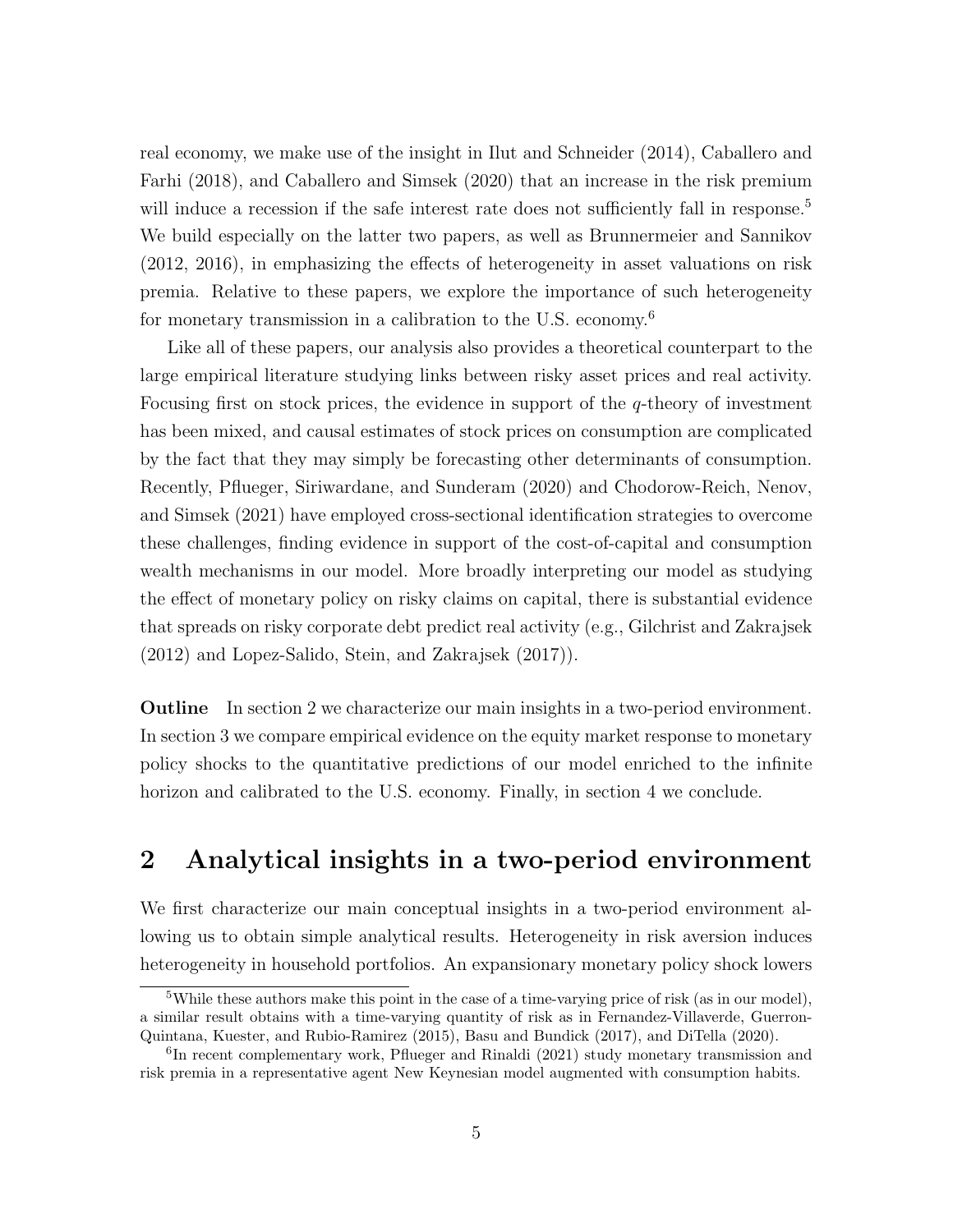real economy, we make use of the insight in Ilut and Schneider (2014), Caballero and Farhi (2018), and Caballero and Simsek (2020) that an increase in the risk premium will induce a recession if the safe interest rate does not sufficiently fall in response.[5] We build especially on the latter two papers, as well as Brunnermeier and Sannikov (2012, 2016), in emphasizing the effects of heterogeneity in asset valuations on risk premia. Relative to these papers, we explore the importance of such heterogeneity for monetary transmission in a calibration to the U.S. economy.[6]

Like all of these papers, our analysis also provides a theoretical counterpart to the large empirical literature studying links between risky asset prices and real activity. Focusing first on stock prices, the evidence in support of the $q$-theory of investment has been mixed, and causal estimates of stock prices on consumption are complicated by the fact that they may simply be forecasting other determinants of consumption. Recently, Pflueger, Siriwardane, and Sunderam (2020) and Chodorow-Reich, Nenov, and Simsek (2021) have employed cross-sectional identification strategies to overcome these challenges, finding evidence in support of the cost-of-capital and consumption wealth mechanisms in our model. More broadly interpreting our model as studying the effect of monetary policy on risky claims on capital, there is substantial evidence that spreads on risky corporate debt predict real activity (e.g., Gilchrist and Zakrajsek (2012) and Lopez-Salido, Stein, and Zakrajsek (2017)).

**Outline** In section 2 we characterize our main insights in a two-period environment. In section 3 we compare empirical evidence on the equity market response to monetary policy shocks to the quantitative predictions of our model enriched to the infinite horizon and calibrated to the U.S. economy. Finally, in section 4 we conclude.

## 2 Analytical insights in a two-period environment

We first characterize our main conceptual insights in a two-period environment allowing us to obtain simple analytical results. Heterogeneity in risk aversion induces heterogeneity in household portfolios. An expansionary monetary policy shock lowers

[5] While these authors make this point in the case of a time-varying price of risk (as in our model), a similar result obtains with a time-varying quantity of risk as in Fernandez-Villaverde, Guerron-Quintana, Kuester, and Rubio-Ramirez (2015), Basu and Bundick (2017), and DiTella (2020).

[6] In recent complementary work, Pflueger and Rinaldi (2021) study monetary transmission and risk premia in a representative agent New Keynesian model augmented with consumption habits.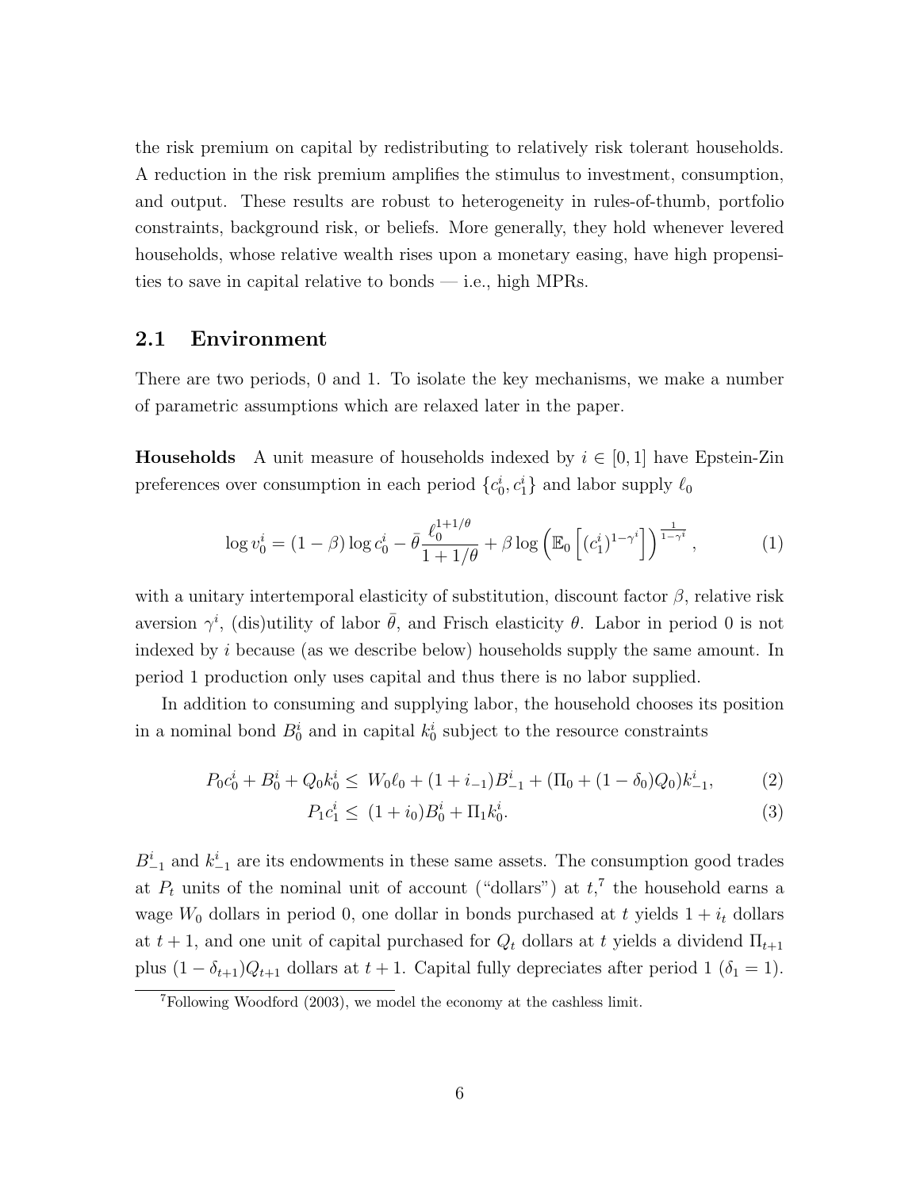the risk premium on capital by redistributing to relatively risk tolerant households. A reduction in the risk premium amplifies the stimulus to investment, consumption, and output. These results are robust to heterogeneity in rules-of-thumb, portfolio constraints, background risk, or beliefs. More generally, they hold whenever levered households, whose relative wealth rises upon a monetary easing, have high propensities to save in capital relative to bonds — i.e., high MPRs.

## 2.1 Environment

There are two periods, 0 and 1. To isolate the key mechanisms, we make a number of parametric assumptions which are relaxed later in the paper.

**Households** A unit measure of households indexed by $i \in [0,1]$ have Epstein-Zin preferences over consumption in each period $\{c_0^i, c_1^i\}$ and labor supply $\ell_0$

$$\log v_0^i = (1-\beta)\log c_0^i - \bar{\theta}\frac{\ell_0^{1+1/\theta}}{1+1/\theta} + \beta \log \left(\mathbb{E}_0\left[(c_1^i)^{1-\gamma^i}\right]\right)^{\frac{1}{1-\gamma^i}}, \tag{1}$$

with a unitary intertemporal elasticity of substitution, discount factor $\beta$, relative risk aversion $\gamma^i$, (dis)utility of labor $\bar{\theta}$, and Frisch elasticity $\theta$. Labor in period 0 is not indexed by $i$ because (as we describe below) households supply the same amount. In period 1 production only uses capital and thus there is no labor supplied.

In addition to consuming and supplying labor, the household chooses its position in a nominal bond $B_0^i$ and in capital $k_0^i$ subject to the resource constraints

$$P_0 c_0^i + B_0^i + Q_0 k_0^i \leq W_0 \ell_0 + (1+i_{-1})B_{-1}^i + (\Pi_0 + (1-\delta_0)Q_0)k_{-1}^i, \tag{2}$$

$$P_1 c_1^i \leq (1+i_0)B_0^i + \Pi_1 k_0^i. \tag{3}$$

$B_{-1}^i$ and $k_{-1}^i$ are its endowments in these same assets. The consumption good trades at $P_t$ units of the nominal unit of account ("dollars") at $t$,[7] the household earns a wage $W_0$ dollars in period 0, one dollar in bonds purchased at $t$ yields $1+i_t$ dollars at $t+1$, and one unit of capital purchased for $Q_t$ dollars at $t$ yields a dividend $\Pi_{t+1}$ plus $(1-\delta_{t+1})Q_{t+1}$ dollars at $t+1$. Capital fully depreciates after period 1 ($\delta_1 = 1$).

[7] Following Woodford (2003), we model the economy at the cashless limit.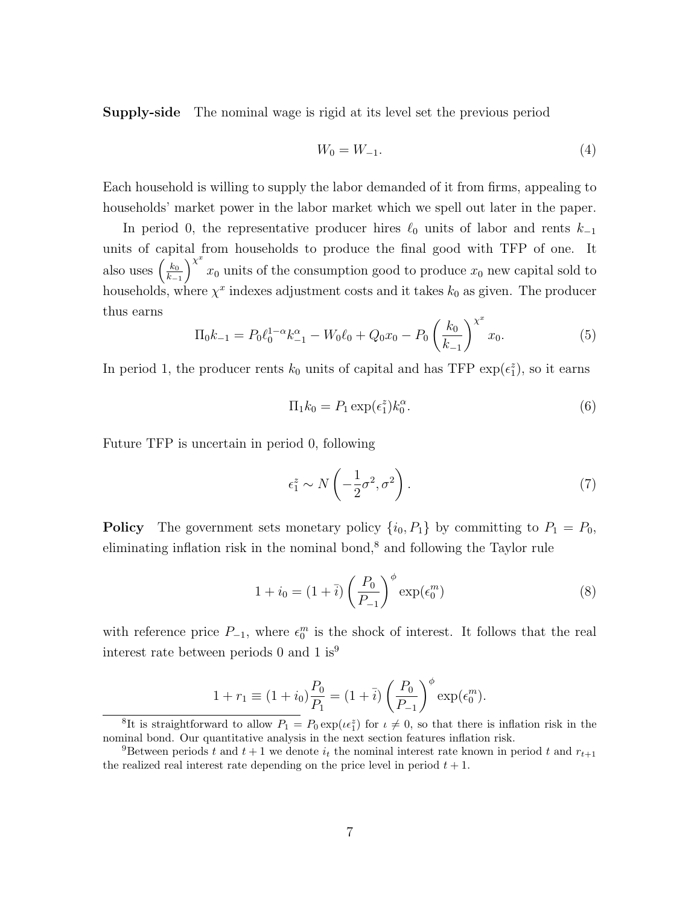**Supply-side** The nominal wage is rigid at its level set the previous period

$$W_0 = W_{-1}. \tag{4}$$

Each household is willing to supply the labor demanded of it from firms, appealing to households' market power in the labor market which we spell out later in the paper.

In period 0, the representative producer hires $\ell_0$ units of labor and rents $k_{-1}$ units of capital from households to produce the final good with TFP of one. It also uses $\left(\frac{k_0}{k_{-1}}\right)^{\chi^x} x_0$ units of the consumption good to produce $x_0$ new capital sold to households, where $\chi^x$ indexes adjustment costs and it takes $k_0$ as given. The producer thus earns

$$\Pi_0 k_{-1} = P_0 \ell_0^{1-\alpha} k_{-1}^{\alpha} - W_0 \ell_0 + Q_0 x_0 - P_0 \left(\frac{k_0}{k_{-1}}\right)^{\chi^x} x_0. \tag{5}$$

In period 1, the producer rents $k_0$ units of capital and has TFP $\exp(\epsilon_1^z)$, so it earns

$$\Pi_1 k_0 = P_1 \exp(\epsilon_1^z) k_0^{\alpha}. \tag{6}$$

Future TFP is uncertain in period 0, following

$$\epsilon_1^z \sim N\left(-\frac{1}{2}\sigma^2, \sigma^2\right). \tag{7}$$

**Policy** The government sets monetary policy $\{i_0, P_1\}$ by committing to $P_1 = P_0$, eliminating inflation risk in the nominal bond,[8] and following the Taylor rule

$$1 + i_0 = (1 + \bar{i}) \left(\frac{P_0}{P_{-1}}\right)^{\phi} \exp(\epsilon_0^m) \tag{8}$$

with reference price $P_{-1}$, where $\epsilon_0^m$ is the shock of interest. It follows that the real interest rate between periods 0 and 1 is[9]

$$1 + r_1 \equiv (1 + i_0)\frac{P_0}{P_1} = (1 + \bar{i}) \left(\frac{P_0}{P_{-1}}\right)^{\phi} \exp(\epsilon_0^m).$$

[8] It is straightforward to allow $P_1 = P_0 \exp(\iota \epsilon_1^z)$ for $\iota \neq 0$, so that there is inflation risk in the nominal bond. Our quantitative analysis in the next section features inflation risk.

[9] Between periods $t$ and $t+1$ we denote $i_t$ the nominal interest rate known in period $t$ and $r_{t+1}$ the realized real interest rate depending on the price level in period $t+1$.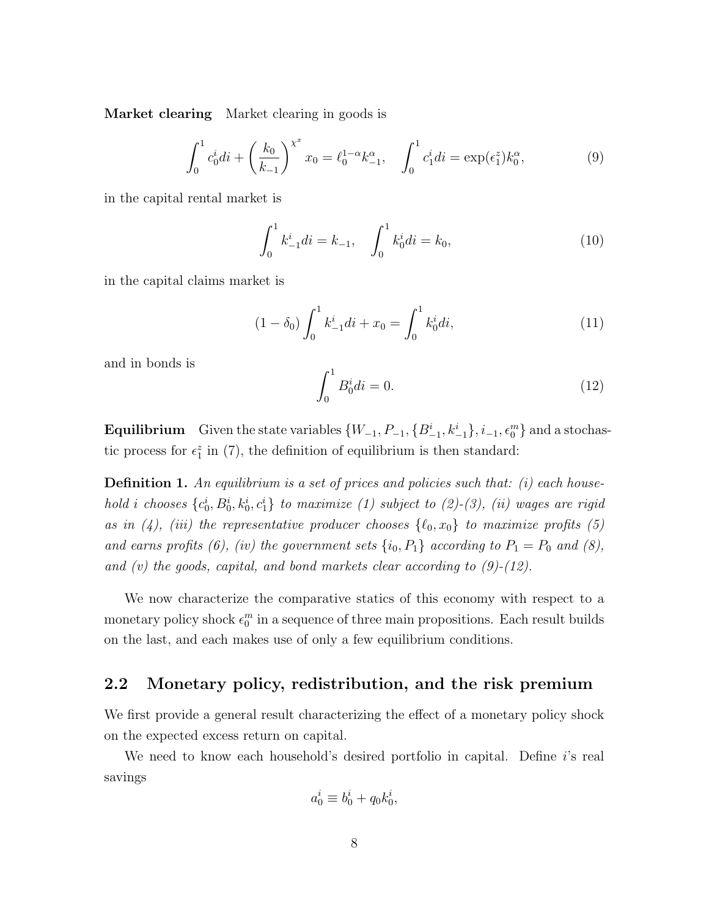**Market clearing** Market clearing in goods is

$$\int_0^1 c_0^i di + \left(\frac{k_0}{k_{-1}}\right)^{\chi^x} x_0 = \ell_0^{1-\alpha} k_{-1}^{\alpha}, \quad \int_0^1 c_1^i di = \exp(\epsilon_1^z) k_0^{\alpha}, \tag{9}$$

in the capital rental market is

$$\int_0^1 k_{-1}^i di = k_{-1}, \quad \int_0^1 k_0^i di = k_0, \tag{10}$$

in the capital claims market is

$$(1-\delta_0) \int_0^1 k_{-1}^i di + x_0 = \int_0^1 k_0^i di, \tag{11}$$

and in bonds is

$$\int_0^1 B_0^i di = 0. \tag{12}$$

**Equilibrium** Given the state variables $\{W_{-1}, P_{-1}, \{B_{-1}^i, k_{-1}^i\}, i_{-1}, \epsilon_0^m\}$ and a stochastic process for $\epsilon_1^z$ in (7), the definition of equilibrium is then standard:

**Definition 1.** *An equilibrium is a set of prices and policies such that: (i) each household $i$ chooses $\{c_0^i, B_0^i, k_0^i, c_1^i\}$ to maximize (1) subject to (2)-(3), (ii) wages are rigid as in (4), (iii) the representative producer chooses $\{\ell_0, x_0\}$ to maximize profits (5) and earns profits (6), (iv) the government sets $\{i_0, P_1\}$ according to $P_1 = P_0$ and (8), and (v) the goods, capital, and bond markets clear according to (9)-(12).*

We now characterize the comparative statics of this economy with respect to a monetary policy shock $\epsilon_0^m$ in a sequence of three main propositions. Each result builds on the last, and each makes use of only a few equilibrium conditions.

## 2.2 Monetary policy, redistribution, and the risk premium

We first provide a general result characterizing the effect of a monetary policy shock on the expected excess return on capital.

We need to know each household's desired portfolio in capital. Define $i$'s real savings

$$a_0^i \equiv b_0^i + q_0 k_0^i,$$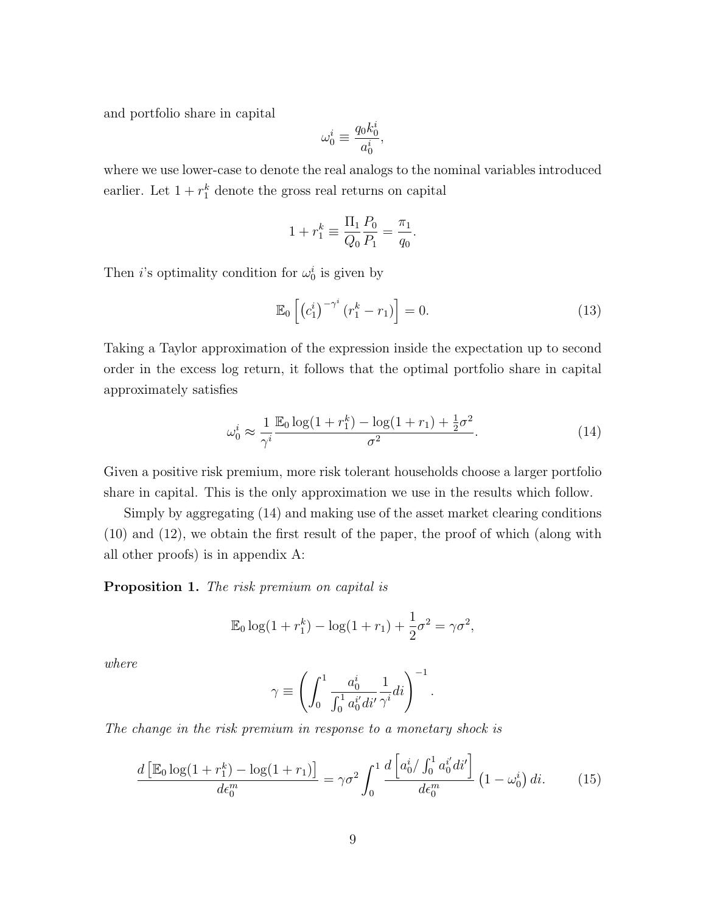and portfolio share in capital

$$\omega_0^i \equiv \frac{q_0 k_0^i}{a_0^i},$$

where we use lower-case to denote the real analogs to the nominal variables introduced earlier. Let $1 + r_1^k$ denote the gross real returns on capital

$$1 + r_1^k \equiv \frac{\Pi_1}{Q_0} \frac{P_0}{P_1} = \frac{\pi_1}{q_0}.$$

Then $i$'s optimality condition for $\omega_0^i$ is given by

$$\mathbb{E}_0 \left[ \left(c_1^i\right)^{-\gamma^i} \left(r_1^k - r_1\right) \right] = 0. \tag{13}$$

Taking a Taylor approximation of the expression inside the expectation up to second order in the excess log return, it follows that the optimal portfolio share in capital approximately satisfies

$$\omega_0^i \approx \frac{1}{\gamma^i} \frac{\mathbb{E}_0 \log(1 + r_1^k) - \log(1 + r_1) + \frac{1}{2}\sigma^2}{\sigma^2}. \tag{14}$$

Given a positive risk premium, more risk tolerant households choose a larger portfolio share in capital. This is the only approximation we use in the results which follow.

Simply by aggregating (14) and making use of the asset market clearing conditions (10) and (12), we obtain the first result of the paper, the proof of which (along with all other proofs) is in appendix A:

**Proposition 1.** *The risk premium on capital is*

$$\mathbb{E}_0 \log(1 + r_1^k) - \log(1 + r_1) + \frac{1}{2}\sigma^2 = \gamma \sigma^2,$$

*where*

$$\gamma \equiv \left( \int_0^1 \frac{a_0^i}{\int_0^1 a_0^{i'} di'} \frac{1}{\gamma^i} di \right)^{-1}.$$

*The change in the risk premium in response to a monetary shock is*

$$\frac{d\left[\mathbb{E}_0 \log(1 + r_1^k) - \log(1 + r_1)\right]}{d\epsilon_0^m} = \gamma \sigma^2 \int_0^1 \frac{d\left[a_0^i / \int_0^1 a_0^{i'} di'\right]}{d\epsilon_0^m} \left(1 - \omega_0^i\right) di. \tag{15}$$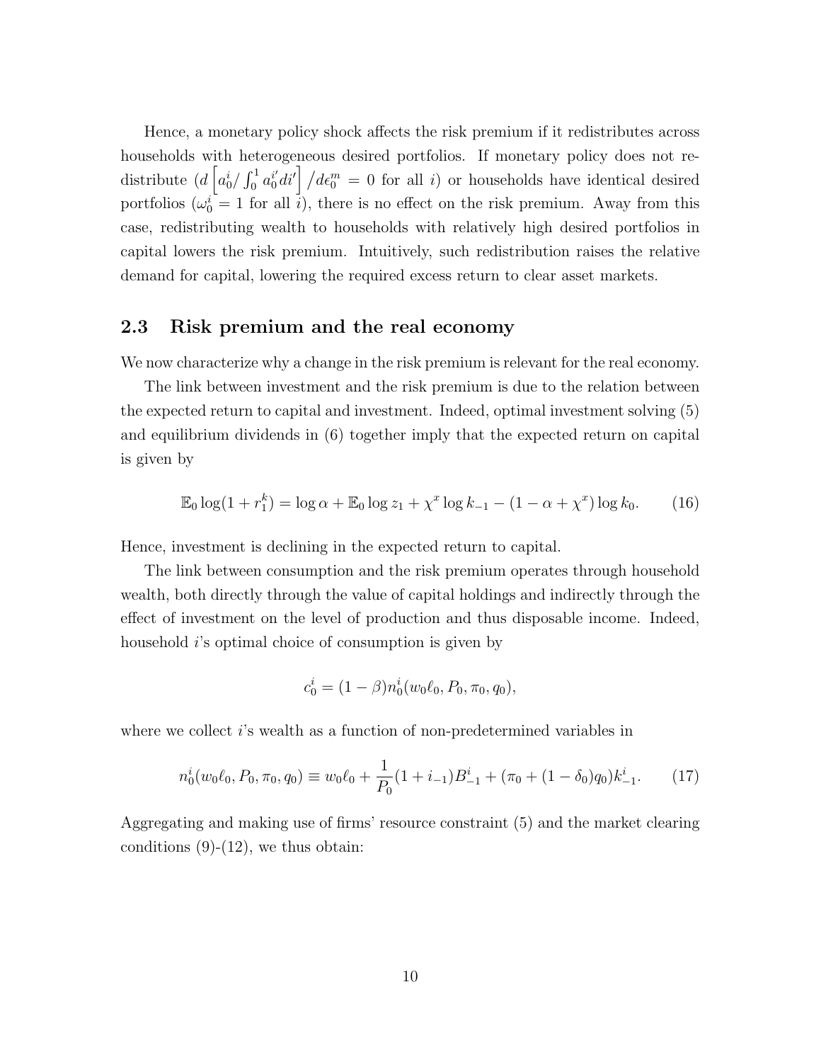Hence, a monetary policy shock affects the risk premium if it redistributes across households with heterogeneous desired portfolios. If monetary policy does not redistribute ($d\left[a_0^i/\int_0^1 a_0^{i'}di'\right]/d\epsilon_0^m = 0$ for all $i$) or households have identical desired portfolios ($\omega_0^i = 1$ for all $i$), there is no effect on the risk premium. Away from this case, redistributing wealth to households with relatively high desired portfolios in capital lowers the risk premium. Intuitively, such redistribution raises the relative demand for capital, lowering the required excess return to clear asset markets.

## 2.3 Risk premium and the real economy

We now characterize why a change in the risk premium is relevant for the real economy.

The link between investment and the risk premium is due to the relation between the expected return to capital and investment. Indeed, optimal investment solving (5) and equilibrium dividends in (6) together imply that the expected return on capital is given by

$$\mathbb{E}_0 \log(1 + r_1^k) = \log \alpha + \mathbb{E}_0 \log z_1 + \chi^x \log k_{-1} - (1 - \alpha + \chi^x) \log k_0. \tag{16}$$

Hence, investment is declining in the expected return to capital.

The link between consumption and the risk premium operates through household wealth, both directly through the value of capital holdings and indirectly through the effect of investment on the level of production and thus disposable income. Indeed, household $i$'s optimal choice of consumption is given by

$$c_0^i = (1 - \beta) n_0^i(w_0 \ell_0, P_0, \pi_0, q_0),$$

where we collect $i$'s wealth as a function of non-predetermined variables in

$$n_0^i(w_0 \ell_0, P_0, \pi_0, q_0) \equiv w_0 \ell_0 + \frac{1}{P_0}(1 + i_{-1}) B_{-1}^i + (\pi_0 + (1 - \delta_0) q_0) k_{-1}^i. \tag{17}$$

Aggregating and making use of firms' resource constraint (5) and the market clearing conditions (9)-(12), we thus obtain: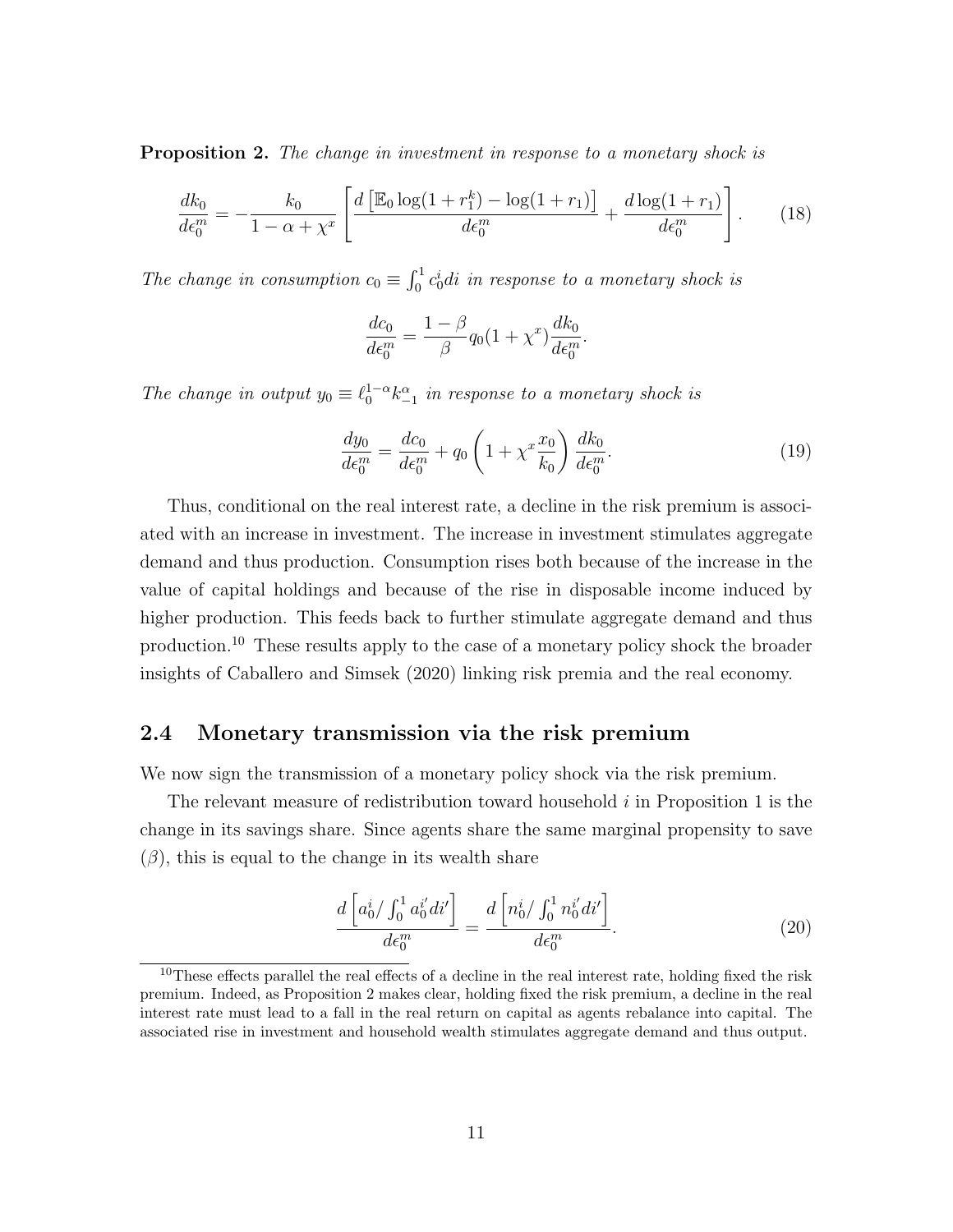**Proposition 2.** *The change in investment in response to a monetary shock is*

$$\frac{dk_0}{d\epsilon_0^m} = -\frac{k_0}{1-\alpha+\chi^x}\left[\frac{d\left[\mathbb{E}_0 \log(1+r_1^k) - \log(1+r_1)\right]}{d\epsilon_0^m} + \frac{d\log(1+r_1)}{d\epsilon_0^m}\right]. \tag{18}$$

*The change in consumption $c_0 \equiv \int_0^1 c_0^i di$ in response to a monetary shock is*

$$\frac{dc_0}{d\epsilon_0^m} = \frac{1-\beta}{\beta} q_0 (1+\chi^x) \frac{dk_0}{d\epsilon_0^m}.$$

*The change in output $y_0 \equiv \ell_0^{1-\alpha} k_{-1}^{\alpha}$ in response to a monetary shock is*

$$\frac{dy_0}{d\epsilon_0^m} = \frac{dc_0}{d\epsilon_0^m} + q_0\left(1+\chi^x \frac{x_0}{k_0}\right)\frac{dk_0}{d\epsilon_0^m}. \tag{19}$$

Thus, conditional on the real interest rate, a decline in the risk premium is associated with an increase in investment. The increase in investment stimulates aggregate demand and thus production. Consumption rises both because of the increase in the value of capital holdings and because of the rise in disposable income induced by higher production. This feeds back to further stimulate aggregate demand and thus production.[10] These results apply to the case of a monetary policy shock the broader insights of Caballero and Simsek (2020) linking risk premia and the real economy.

## 2.4 Monetary transmission via the risk premium

We now sign the transmission of a monetary policy shock via the risk premium.

The relevant measure of redistribution toward household $i$ in Proposition 1 is the change in its savings share. Since agents share the same marginal propensity to save ($\beta$), this is equal to the change in its wealth share

$$\frac{d\left[a_0^i / \int_0^1 a_0^{i'} di'\right]}{d\epsilon_0^m} = \frac{d\left[n_0^i / \int_0^1 n_0^{i'} di'\right]}{d\epsilon_0^m}. \tag{20}$$

[10] These effects parallel the real effects of a decline in the real interest rate, holding fixed the risk premium. Indeed, as Proposition 2 makes clear, holding fixed the risk premium, a decline in the real interest rate must lead to a fall in the real return on capital as agents rebalance into capital. The associated rise in investment and household wealth stimulates aggregate demand and thus output.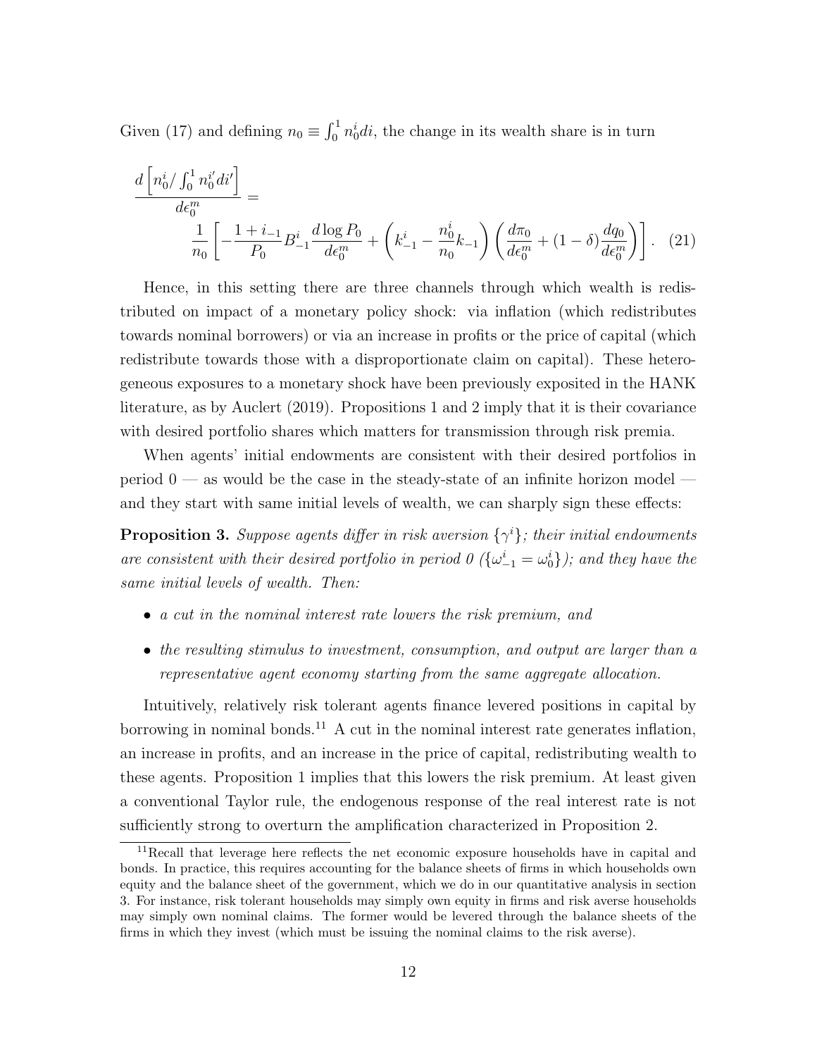Given (17) and defining $n_0 \equiv \int_0^1 n_0^i di$, the change in its wealth share is in turn

$$\frac{d\left[n_0^i / \int_0^1 n_0^{i'} di'\right]}{d\epsilon_0^m} = \frac{1}{n_0}\left[-\frac{1+i_{-1}}{P_0} B_{-1}^i \frac{d\log P_0}{d\epsilon_0^m} + \left(k_{-1}^i - \frac{n_0^i}{n_0} k_{-1}\right)\left(\frac{d\pi_0}{d\epsilon_0^m} + (1-\delta)\frac{dq_0}{d\epsilon_0^m}\right)\right]. \quad (21)$$

Hence, in this setting there are three channels through which wealth is redistributed on impact of a monetary policy shock: via inflation (which redistributes towards nominal borrowers) or via an increase in profits or the price of capital (which redistribute towards those with a disproportionate claim on capital). These heterogeneous exposures to a monetary shock have been previously exposited in the HANK literature, as by Auclert (2019). Propositions 1 and 2 imply that it is their covariance with desired portfolio shares which matters for transmission through risk premia.

When agents' initial endowments are consistent with their desired portfolios in period 0 — as would be the case in the steady-state of an infinite horizon model — and they start with same initial levels of wealth, we can sharply sign these effects:

**Proposition 3.** *Suppose agents differ in risk aversion $\{\gamma^i\}$; their initial endowments are consistent with their desired portfolio in period 0 ($\{\omega_{-1}^i = \omega_0^i\}$); and they have the same initial levels of wealth. Then:*

- *a cut in the nominal interest rate lowers the risk premium, and*
- *the resulting stimulus to investment, consumption, and output are larger than a representative agent economy starting from the same aggregate allocation.*

Intuitively, relatively risk tolerant agents finance levered positions in capital by borrowing in nominal bonds.[11] A cut in the nominal interest rate generates inflation, an increase in profits, and an increase in the price of capital, redistributing wealth to these agents. Proposition 1 implies that this lowers the risk premium. At least given a conventional Taylor rule, the endogenous response of the real interest rate is not sufficiently strong to overturn the amplification characterized in Proposition 2.

[11] Recall that leverage here reflects the net economic exposure households have in capital and bonds. In practice, this requires accounting for the balance sheets of firms in which households own equity and the balance sheet of the government, which we do in our quantitative analysis in section 3. For instance, risk tolerant households may simply own equity in firms and risk averse households may simply own nominal claims. The former would be levered through the balance sheets of the firms in which they invest (which must be issuing the nominal claims to the risk averse).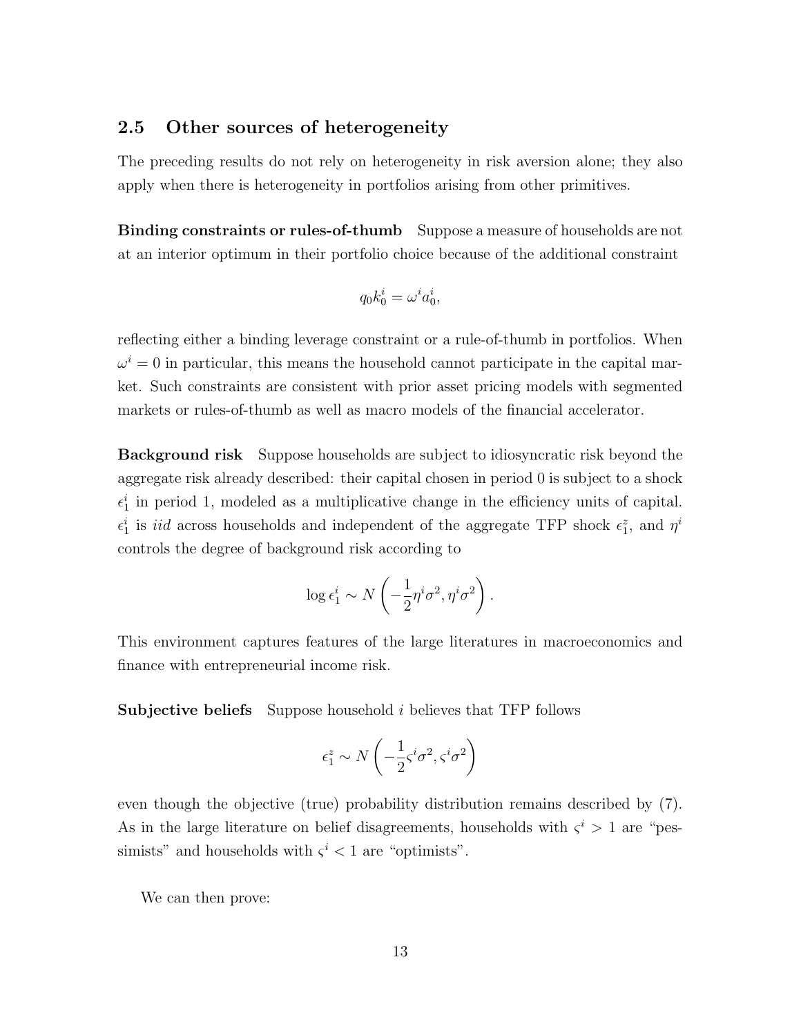## 2.5 Other sources of heterogeneity

The preceding results do not rely on heterogeneity in risk aversion alone; they also apply when there is heterogeneity in portfolios arising from other primitives.

**Binding constraints or rules-of-thumb** Suppose a measure of households are not at an interior optimum in their portfolio choice because of the additional constraint

$$q_0 k_0^i = \omega^i a_0^i,$$

reflecting either a binding leverage constraint or a rule-of-thumb in portfolios. When $\omega^i = 0$ in particular, this means the household cannot participate in the capital market. Such constraints are consistent with prior asset pricing models with segmented markets or rules-of-thumb as well as macro models of the financial accelerator.

**Background risk** Suppose households are subject to idiosyncratic risk beyond the aggregate risk already described: their capital chosen in period 0 is subject to a shock $\epsilon_1^i$ in period 1, modeled as a multiplicative change in the efficiency units of capital. $\epsilon_1^i$ is *iid* across households and independent of the aggregate TFP shock $\epsilon_1^z$, and $\eta^i$ controls the degree of background risk according to

$$\log \epsilon_1^i \sim N\left(-\frac{1}{2}\eta^i\sigma^2, \eta^i\sigma^2\right).$$

This environment captures features of the large literatures in macroeconomics and finance with entrepreneurial income risk.

**Subjective beliefs** Suppose household $i$ believes that TFP follows

$$\epsilon_1^z \sim N\left(-\frac{1}{2}\varsigma^i\sigma^2, \varsigma^i\sigma^2\right)$$

even though the objective (true) probability distribution remains described by (7). As in the large literature on belief disagreements, households with $\varsigma^i > 1$ are "pessimists" and households with $\varsigma^i < 1$ are "optimists".

We can then prove: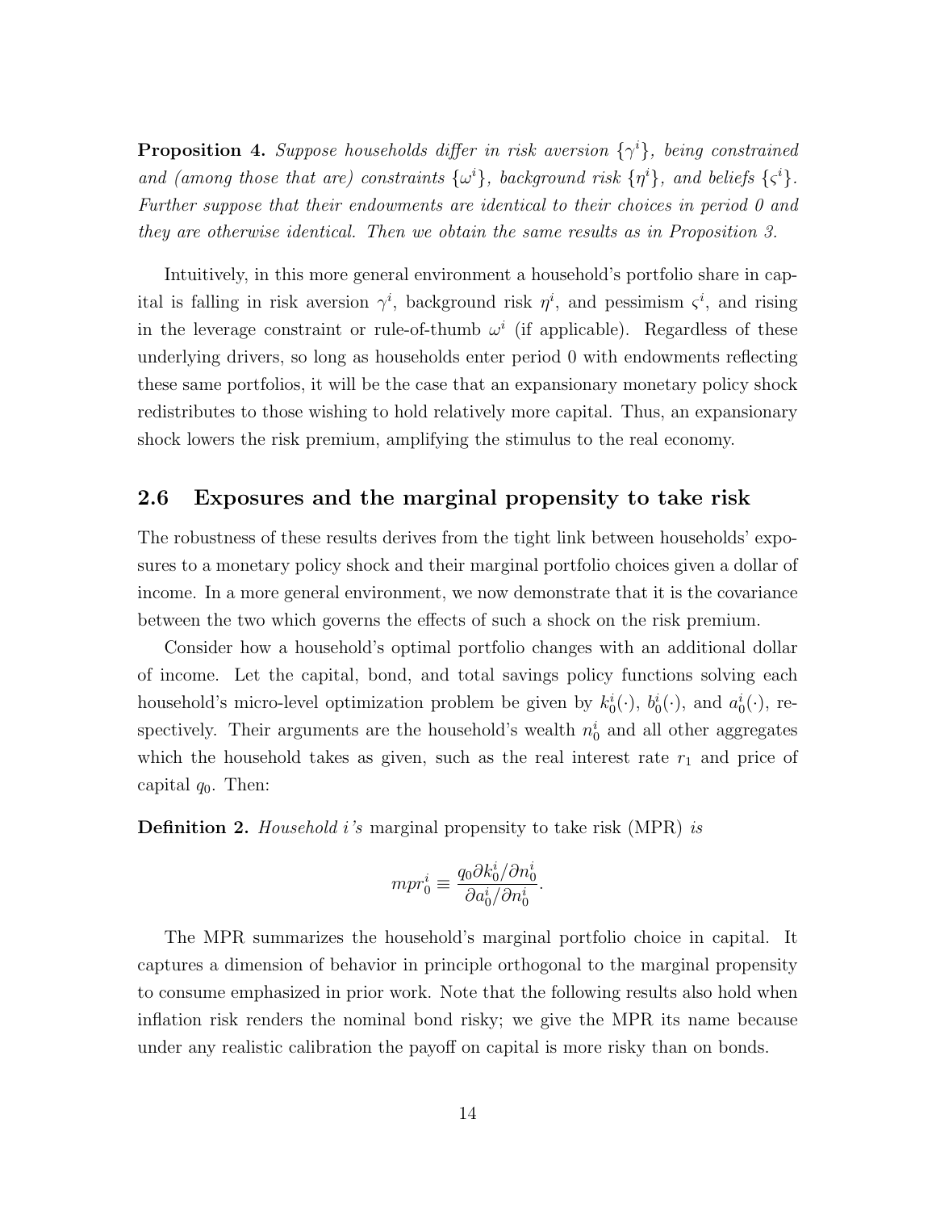**Proposition 4.** *Suppose households differ in risk aversion $\{\gamma^i\}$, being constrained and (among those that are) constraints $\{\omega^i\}$, background risk $\{\eta^i\}$, and beliefs $\{\varsigma^i\}$. Further suppose that their endowments are identical to their choices in period 0 and they are otherwise identical. Then we obtain the same results as in Proposition 3.*

Intuitively, in this more general environment a household's portfolio share in capital is falling in risk aversion $\gamma^i$, background risk $\eta^i$, and pessimism $\varsigma^i$, and rising in the leverage constraint or rule-of-thumb $\omega^i$ (if applicable). Regardless of these underlying drivers, so long as households enter period 0 with endowments reflecting these same portfolios, it will be the case that an expansionary monetary policy shock redistributes to those wishing to hold relatively more capital. Thus, an expansionary shock lowers the risk premium, amplifying the stimulus to the real economy.

## 2.6 Exposures and the marginal propensity to take risk

The robustness of these results derives from the tight link between households' exposures to a monetary policy shock and their marginal portfolio choices given a dollar of income. In a more general environment, we now demonstrate that it is the covariance between the two which governs the effects of such a shock on the risk premium.

Consider how a household's optimal portfolio changes with an additional dollar of income. Let the capital, bond, and total savings policy functions solving each household's micro-level optimization problem be given by $k_0^i(\cdot)$, $b_0^i(\cdot)$, and $a_0^i(\cdot)$, respectively. Their arguments are the household's wealth $n_0^i$ and all other aggregates which the household takes as given, such as the real interest rate $r_1$ and price of capital $q_0$. Then:

**Definition 2.** *Household i's* marginal propensity to take risk (MPR) *is*

$$mpr_0^i \equiv \frac{q_0 \partial k_0^i / \partial n_0^i}{\partial a_0^i / \partial n_0^i}.$$

The MPR summarizes the household's marginal portfolio choice in capital. It captures a dimension of behavior in principle orthogonal to the marginal propensity to consume emphasized in prior work. Note that the following results also hold when inflation risk renders the nominal bond risky; we give the MPR its name because under any realistic calibration the payoff on capital is more risky than on bonds.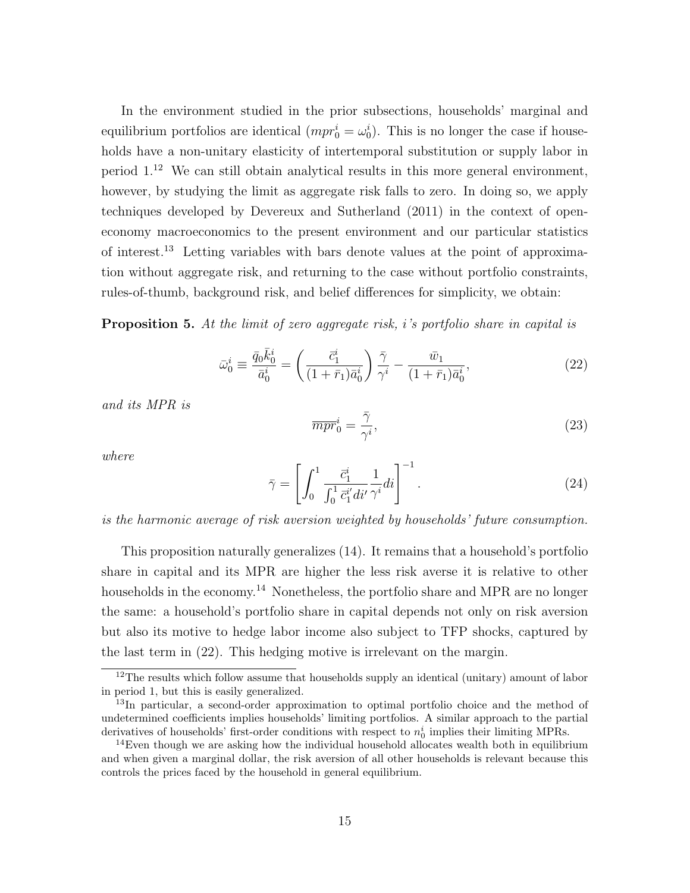In the environment studied in the prior subsections, households' marginal and equilibrium portfolios are identical ($mpr_0^i = \omega_0^i$). This is no longer the case if households have a non-unitary elasticity of intertemporal substitution or supply labor in period 1.[12] We can still obtain analytical results in this more general environment, however, by studying the limit as aggregate risk falls to zero. In doing so, we apply techniques developed by Devereux and Sutherland (2011) in the context of open-economy macroeconomics to the present environment and our particular statistics of interest.[13] Letting variables with bars denote values at the point of approximation without aggregate risk, and returning to the case without portfolio constraints, rules-of-thumb, background risk, and belief differences for simplicity, we obtain:

**Proposition 5.** *At the limit of zero aggregate risk, i's portfolio share in capital is*

$$\bar{\omega}_0^i \equiv \frac{\bar{q}_0 \bar{k}_0^i}{\bar{a}_0^i} = \left( \frac{\bar{c}_1^i}{(1+\bar{r}_1)\bar{a}_0^i} \right) \frac{\bar{\gamma}}{\gamma^i} - \frac{\bar{w}_1}{(1+\bar{r}_1)\bar{a}_0^i}, \tag{22}$$

*and its MPR is*

$$\overline{mpr}_0^i = \frac{\bar{\gamma}}{\gamma^i}, \tag{23}$$

*where*

$$\bar{\gamma} = \left[ \int_0^1 \frac{\bar{c}_1^i}{\int_0^1 \bar{c}_1^{i'} di'} \frac{1}{\gamma^i} di \right]^{-1}. \tag{24}$$

*is the harmonic average of risk aversion weighted by households' future consumption.*

This proposition naturally generalizes (14). It remains that a household's portfolio share in capital and its MPR are higher the less risk averse it is relative to other households in the economy.[14] Nonetheless, the portfolio share and MPR are no longer the same: a household's portfolio share in capital depends not only on risk aversion but also its motive to hedge labor income also subject to TFP shocks, captured by the last term in (22). This hedging motive is irrelevant on the margin.

---

[12] The results which follow assume that households supply an identical (unitary) amount of labor in period 1, but this is easily generalized.

[13] In particular, a second-order approximation to optimal portfolio choice and the method of undetermined coefficients implies households' limiting portfolios. A similar approach to the partial derivatives of households' first-order conditions with respect to $n_0^i$ implies their limiting MPRs.

[14] Even though we are asking how the individual household allocates wealth both in equilibrium and when given a marginal dollar, the risk aversion of all other households is relevant because this controls the prices faced by the household in general equilibrium.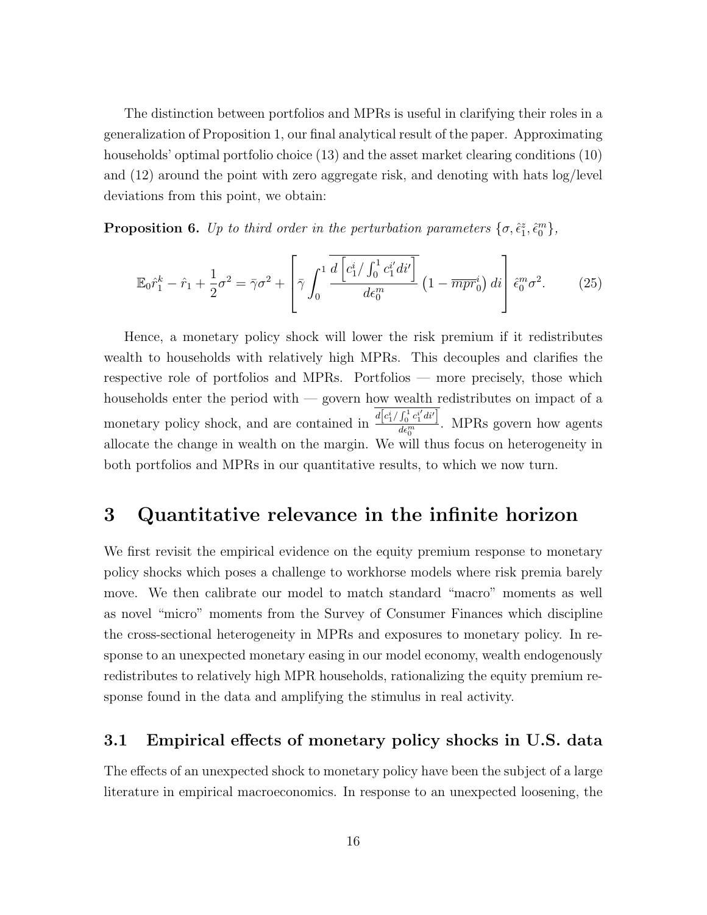The distinction between portfolios and MPRs is useful in clarifying their roles in a generalization of Proposition 1, our final analytical result of the paper. Approximating households' optimal portfolio choice (13) and the asset market clearing conditions (10) and (12) around the point with zero aggregate risk, and denoting with hats log/level deviations from this point, we obtain:

**Proposition 6.** *Up to third order in the perturbation parameters $\{\sigma, \hat{\epsilon}_1^z, \hat{\epsilon}_0^m\}$,*

$$\mathbb{E}_0 \hat{r}_1^k - \hat{r}_1 + \frac{1}{2}\sigma^2 = \bar{\gamma}\sigma^2 + \left[ \bar{\gamma} \int_0^1 \overline{\frac{d\left[c_1^i / \int_0^1 c_1^{i'} di'\right]}{d\epsilon_0^m}} \left(1 - \overline{mpr}_0^i\right) di \right] \hat{\epsilon}_0^m \sigma^2. \tag{25}$$

Hence, a monetary policy shock will lower the risk premium if it redistributes wealth to households with relatively high MPRs. This decouples and clarifies the respective role of portfolios and MPRs. Portfolios — more precisely, those which households enter the period with — govern how wealth redistributes on impact of a monetary policy shock, and are contained in $\overline{\frac{d\left[c_1^i / \int_0^1 c_1^{i'} di'\right]}{d\epsilon_0^m}}$. MPRs govern how agents allocate the change in wealth on the margin. We will thus focus on heterogeneity in both portfolios and MPRs in our quantitative results, to which we now turn.

# 3 Quantitative relevance in the infinite horizon

We first revisit the empirical evidence on the equity premium response to monetary policy shocks which poses a challenge to workhorse models where risk premia barely move. We then calibrate our model to match standard "macro" moments as well as novel "micro" moments from the Survey of Consumer Finances which discipline the cross-sectional heterogeneity in MPRs and exposures to monetary policy. In response to an unexpected monetary easing in our model economy, wealth endogenously redistributes to relatively high MPR households, rationalizing the equity premium response found in the data and amplifying the stimulus in real activity.

## 3.1 Empirical effects of monetary policy shocks in U.S. data

The effects of an unexpected shock to monetary policy have been the subject of a large literature in empirical macroeconomics. In response to an unexpected loosening, the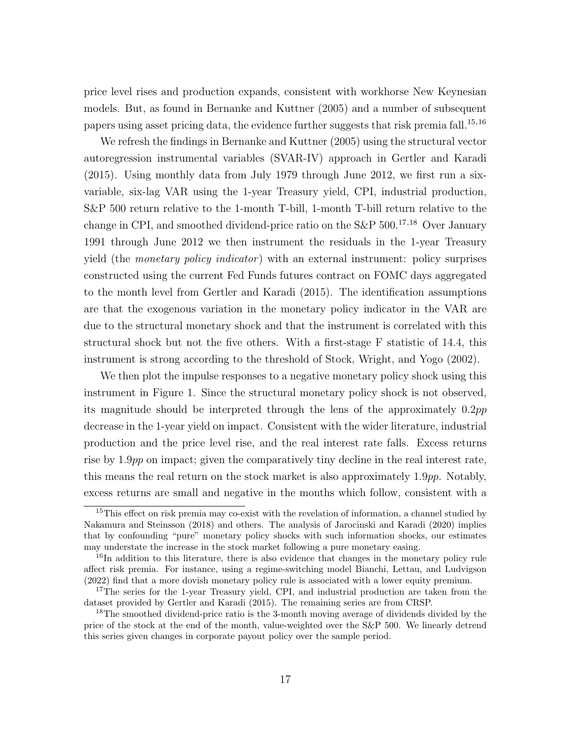price level rises and production expands, consistent with workhorse New Keynesian models. But, as found in Bernanke and Kuttner (2005) and a number of subsequent papers using asset pricing data, the evidence further suggests that risk premia fall.[15,16]

We refresh the findings in Bernanke and Kuttner (2005) using the structural vector autoregression instrumental variables (SVAR-IV) approach in Gertler and Karadi (2015). Using monthly data from July 1979 through June 2012, we first run a six-variable, six-lag VAR using the 1-year Treasury yield, CPI, industrial production, S&P 500 return relative to the 1-month T-bill, 1-month T-bill return relative to the change in CPI, and smoothed dividend-price ratio on the S&P 500.[17,18] Over January 1991 through June 2012 we then instrument the residuals in the 1-year Treasury yield (the *monetary policy indicator*) with an external instrument: policy surprises constructed using the current Fed Funds futures contract on FOMC days aggregated to the month level from Gertler and Karadi (2015). The identification assumptions are that the exogenous variation in the monetary policy indicator in the VAR are due to the structural monetary shock and that the instrument is correlated with this structural shock but not the five others. With a first-stage F statistic of 14.4, this instrument is strong according to the threshold of Stock, Wright, and Yogo (2002).

We then plot the impulse responses to a negative monetary policy shock using this instrument in Figure 1. Since the structural monetary policy shock is not observed, its magnitude should be interpreted through the lens of the approximately 0.2*pp* decrease in the 1-year yield on impact. Consistent with the wider literature, industrial production and the price level rise, and the real interest rate falls. Excess returns rise by 1.9*pp* on impact; given the comparatively tiny decline in the real interest rate, this means the real return on the stock market is also approximately 1.9*pp*. Notably, excess returns are small and negative in the months which follow, consistent with a

[15] This effect on risk premia may co-exist with the revelation of information, a channel studied by Nakamura and Steinsson (2018) and others. The analysis of Jarocinski and Karadi (2020) implies that by confounding "pure" monetary policy shocks with such information shocks, our estimates may understate the increase in the stock market following a pure monetary easing.

[16] In addition to this literature, there is also evidence that changes in the monetary policy rule affect risk premia. For instance, using a regime-switching model Bianchi, Lettau, and Ludvigson (2022) find that a more dovish monetary policy rule is associated with a lower equity premium.

[17] The series for the 1-year Treasury yield, CPI, and industrial production are taken from the dataset provided by Gertler and Karadi (2015). The remaining series are from CRSP.

[18] The smoothed dividend-price ratio is the 3-month moving average of dividends divided by the price of the stock at the end of the month, value-weighted over the S&P 500. We linearly detrend this series given changes in corporate payout policy over the sample period.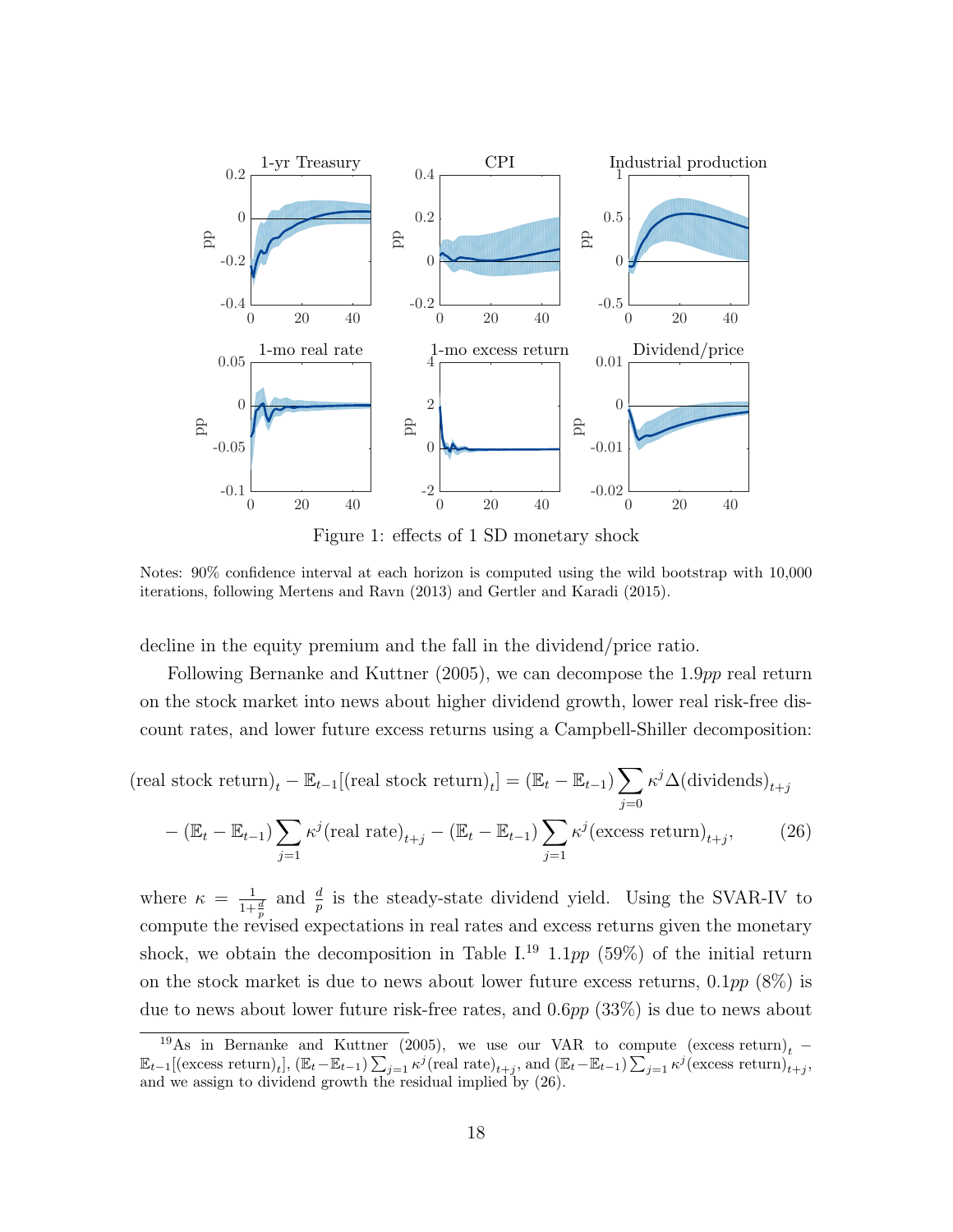Figure 1: effects of 1 SD monetary shock

Notes: 90% confidence interval at each horizon is computed using the wild bootstrap with 10,000 iterations, following Mertens and Ravn (2013) and Gertler and Karadi (2015).

decline in the equity premium and the fall in the dividend/price ratio.

Following Bernanke and Kuttner (2005), we can decompose the 1.9*pp* real return on the stock market into news about higher dividend growth, lower real risk-free discount rates, and lower future excess returns using a Campbell-Shiller decomposition:

$$
\begin{aligned}
(\text{real stock return})_t - \mathbb{E}_{t-1}[(\text{real stock return})_t] &= (\mathbb{E}_t - \mathbb{E}_{t-1}) \sum_{j=0} \kappa^j \Delta(\text{dividends})_{t+j} \\
- (\mathbb{E}_t - \mathbb{E}_{t-1}) \sum_{j=1} \kappa^j (\text{real rate})_{t+j} &- (\mathbb{E}_t - \mathbb{E}_{t-1}) \sum_{j=1} \kappa^j (\text{excess return})_{t+j}, \qquad (26)
\end{aligned}
$$

where $\kappa = \frac{1}{1+\frac{d}{p}}$ and $\frac{d}{p}$ is the steady-state dividend yield. Using the SVAR-IV to compute the revised expectations in real rates and excess returns given the monetary shock, we obtain the decomposition in Table I.[19] 1.1*pp* (59%) of the initial return on the stock market is due to news about lower future excess returns, 0.1*pp* (8%) is due to news about lower future risk-free rates, and 0.6*pp* (33%) is due to news about

[19] As in Bernanke and Kuttner (2005), we use our VAR to compute $(\text{excess return})_t - \mathbb{E}_{t-1}[(\text{excess return})_t]$, $(\mathbb{E}_t - \mathbb{E}_{t-1}) \sum_{j=1} \kappa^j (\text{real rate})_{t+j}$, and $(\mathbb{E}_t - \mathbb{E}_{t-1}) \sum_{j=1} \kappa^j (\text{excess return})_{t+j}$, and we assign to dividend growth the residual implied by (26).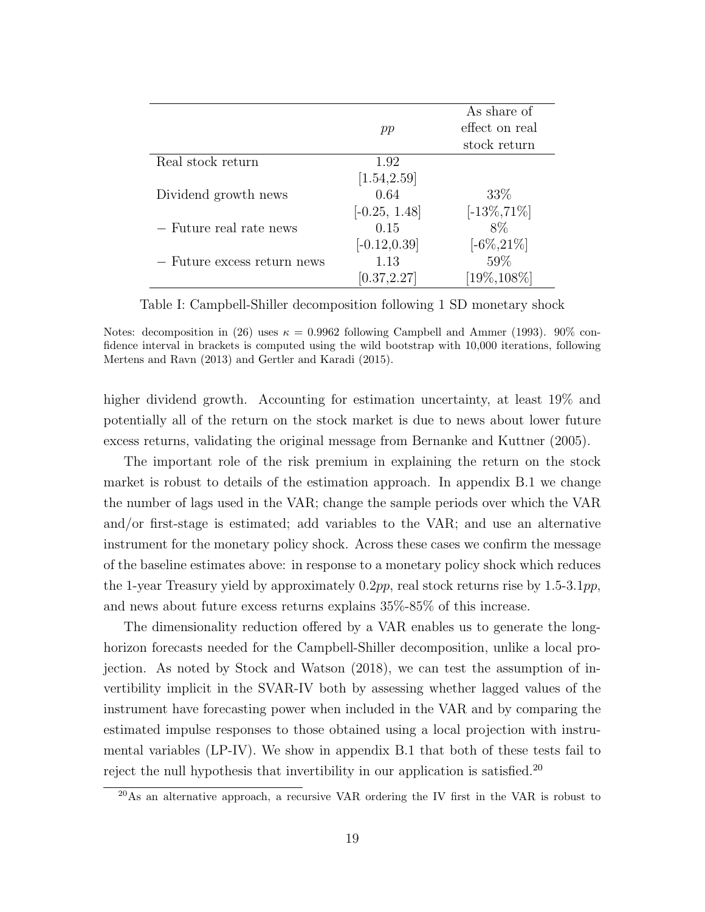| | $pp$ | As share of effect on real stock return |
|---|---|---|
| Real stock return | 1.92 | |
| | [1.54,2.59] | |
| Dividend growth news | 0.64 | 33% |
| | [-0.25, 1.48] | [-13%,71%] |
| − Future real rate news | 0.15 | 8% |
| | [-0.12,0.39] | [-6%,21%] |
| − Future excess return news | 1.13 | 59% |
| | [0.37,2.27] | [19%,108%] |

Table I: Campbell-Shiller decomposition following 1 SD monetary shock

Notes: decomposition in (26) uses $\kappa = 0.9962$ following Campbell and Ammer (1993). 90% confidence interval in brackets is computed using the wild bootstrap with 10,000 iterations, following Mertens and Ravn (2013) and Gertler and Karadi (2015).

higher dividend growth. Accounting for estimation uncertainty, at least 19% and potentially all of the return on the stock market is due to news about lower future excess returns, validating the original message from Bernanke and Kuttner (2005).

The important role of the risk premium in explaining the return on the stock market is robust to details of the estimation approach. In appendix B.1 we change the number of lags used in the VAR; change the sample periods over which the VAR and/or first-stage is estimated; add variables to the VAR; and use an alternative instrument for the monetary policy shock. Across these cases we confirm the message of the baseline estimates above: in response to a monetary policy shock which reduces the 1-year Treasury yield by approximately 0.2*pp*, real stock returns rise by 1.5-3.1*pp*, and news about future excess returns explains 35%-85% of this increase.

The dimensionality reduction offered by a VAR enables us to generate the long-horizon forecasts needed for the Campbell-Shiller decomposition, unlike a local projection. As noted by Stock and Watson (2018), we can test the assumption of invertibility implicit in the SVAR-IV both by assessing whether lagged values of the instrument have forecasting power when included in the VAR and by comparing the estimated impulse responses to those obtained using a local projection with instrumental variables (LP-IV). We show in appendix B.1 that both of these tests fail to reject the null hypothesis that invertibility in our application is satisfied.[20]

[20]As an alternative approach, a recursive VAR ordering the IV first in the VAR is robust to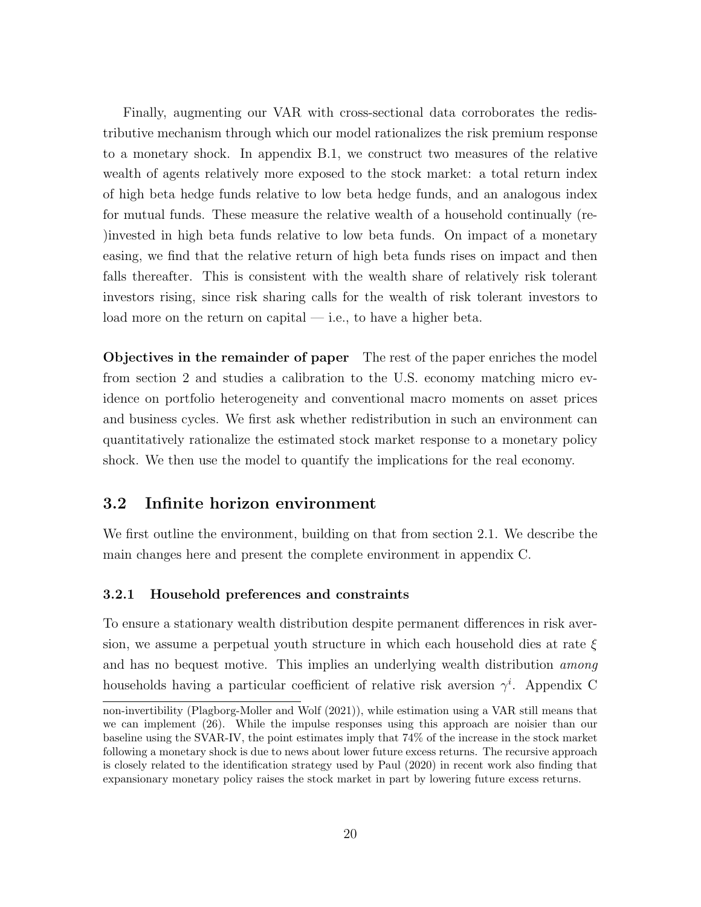Finally, augmenting our VAR with cross-sectional data corroborates the redistributive mechanism through which our model rationalizes the risk premium response to a monetary shock. In appendix B.1, we construct two measures of the relative wealth of agents relatively more exposed to the stock market: a total return index of high beta hedge funds relative to low beta hedge funds, and an analogous index for mutual funds. These measure the relative wealth of a household continually (re-)invested in high beta funds relative to low beta funds. On impact of a monetary easing, we find that the relative return of high beta funds rises on impact and then falls thereafter. This is consistent with the wealth share of relatively risk tolerant investors rising, since risk sharing calls for the wealth of risk tolerant investors to load more on the return on capital — i.e., to have a higher beta.

**Objectives in the remainder of paper** The rest of the paper enriches the model from section 2 and studies a calibration to the U.S. economy matching micro evidence on portfolio heterogeneity and conventional macro moments on asset prices and business cycles. We first ask whether redistribution in such an environment can quantitatively rationalize the estimated stock market response to a monetary policy shock. We then use the model to quantify the implications for the real economy.

## 3.2 Infinite horizon environment

We first outline the environment, building on that from section 2.1. We describe the main changes here and present the complete environment in appendix C.

### 3.2.1 Household preferences and constraints

To ensure a stationary wealth distribution despite permanent differences in risk aversion, we assume a perpetual youth structure in which each household dies at rate $\xi$ and has no bequest motive. This implies an underlying wealth distribution *among* households having a particular coefficient of relative risk aversion $\gamma^i$. Appendix C

non-invertibility (Plagborg-Moller and Wolf (2021)), while estimation using a VAR still means that we can implement (26). While the impulse responses using this approach are noisier than our baseline using the SVAR-IV, the point estimates imply that 74% of the increase in the stock market following a monetary shock is due to news about lower future excess returns. The recursive approach is closely related to the identification strategy used by Paul (2020) in recent work also finding that expansionary monetary policy raises the stock market in part by lowering future excess returns.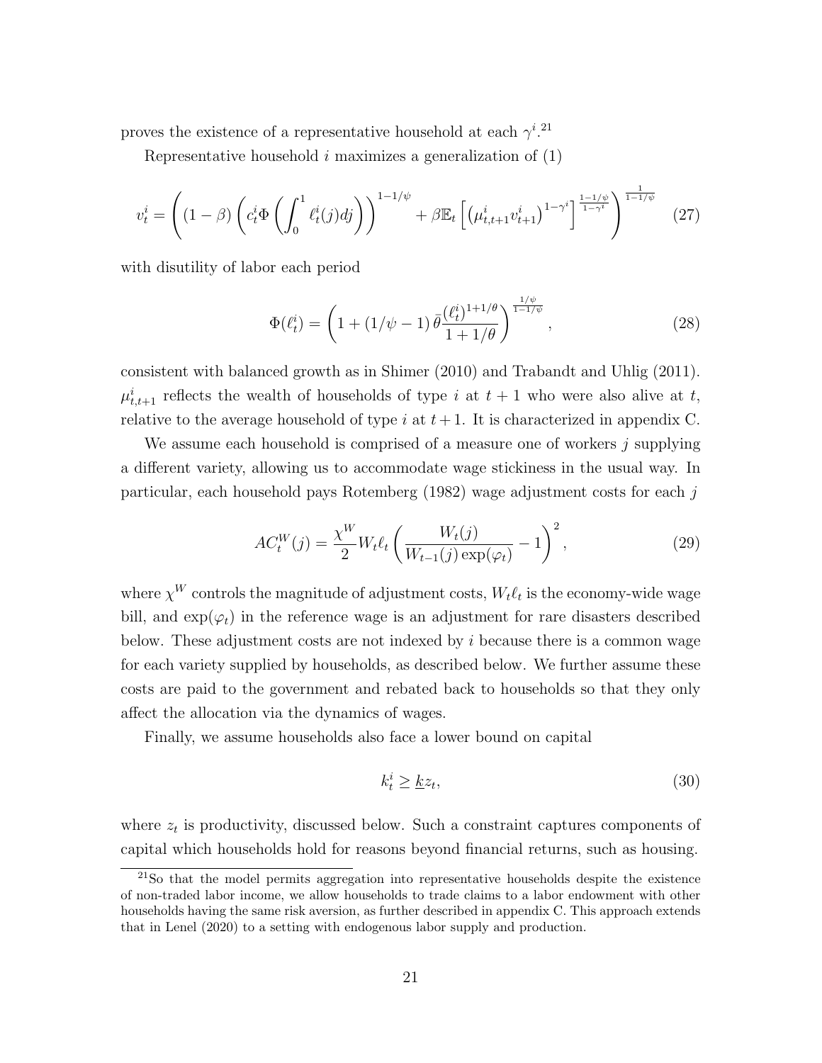proves the existence of a representative household at each $\gamma^i$.[21]

Representative household $i$ maximizes a generalization of (1)

$$v_t^i = \left( (1-\beta) \left( c_t^i \Phi \left( \int_0^1 \ell_t^i(j) dj \right) \right)^{1-1/\psi} + \beta \mathbb{E}_t \left[ \left( \mu_{t,t+1}^i v_{t+1}^i \right)^{1-\gamma^i} \right]^{\frac{1-1/\psi}{1-\gamma^i}} \right)^{\frac{1}{1-1/\psi}} \tag{27}$$

with disutility of labor each period

$$\Phi(\ell_t^i) = \left( 1 + (1/\psi - 1)\, \bar{\theta} \frac{(\ell_t^i)^{1+1/\theta}}{1+1/\theta} \right)^{\frac{1/\psi}{1-1/\psi}}, \tag{28}$$

consistent with balanced growth as in Shimer (2010) and Trabandt and Uhlig (2011). $\mu_{t,t+1}^i$ reflects the wealth of households of type $i$ at $t+1$ who were also alive at $t$, relative to the average household of type $i$ at $t+1$. It is characterized in appendix C.

We assume each household is comprised of a measure one of workers $j$ supplying a different variety, allowing us to accommodate wage stickiness in the usual way. In particular, each household pays Rotemberg (1982) wage adjustment costs for each $j$

$$AC_t^W(j) = \frac{\chi^W}{2} W_t \ell_t \left( \frac{W_t(j)}{W_{t-1}(j) \exp(\varphi_t)} - 1 \right)^2, \tag{29}$$

where $\chi^W$ controls the magnitude of adjustment costs, $W_t \ell_t$ is the economy-wide wage bill, and $\exp(\varphi_t)$ in the reference wage is an adjustment for rare disasters described below. These adjustment costs are not indexed by $i$ because there is a common wage for each variety supplied by households, as described below. We further assume these costs are paid to the government and rebated back to households so that they only affect the allocation via the dynamics of wages.

Finally, we assume households also face a lower bound on capital

$$k_t^i \geq \underline{k} z_t, \tag{30}$$

where $z_t$ is productivity, discussed below. Such a constraint captures components of capital which households hold for reasons beyond financial returns, such as housing.

[21] So that the model permits aggregation into representative households despite the existence of non-traded labor income, we allow households to trade claims to a labor endowment with other households having the same risk aversion, as further described in appendix C. This approach extends that in Lenel (2020) to a setting with endogenous labor supply and production.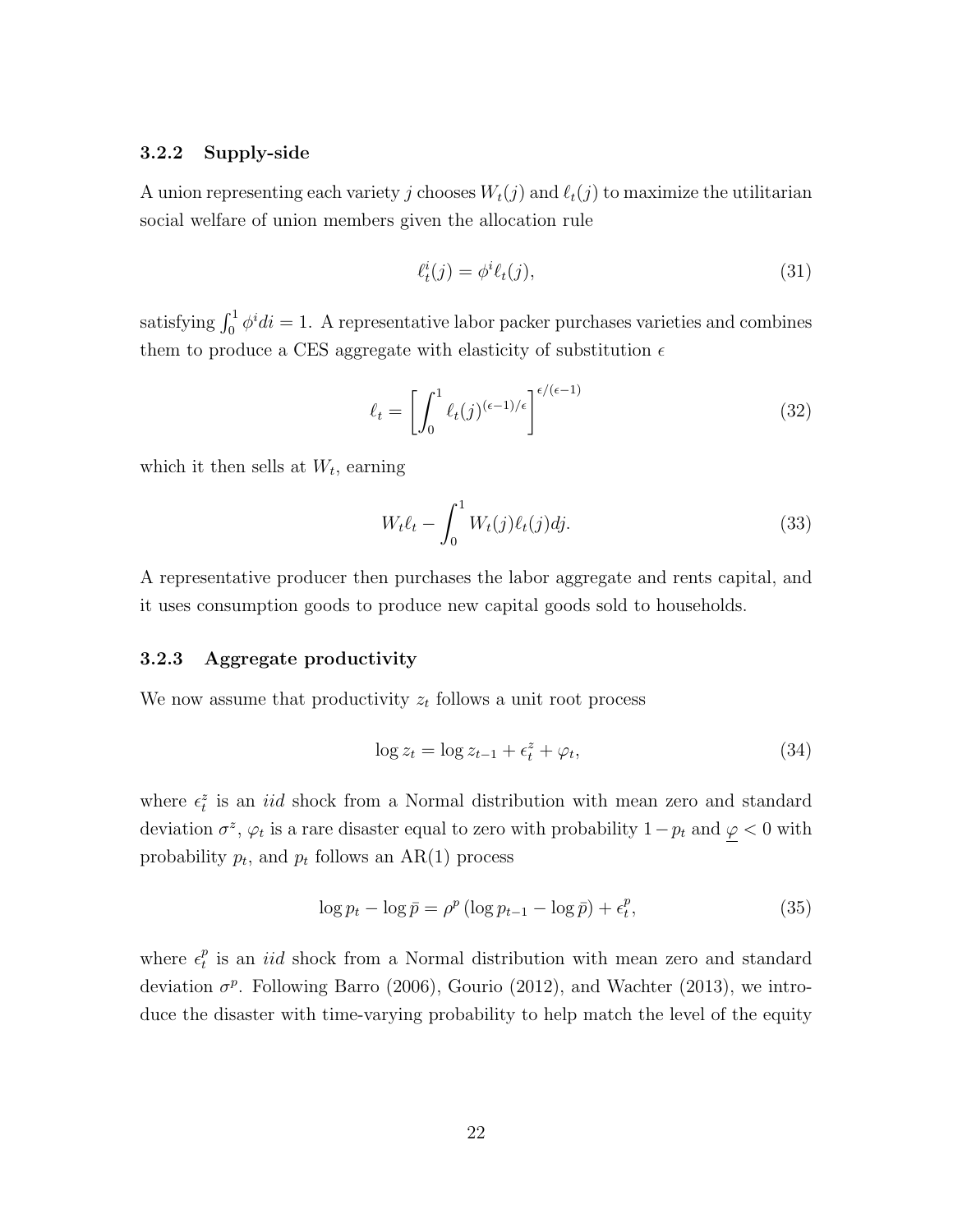### 3.2.2 Supply-side

A union representing each variety $j$ chooses $W_t(j)$ and $\ell_t(j)$ to maximize the utilitarian social welfare of union members given the allocation rule

$$\ell_t^i(j) = \phi^i \ell_t(j), \tag{31}$$

satisfying $\int_0^1 \phi^i di = 1$. A representative labor packer purchases varieties and combines them to produce a CES aggregate with elasticity of substitution $\epsilon$

$$\ell_t = \left[ \int_0^1 \ell_t(j)^{(\epsilon-1)/\epsilon} \right]^{\epsilon/(\epsilon-1)} \tag{32}$$

which it then sells at $W_t$, earning

$$W_t \ell_t - \int_0^1 W_t(j) \ell_t(j) dj. \tag{33}$$

A representative producer then purchases the labor aggregate and rents capital, and it uses consumption goods to produce new capital goods sold to households.

### 3.2.3 Aggregate productivity

We now assume that productivity $z_t$ follows a unit root process

$$\log z_t = \log z_{t-1} + \epsilon_t^z + \varphi_t, \tag{34}$$

where $\epsilon_t^z$ is an *iid* shock from a Normal distribution with mean zero and standard deviation $\sigma^z$, $\varphi_t$ is a rare disaster equal to zero with probability $1 - p_t$ and $\underline{\varphi} < 0$ with probability $p_t$, and $p_t$ follows an AR(1) process

$$\log p_t - \log \bar{p} = \rho^p \left( \log p_{t-1} - \log \bar{p} \right) + \epsilon_t^p, \tag{35}$$

where $\epsilon_t^p$ is an *iid* shock from a Normal distribution with mean zero and standard deviation $\sigma^p$. Following Barro (2006), Gourio (2012), and Wachter (2013), we introduce the disaster with time-varying probability to help match the level of the equity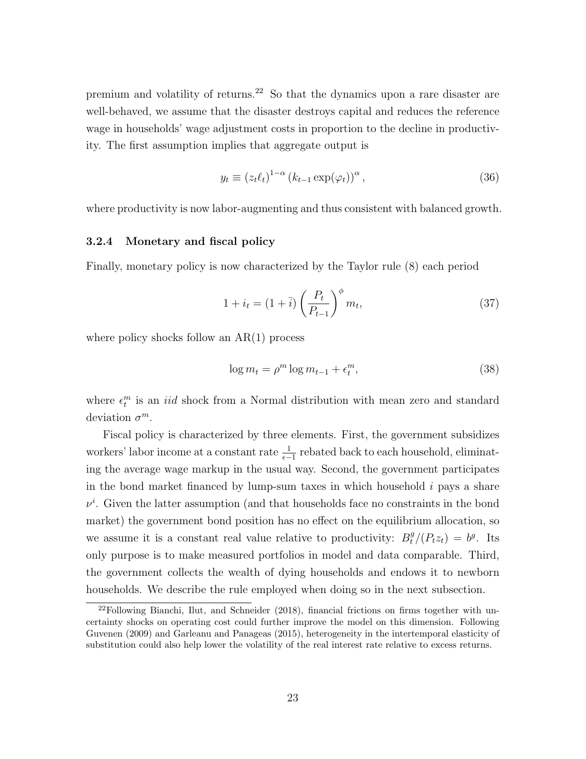premium and volatility of returns.[22] So that the dynamics upon a rare disaster are well-behaved, we assume that the disaster destroys capital and reduces the reference wage in households' wage adjustment costs in proportion to the decline in productivity. The first assumption implies that aggregate output is

$$y_t \equiv (z_t \ell_t)^{1-\alpha} (k_{t-1} \exp(\varphi_t))^{\alpha}, \tag{36}$$

where productivity is now labor-augmenting and thus consistent with balanced growth.

### 3.2.4 Monetary and fiscal policy

Finally, monetary policy is now characterized by the Taylor rule (8) each period

$$1 + i_t = (1 + \bar{i}) \left( \frac{P_t}{P_{t-1}} \right)^{\phi} m_t, \tag{37}$$

where policy shocks follow an AR(1) process

$$\log m_t = \rho^m \log m_{t-1} + \epsilon_t^m, \tag{38}$$

where $\epsilon_t^m$ is an *iid* shock from a Normal distribution with mean zero and standard deviation $\sigma^m$.

Fiscal policy is characterized by three elements. First, the government subsidizes workers' labor income at a constant rate $\frac{1}{\epsilon - 1}$ rebated back to each household, eliminating the average wage markup in the usual way. Second, the government participates in the bond market financed by lump-sum taxes in which household $i$ pays a share $\nu^i$. Given the latter assumption (and that households face no constraints in the bond market) the government bond position has no effect on the equilibrium allocation, so we assume it is a constant real value relative to productivity: $B_t^g/(P_t z_t) = b^g$. Its only purpose is to make measured portfolios in model and data comparable. Third, the government collects the wealth of dying households and endows it to newborn households. We describe the rule employed when doing so in the next subsection.

[22] Following Bianchi, Ilut, and Schneider (2018), financial frictions on firms together with uncertainty shocks on operating cost could further improve the model on this dimension. Following Guvenen (2009) and Garleanu and Panageas (2015), heterogeneity in the intertemporal elasticity of substitution could also help lower the volatility of the real interest rate relative to excess returns.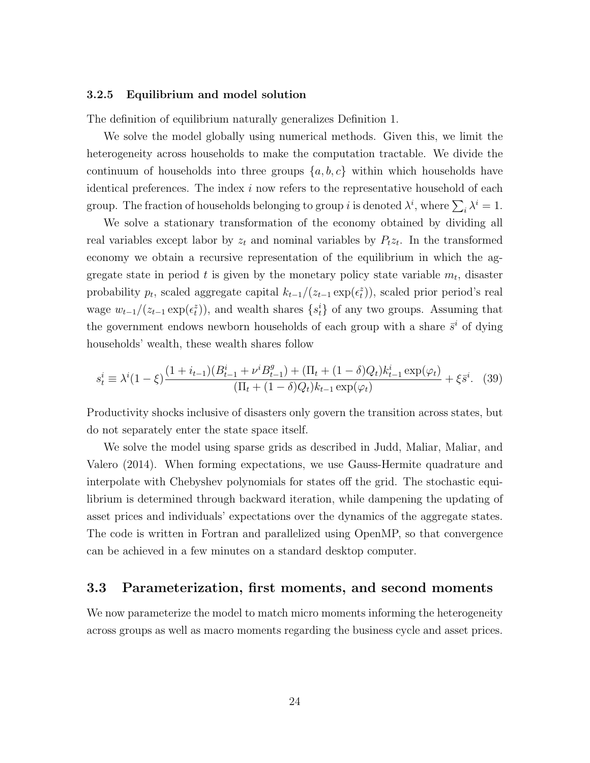### 3.2.5 Equilibrium and model solution

The definition of equilibrium naturally generalizes Definition 1.

We solve the model globally using numerical methods. Given this, we limit the heterogeneity across households to make the computation tractable. We divide the continuum of households into three groups $\{a, b, c\}$ within which households have identical preferences. The index $i$ now refers to the representative household of each group. The fraction of households belonging to group $i$ is denoted $\lambda^i$, where $\sum_i \lambda^i = 1$.

We solve a stationary transformation of the economy obtained by dividing all real variables except labor by $z_t$ and nominal variables by $P_t z_t$. In the transformed economy we obtain a recursive representation of the equilibrium in which the aggregate state in period $t$ is given by the monetary policy state variable $m_t$, disaster probability $p_t$, scaled aggregate capital $k_{t-1}/(z_{t-1}\exp(\epsilon_t^z))$, scaled prior period's real wage $w_{t-1}/(z_{t-1}\exp(\epsilon_t^z))$, and wealth shares $\{s_t^i\}$ of any two groups. Assuming that the government endows newborn households of each group with a share $\bar{s}^i$ of dying households' wealth, these wealth shares follow

$$s_t^i \equiv \lambda^i(1-\xi)\frac{(1+i_{t-1})(B_{t-1}^i + \nu^i B_{t-1}^g) + (\Pi_t + (1-\delta)Q_t)k_{t-1}^i \exp(\varphi_t)}{(\Pi_t + (1-\delta)Q_t)k_{t-1}\exp(\varphi_t)} + \xi\bar{s}^i. \quad (39)$$

Productivity shocks inclusive of disasters only govern the transition across states, but do not separately enter the state space itself.

We solve the model using sparse grids as described in Judd, Maliar, Maliar, and Valero (2014). When forming expectations, we use Gauss-Hermite quadrature and interpolate with Chebyshev polynomials for states off the grid. The stochastic equilibrium is determined through backward iteration, while dampening the updating of asset prices and individuals' expectations over the dynamics of the aggregate states. The code is written in Fortran and parallelized using OpenMP, so that convergence can be achieved in a few minutes on a standard desktop computer.

## 3.3 Parameterization, first moments, and second moments

We now parameterize the model to match micro moments informing the heterogeneity across groups as well as macro moments regarding the business cycle and asset prices.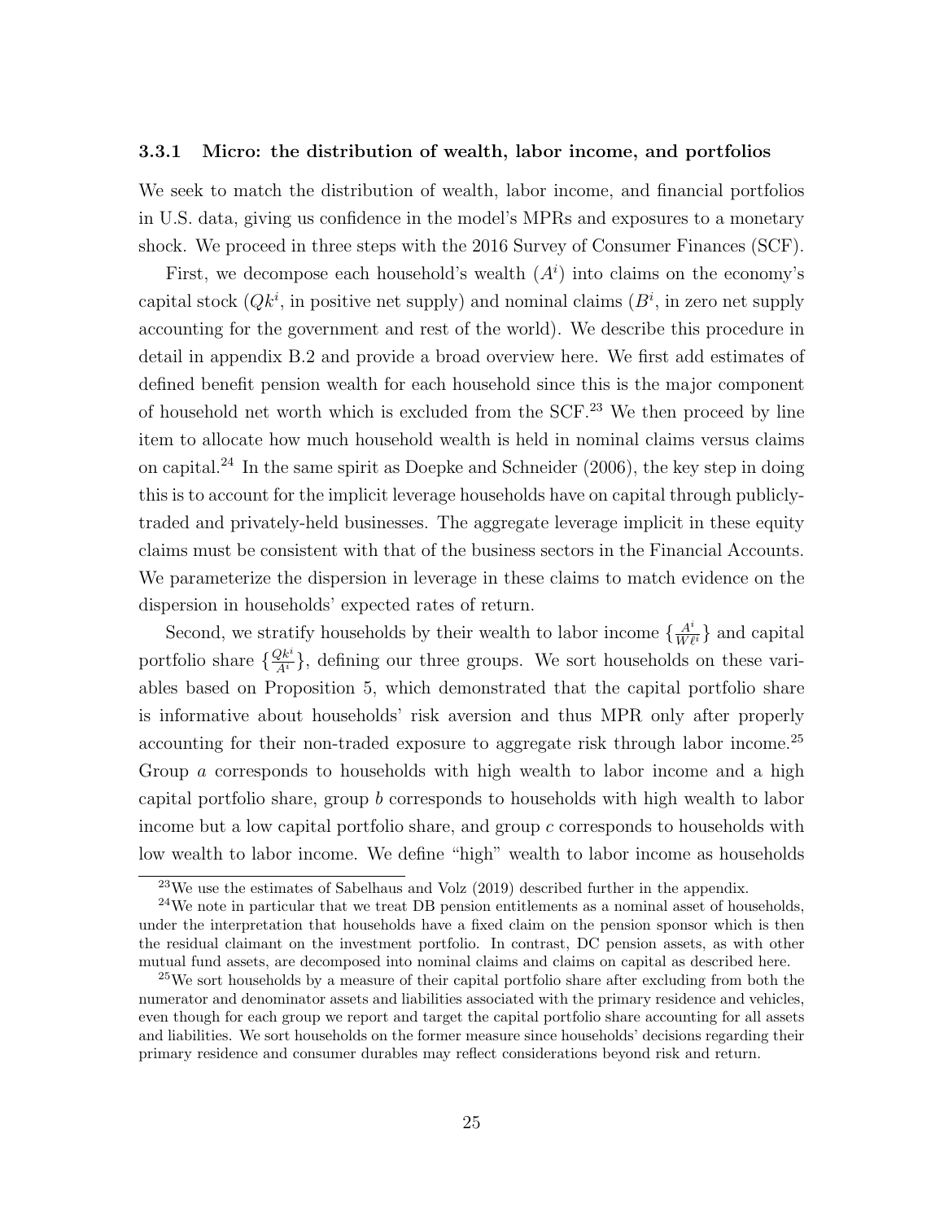### 3.3.1 Micro: the distribution of wealth, labor income, and portfolios

We seek to match the distribution of wealth, labor income, and financial portfolios in U.S. data, giving us confidence in the model's MPRs and exposures to a monetary shock. We proceed in three steps with the 2016 Survey of Consumer Finances (SCF).

First, we decompose each household's wealth ($A^i$) into claims on the economy's capital stock ($Qk^i$, in positive net supply) and nominal claims ($B^i$, in zero net supply accounting for the government and rest of the world). We describe this procedure in detail in appendix B.2 and provide a broad overview here. We first add estimates of defined benefit pension wealth for each household since this is the major component of household net worth which is excluded from the SCF.[23] We then proceed by line item to allocate how much household wealth is held in nominal claims versus claims on capital.[24] In the same spirit as Doepke and Schneider (2006), the key step in doing this is to account for the implicit leverage households have on capital through publicly-traded and privately-held businesses. The aggregate leverage implicit in these equity claims must be consistent with that of the business sectors in the Financial Accounts. We parameterize the dispersion in leverage in these claims to match evidence on the dispersion in households' expected rates of return.

Second, we stratify households by their wealth to labor income $\{\frac{A^i}{W\ell^i}\}$ and capital portfolio share $\{\frac{Qk^i}{A^i}\}$, defining our three groups. We sort households on these variables based on Proposition 5, which demonstrated that the capital portfolio share is informative about households' risk aversion and thus MPR only after properly accounting for their non-traded exposure to aggregate risk through labor income.[25] Group $a$ corresponds to households with high wealth to labor income and a high capital portfolio share, group $b$ corresponds to households with high wealth to labor income but a low capital portfolio share, and group $c$ corresponds to households with low wealth to labor income. We define "high" wealth to labor income as households

[23] We use the estimates of Sabelhaus and Volz (2019) described further in the appendix.

[24] We note in particular that we treat DB pension entitlements as a nominal asset of households, under the interpretation that households have a fixed claim on the pension sponsor which is then the residual claimant on the investment portfolio. In contrast, DC pension assets, as with other mutual fund assets, are decomposed into nominal claims and claims on capital as described here.

[25] We sort households by a measure of their capital portfolio share after excluding from both the numerator and denominator assets and liabilities associated with the primary residence and vehicles, even though for each group we report and target the capital portfolio share accounting for all assets and liabilities. We sort households on the former measure since households' decisions regarding their primary residence and consumer durables may reflect considerations beyond risk and return.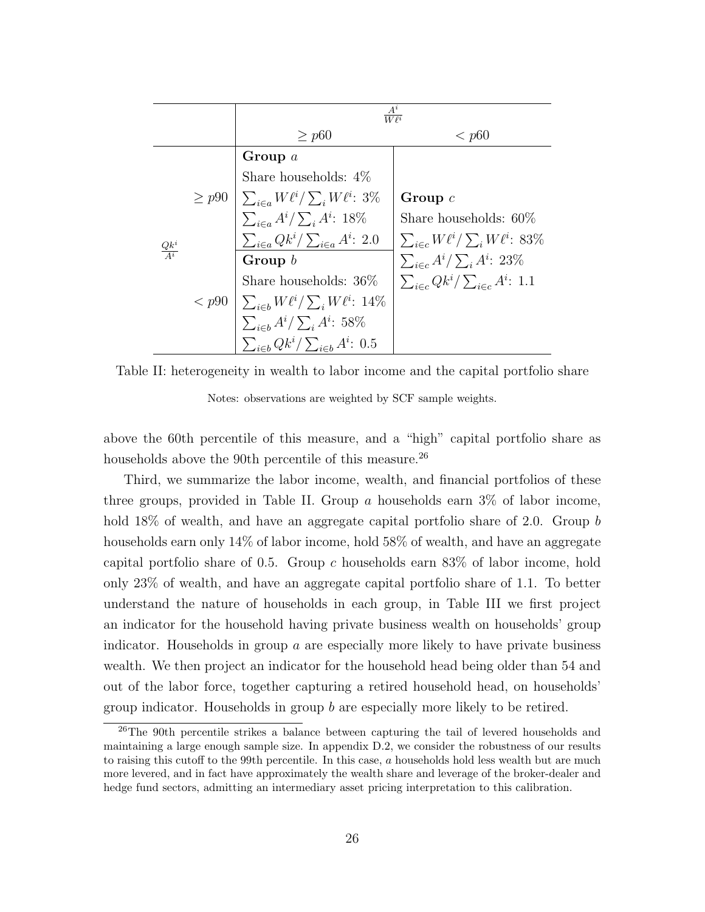|  |  | $\frac{A^i}{W\ell^i}$ |  |
|---|---|---|---|
|  |  | $\geq p60$ | $< p60$ |
| $\frac{Qk^i}{A^i}$ | $\geq p90$ | **Group $a$**<br>Share households: 4%<br>$\sum_{i \in a} W\ell^i / \sum_i W\ell^i$: 3%<br>$\sum_{i \in a} A^i / \sum_i A^i$: 18%<br>$\sum_{i \in a} Qk^i / \sum_{i \in a} A^i$: 2.0 | **Group $c$**<br>Share households: 60%<br>$\sum_{i \in c} W\ell^i / \sum_i W\ell^i$: 83%<br>$\sum_{i \in c} A^i / \sum_i A^i$: 23%<br>$\sum_{i \in c} Qk^i / \sum_{i \in c} A^i$: 1.1 |
|  | $< p90$ | **Group $b$**<br>Share households: 36%<br>$\sum_{i \in b} W\ell^i / \sum_i W\ell^i$: 14%<br>$\sum_{i \in b} A^i / \sum_i A^i$: 58%<br>$\sum_{i \in b} Qk^i / \sum_{i \in b} A^i$: 0.5 |  |

Table II: heterogeneity in wealth to labor income and the capital portfolio share

Notes: observations are weighted by SCF sample weights.

above the 60th percentile of this measure, and a "high" capital portfolio share as households above the 90th percentile of this measure.[26]

Third, we summarize the labor income, wealth, and financial portfolios of these three groups, provided in Table II. Group $a$ households earn 3% of labor income, hold 18% of wealth, and have an aggregate capital portfolio share of 2.0. Group $b$ households earn only 14% of labor income, hold 58% of wealth, and have an aggregate capital portfolio share of 0.5. Group $c$ households earn 83% of labor income, hold only 23% of wealth, and have an aggregate capital portfolio share of 1.1. To better understand the nature of households in each group, in Table III we first project an indicator for the household having private business wealth on households' group indicator. Households in group $a$ are especially more likely to have private business wealth. We then project an indicator for the household head being older than 54 and out of the labor force, together capturing a retired household head, on households' group indicator. Households in group $b$ are especially more likely to be retired.

[26]The 90th percentile strikes a balance between capturing the tail of levered households and maintaining a large enough sample size. In appendix D.2, we consider the robustness of our results to raising this cutoff to the 99th percentile. In this case, $a$ households hold less wealth but are much more levered, and in fact have approximately the wealth share and leverage of the broker-dealer and hedge fund sectors, admitting an intermediary asset pricing interpretation to this calibration.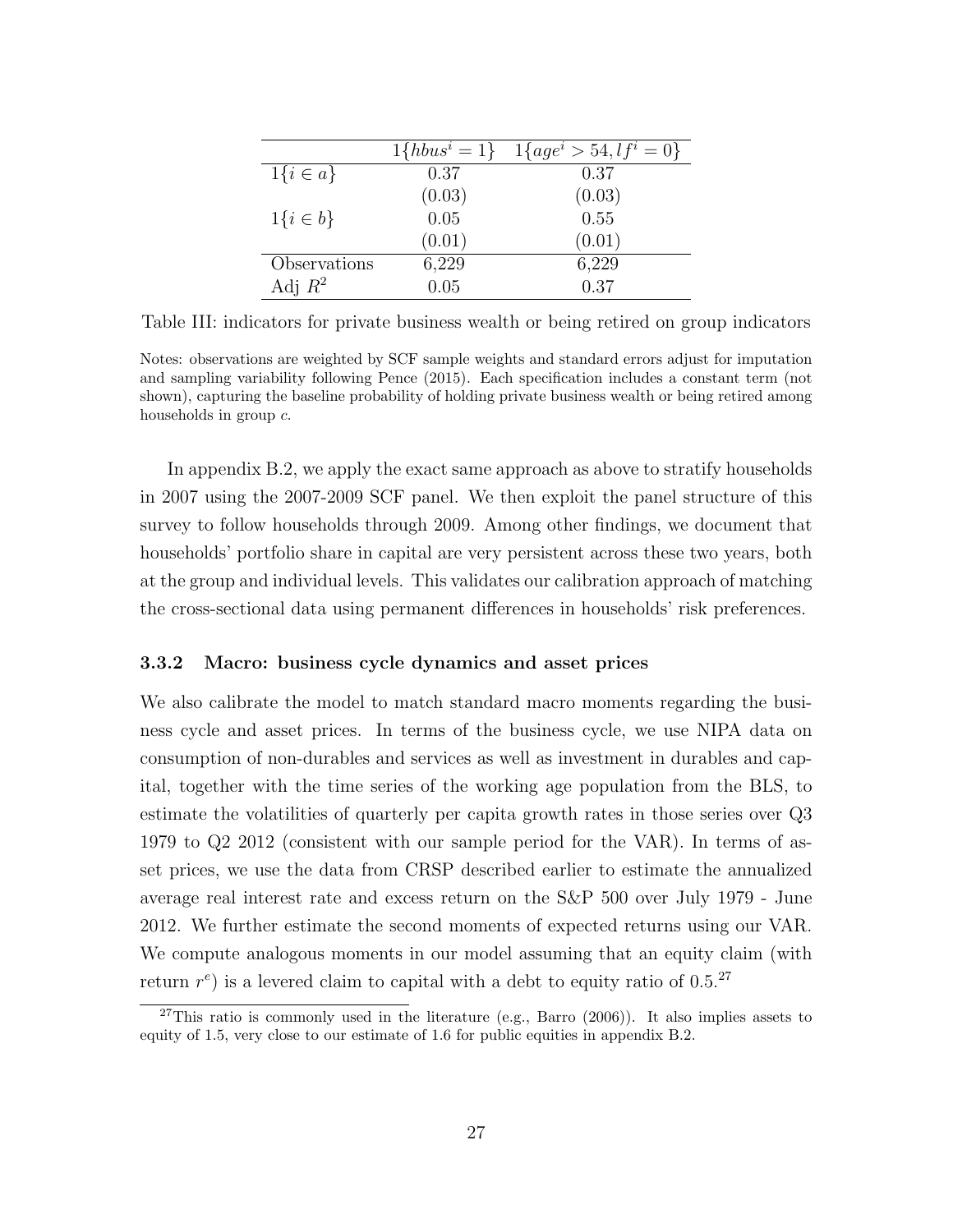| | $1\{hbus^i = 1\}$ | $1\{age^i > 54, lf^i = 0\}$ |
|---|---|---|
| $1\{i \in a\}$ | 0.37 | 0.37 |
| | (0.03) | (0.03) |
| $1\{i \in b\}$ | 0.05 | 0.55 |
| | (0.01) | (0.01) |
| Observations | 6,229 | 6,229 |
| Adj $R^2$ | 0.05 | 0.37 |

Table III: indicators for private business wealth or being retired on group indicators

Notes: observations are weighted by SCF sample weights and standard errors adjust for imputation and sampling variability following Pence (2015). Each specification includes a constant term (not shown), capturing the baseline probability of holding private business wealth or being retired among households in group $c$.

In appendix B.2, we apply the exact same approach as above to stratify households in 2007 using the 2007-2009 SCF panel. We then exploit the panel structure of this survey to follow households through 2009. Among other findings, we document that households' portfolio share in capital are very persistent across these two years, both at the group and individual levels. This validates our calibration approach of matching the cross-sectional data using permanent differences in households' risk preferences.

### 3.3.2 Macro: business cycle dynamics and asset prices

We also calibrate the model to match standard macro moments regarding the business cycle and asset prices. In terms of the business cycle, we use NIPA data on consumption of non-durables and services as well as investment in durables and capital, together with the time series of the working age population from the BLS, to estimate the volatilities of quarterly per capita growth rates in those series over Q3 1979 to Q2 2012 (consistent with our sample period for the VAR). In terms of asset prices, we use the data from CRSP described earlier to estimate the annualized average real interest rate and excess return on the S&P 500 over July 1979 - June 2012. We further estimate the second moments of expected returns using our VAR. We compute analogous moments in our model assuming that an equity claim (with return $r^e$) is a levered claim to capital with a debt to equity ratio of 0.5.[27]

[27]This ratio is commonly used in the literature (e.g., Barro (2006)). It also implies assets to equity of 1.5, very close to our estimate of 1.6 for public equities in appendix B.2.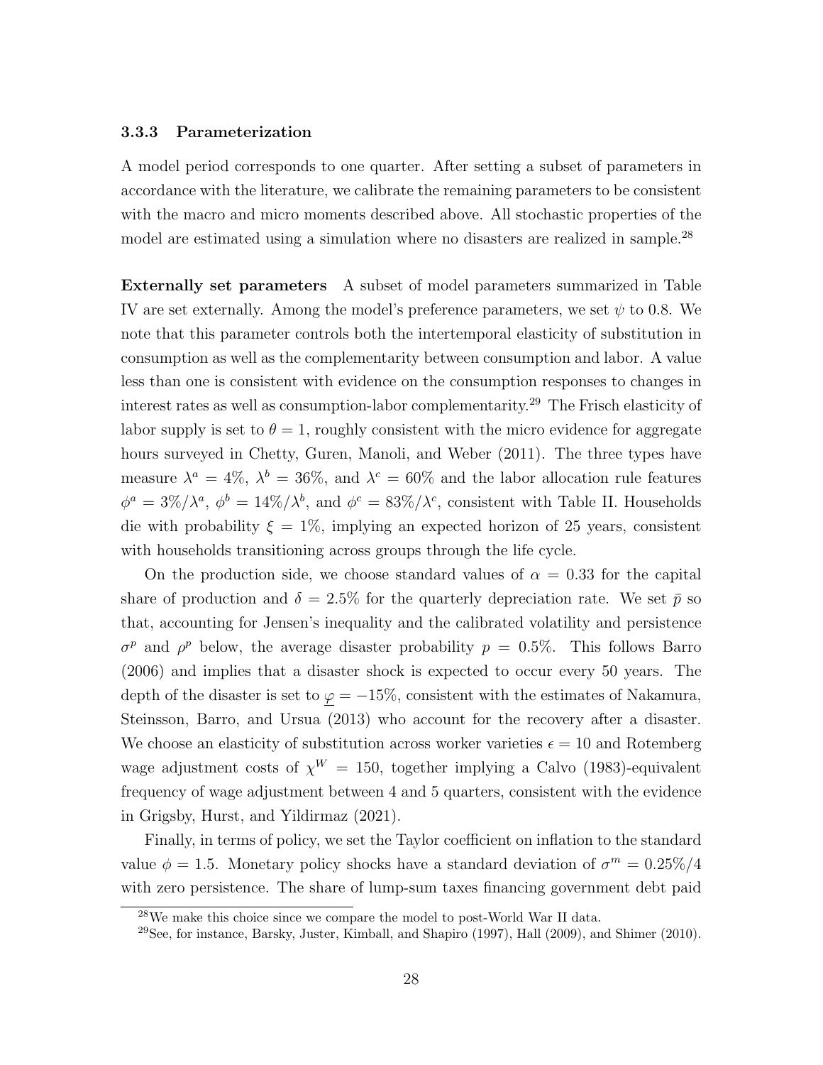### 3.3.3 Parameterization

A model period corresponds to one quarter. After setting a subset of parameters in accordance with the literature, we calibrate the remaining parameters to be consistent with the macro and micro moments described above. All stochastic properties of the model are estimated using a simulation where no disasters are realized in sample.[28]

**Externally set parameters** A subset of model parameters summarized in Table IV are set externally. Among the model's preference parameters, we set $\psi$ to 0.8. We note that this parameter controls both the intertemporal elasticity of substitution in consumption as well as the complementarity between consumption and labor. A value less than one is consistent with evidence on the consumption responses to changes in interest rates as well as consumption-labor complementarity.[29] The Frisch elasticity of labor supply is set to $\theta = 1$, roughly consistent with the micro evidence for aggregate hours surveyed in Chetty, Guren, Manoli, and Weber (2011). The three types have measure $\lambda^a = 4\%$, $\lambda^b = 36\%$, and $\lambda^c = 60\%$ and the labor allocation rule features $\phi^a = 3\%/\lambda^a$, $\phi^b = 14\%/\lambda^b$, and $\phi^c = 83\%/\lambda^c$, consistent with Table II. Households die with probability $\xi = 1\%$, implying an expected horizon of 25 years, consistent with households transitioning across groups through the life cycle.

On the production side, we choose standard values of $\alpha = 0.33$ for the capital share of production and $\delta = 2.5\%$ for the quarterly depreciation rate. We set $\bar{p}$ so that, accounting for Jensen's inequality and the calibrated volatility and persistence $\sigma^p$ and $\rho^p$ below, the average disaster probability $p = 0.5\%$. This follows Barro (2006) and implies that a disaster shock is expected to occur every 50 years. The depth of the disaster is set to $\underline{\varphi} = -15\%$, consistent with the estimates of Nakamura, Steinsson, Barro, and Ursua (2013) who account for the recovery after a disaster. We choose an elasticity of substitution across worker varieties $\epsilon = 10$ and Rotemberg wage adjustment costs of $\chi^W = 150$, together implying a Calvo (1983)-equivalent frequency of wage adjustment between 4 and 5 quarters, consistent with the evidence in Grigsby, Hurst, and Yildirmaz (2021).

Finally, in terms of policy, we set the Taylor coefficient on inflation to the standard value $\phi = 1.5$. Monetary policy shocks have a standard deviation of $\sigma^m = 0.25\%/4$ with zero persistence. The share of lump-sum taxes financing government debt paid

[28] We make this choice since we compare the model to post-World War II data.

[29] See, for instance, Barsky, Juster, Kimball, and Shapiro (1997), Hall (2009), and Shimer (2010).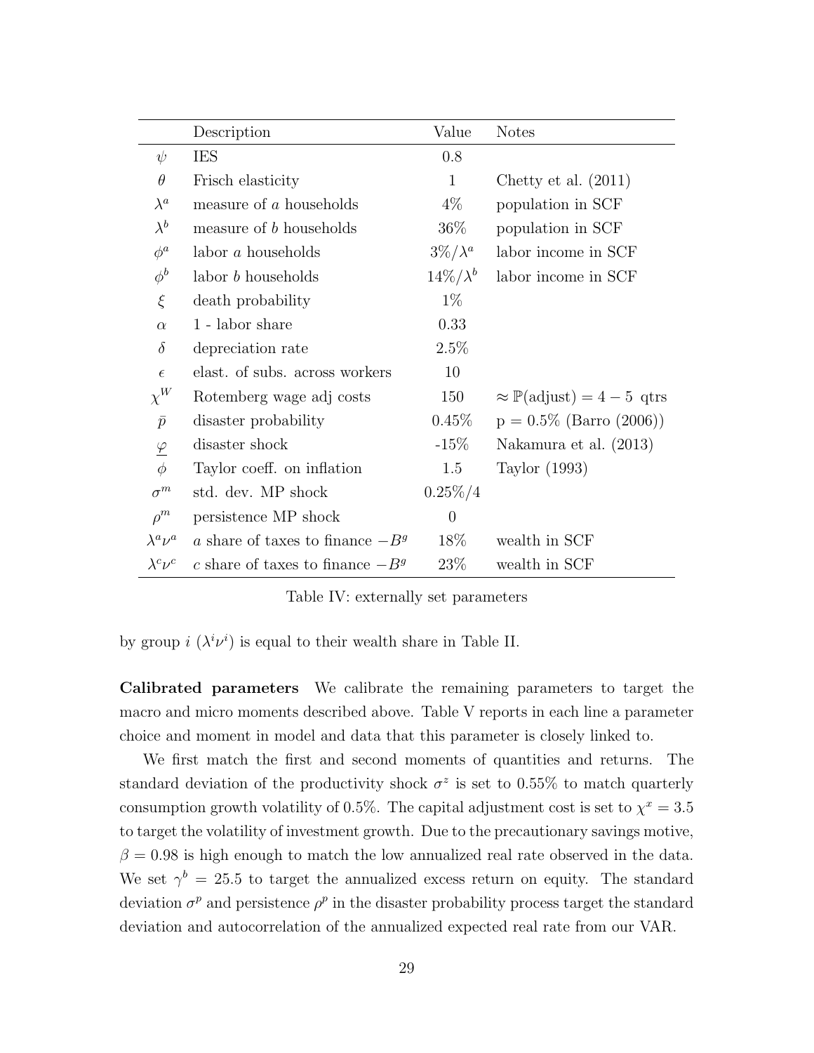|  | Description | Value | Notes |
|---|---|---|---|
| $\psi$ | IES | 0.8 |  |
| $\theta$ | Frisch elasticity | 1 | Chetty et al. (2011) |
| $\lambda^a$ | measure of $a$ households | 4% | population in SCF |
| $\lambda^b$ | measure of $b$ households | 36% | population in SCF |
| $\phi^a$ | labor $a$ households | $3\%/\lambda^a$ | labor income in SCF |
| $\phi^b$ | labor $b$ households | $14\%/\lambda^b$ | labor income in SCF |
| $\xi$ | death probability | 1% |  |
| $\alpha$ | 1 - labor share | 0.33 |  |
| $\delta$ | depreciation rate | 2.5% |  |
| $\epsilon$ | elast. of subs. across workers | 10 |  |
| $\chi^W$ | Rotemberg wage adj costs | 150 | $\approx \mathbb{P}(\text{adjust}) = 4-5$ qtrs |
| $\bar{p}$ | disaster probability | 0.45% | p = 0.5% (Barro (2006)) |
| $\underline{\varphi}$ | disaster shock | -15% | Nakamura et al. (2013) |
| $\phi$ | Taylor coeff. on inflation | 1.5 | Taylor (1993) |
| $\sigma^m$ | std. dev. MP shock | 0.25%/4 |  |
| $\rho^m$ | persistence MP shock | 0 |  |
| $\lambda^a \nu^a$ | $a$ share of taxes to finance $-B^g$ | 18% | wealth in SCF |
| $\lambda^c \nu^c$ | $c$ share of taxes to finance $-B^g$ | 23% | wealth in SCF |

Table IV: externally set parameters

by group $i$ ($\lambda^i \nu^i$) is equal to their wealth share in Table II.

**Calibrated parameters** We calibrate the remaining parameters to target the macro and micro moments described above. Table V reports in each line a parameter choice and moment in model and data that this parameter is closely linked to.

We first match the first and second moments of quantities and returns. The standard deviation of the productivity shock $\sigma^z$ is set to 0.55% to match quarterly consumption growth volatility of 0.5%. The capital adjustment cost is set to $\chi^x = 3.5$ to target the volatility of investment growth. Due to the precautionary savings motive, $\beta = 0.98$ is high enough to match the low annualized real rate observed in the data. We set $\gamma^b = 25.5$ to target the annualized excess return on equity. The standard deviation $\sigma^p$ and persistence $\rho^p$ in the disaster probability process target the standard deviation and autocorrelation of the annualized expected real rate from our VAR.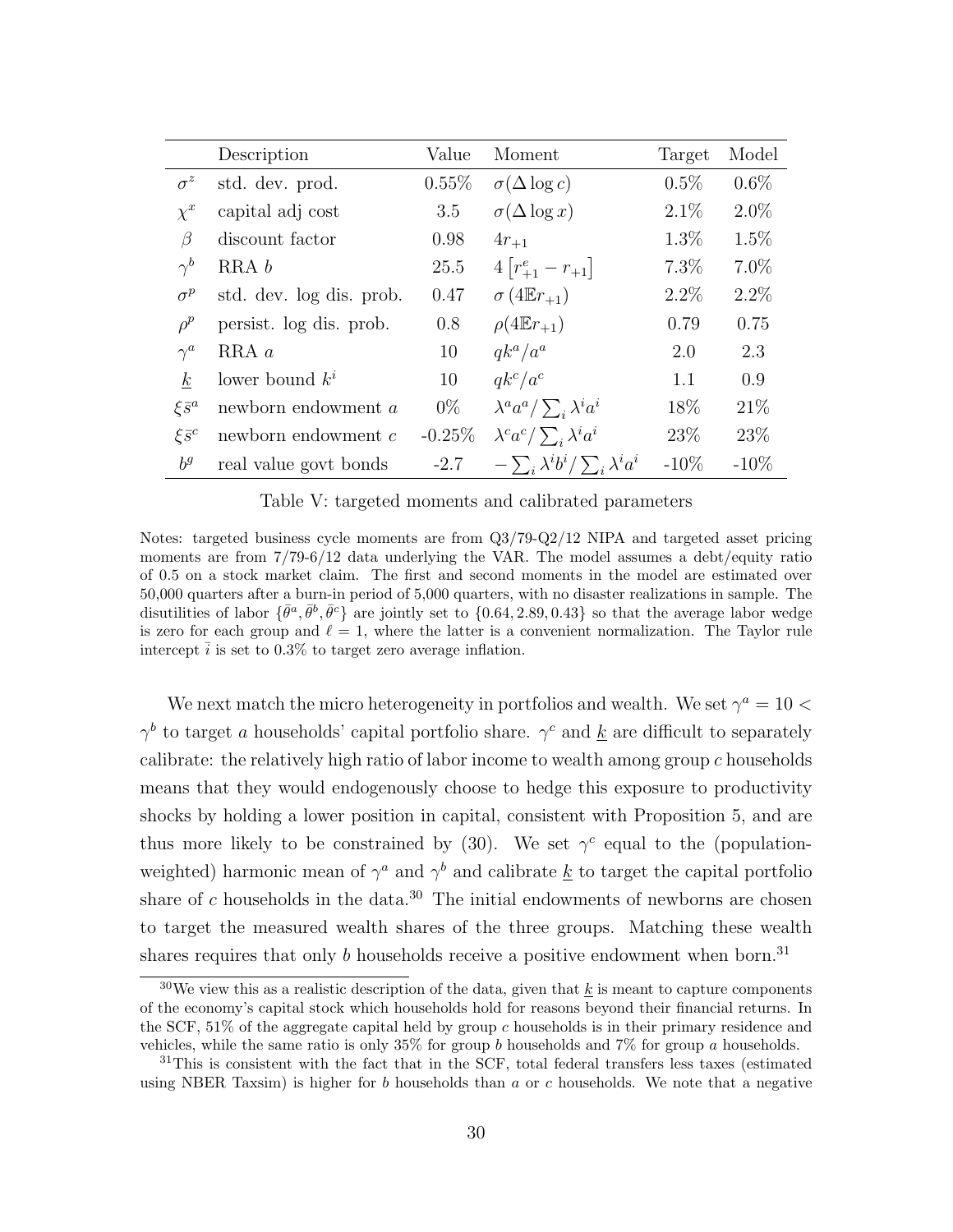| | Description | Value | Moment | Target | Model |
|---|---|---|---|---|---|
| $\sigma^z$ | std. dev. prod. | 0.55% | $\sigma(\Delta \log c)$ | 0.5% | 0.6% |
| $\chi^x$ | capital adj cost | 3.5 | $\sigma(\Delta \log x)$ | 2.1% | 2.0% |
| $\beta$ | discount factor | 0.98 | $4r_{+1}$ | 1.3% | 1.5% |
| $\gamma^b$ | RRA $b$ | 25.5 | $4\left[r^e_{+1} - r_{+1}\right]$ | 7.3% | 7.0% |
| $\sigma^p$ | std. dev. log dis. prob. | 0.47 | $\sigma\left(4\mathbb{E}r_{+1}\right)$ | 2.2% | 2.2% |
| $\rho^p$ | persist. log dis. prob. | 0.8 | $\rho(4\mathbb{E}r_{+1})$ | 0.79 | 0.75 |
| $\gamma^a$ | RRA $a$ | 10 | $qk^a/a^a$ | 2.0 | 2.3 |
| $\underline{k}$ | lower bound $k^i$ | 10 | $qk^c/a^c$ | 1.1 | 0.9 |
| $\xi\bar{s}^a$ | newborn endowment $a$ | 0% | $\lambda^a a^a / \sum_i \lambda^i a^i$ | 18% | 21% |
| $\xi\bar{s}^c$ | newborn endowment $c$ | -0.25% | $\lambda^c a^c / \sum_i \lambda^i a^i$ | 23% | 23% |
| $b^g$ | real value govt bonds | -2.7 | $-\sum_i \lambda^i b^i / \sum_i \lambda^i a^i$ | -10% | -10% |

Table V: targeted moments and calibrated parameters

Notes: targeted business cycle moments are from Q3/79-Q2/12 NIPA and targeted asset pricing moments are from 7/79-6/12 data underlying the VAR. The model assumes a debt/equity ratio of 0.5 on a stock market claim. The first and second moments in the model are estimated over 50,000 quarters after a burn-in period of 5,000 quarters, with no disaster realizations in sample. The disutilities of labor $\{\bar{\theta}^a, \bar{\theta}^b, \bar{\theta}^c\}$ are jointly set to $\{0.64, 2.89, 0.43\}$ so that the average labor wedge is zero for each group and $\ell = 1$, where the latter is a convenient normalization. The Taylor rule intercept $\bar{i}$ is set to 0.3% to target zero average inflation.

We next match the micro heterogeneity in portfolios and wealth. We set $\gamma^a = 10 < \gamma^b$ to target $a$ households' capital portfolio share. $\gamma^c$ and $\underline{k}$ are difficult to separately calibrate: the relatively high ratio of labor income to wealth among group $c$ households means that they would endogenously choose to hedge this exposure to productivity shocks by holding a lower position in capital, consistent with Proposition 5, and are thus more likely to be constrained by (30). We set $\gamma^c$ equal to the (population-weighted) harmonic mean of $\gamma^a$ and $\gamma^b$ and calibrate $\underline{k}$ to target the capital portfolio share of $c$ households in the data.[30] The initial endowments of newborns are chosen to target the measured wealth shares of the three groups. Matching these wealth shares requires that only $b$ households receive a positive endowment when born.[31]

[30] We view this as a realistic description of the data, given that $\underline{k}$ is meant to capture components of the economy's capital stock which households hold for reasons beyond their financial returns. In the SCF, 51% of the aggregate capital held by group $c$ households is in their primary residence and vehicles, while the same ratio is only 35% for group $b$ households and 7% for group $a$ households.

[31] This is consistent with the fact that in the SCF, total federal transfers less taxes (estimated using NBER Taxsim) is higher for $b$ households than $a$ or $c$ households. We note that a negative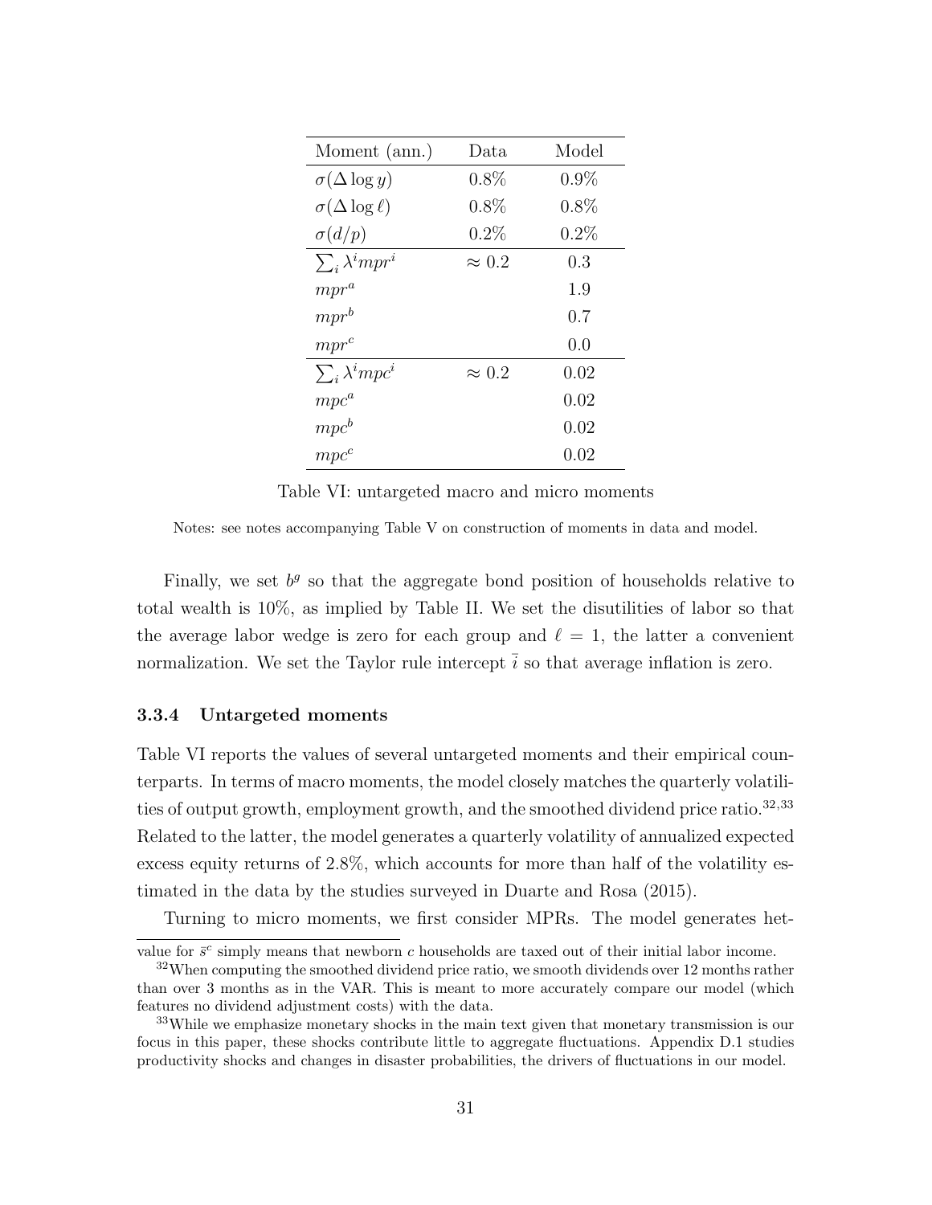| Moment (ann.) | Data | Model |
|---|---|---|
| $\sigma(\Delta \log y)$ | 0.8% | 0.9% |
| $\sigma(\Delta \log \ell)$ | 0.8% | 0.8% |
| $\sigma(d/p)$ | 0.2% | 0.2% |
| $\sum_i \lambda^i mpr^i$ | $\approx 0.2$ | 0.3 |
| $mpr^a$ | | 1.9 |
| $mpr^b$ | | 0.7 |
| $mpr^c$ | | 0.0 |
| $\sum_i \lambda^i mpc^i$ | $\approx 0.2$ | 0.02 |
| $mpc^a$ | | 0.02 |
| $mpc^b$ | | 0.02 |
| $mpc^c$ | | 0.02 |

Table VI: untargeted macro and micro moments

Notes: see notes accompanying Table V on construction of moments in data and model.

Finally, we set $b^g$ so that the aggregate bond position of households relative to total wealth is 10%, as implied by Table II. We set the disutilities of labor so that the average labor wedge is zero for each group and $\ell = 1$, the latter a convenient normalization. We set the Taylor rule intercept $\bar{i}$ so that average inflation is zero.

### 3.3.4 Untargeted moments

Table VI reports the values of several untargeted moments and their empirical counterparts. In terms of macro moments, the model closely matches the quarterly volatilities of output growth, employment growth, and the smoothed dividend price ratio.[32,33] Related to the latter, the model generates a quarterly volatility of annualized expected excess equity returns of 2.8%, which accounts for more than half of the volatility estimated in the data by the studies surveyed in Duarte and Rosa (2015).

Turning to micro moments, we first consider MPRs. The model generates het-

value for $\bar{s}^c$ simply means that newborn $c$ households are taxed out of their initial labor income.

[32] When computing the smoothed dividend price ratio, we smooth dividends over 12 months rather than over 3 months as in the VAR. This is meant to more accurately compare our model (which features no dividend adjustment costs) with the data.

[33] While we emphasize monetary shocks in the main text given that monetary transmission is our focus in this paper, these shocks contribute little to aggregate fluctuations. Appendix D.1 studies productivity shocks and changes in disaster probabilities, the drivers of fluctuations in our model.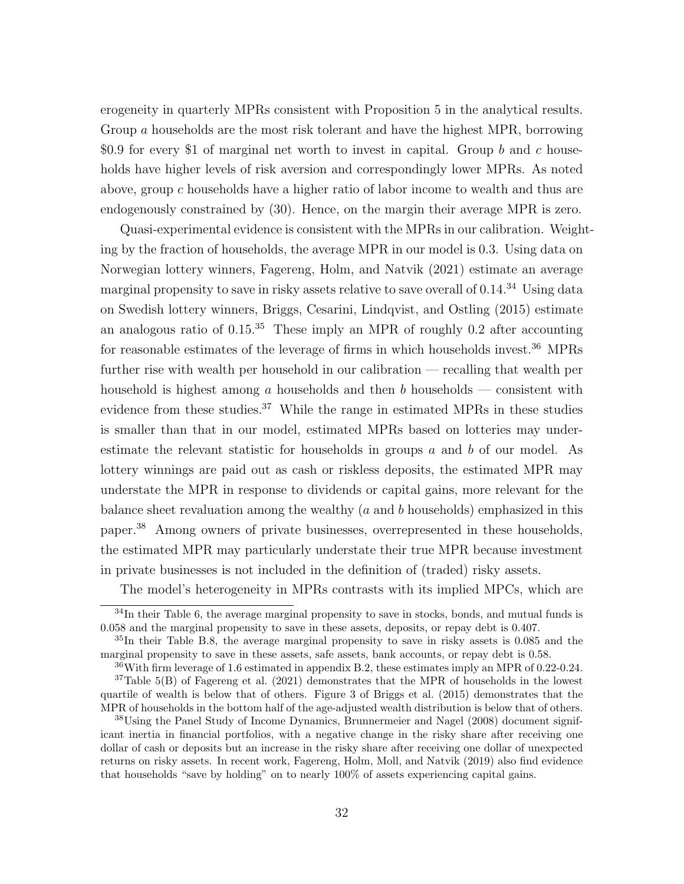erogeneity in quarterly MPRs consistent with Proposition 5 in the analytical results. Group $a$ households are the most risk tolerant and have the highest MPR, borrowing \$0.9 for every \$1 of marginal net worth to invest in capital. Group $b$ and $c$ households have higher levels of risk aversion and correspondingly lower MPRs. As noted above, group $c$ households have a higher ratio of labor income to wealth and thus are endogenously constrained by (30). Hence, on the margin their average MPR is zero.

Quasi-experimental evidence is consistent with the MPRs in our calibration. Weighting by the fraction of households, the average MPR in our model is 0.3. Using data on Norwegian lottery winners, Fagereng, Holm, and Natvik (2021) estimate an average marginal propensity to save in risky assets relative to save overall of 0.14.[34] Using data on Swedish lottery winners, Briggs, Cesarini, Lindqvist, and Ostling (2015) estimate an analogous ratio of 0.15.[35] These imply an MPR of roughly 0.2 after accounting for reasonable estimates of the leverage of firms in which households invest.[36] MPRs further rise with wealth per household in our calibration — recalling that wealth per household is highest among $a$ households and then $b$ households — consistent with evidence from these studies.[37] While the range in estimated MPRs in these studies is smaller than that in our model, estimated MPRs based on lotteries may underestimate the relevant statistic for households in groups $a$ and $b$ of our model. As lottery winnings are paid out as cash or riskless deposits, the estimated MPR may understate the MPR in response to dividends or capital gains, more relevant for the balance sheet revaluation among the wealthy ($a$ and $b$ households) emphasized in this paper.[38] Among owners of private businesses, overrepresented in these households, the estimated MPR may particularly understate their true MPR because investment in private businesses is not included in the definition of (traded) risky assets.

The model's heterogeneity in MPRs contrasts with its implied MPCs, which are

---

[34] In their Table 6, the average marginal propensity to save in stocks, bonds, and mutual funds is 0.058 and the marginal propensity to save in these assets, deposits, or repay debt is 0.407.

[35] In their Table B.8, the average marginal propensity to save in risky assets is 0.085 and the marginal propensity to save in these assets, safe assets, bank accounts, or repay debt is 0.58.

[36] With firm leverage of 1.6 estimated in appendix B.2, these estimates imply an MPR of 0.22-0.24.

[37] Table 5(B) of Fagereng et al. (2021) demonstrates that the MPR of households in the lowest quartile of wealth is below that of others. Figure 3 of Briggs et al. (2015) demonstrates that the MPR of households in the bottom half of the age-adjusted wealth distribution is below that of others.

[38] Using the Panel Study of Income Dynamics, Brunnermeier and Nagel (2008) document significant inertia in financial portfolios, with a negative change in the risky share after receiving one dollar of cash or deposits but an increase in the risky share after receiving one dollar of unexpected returns on risky assets. In recent work, Fagereng, Holm, Moll, and Natvik (2019) also find evidence that households "save by holding" on to nearly 100% of assets experiencing capital gains.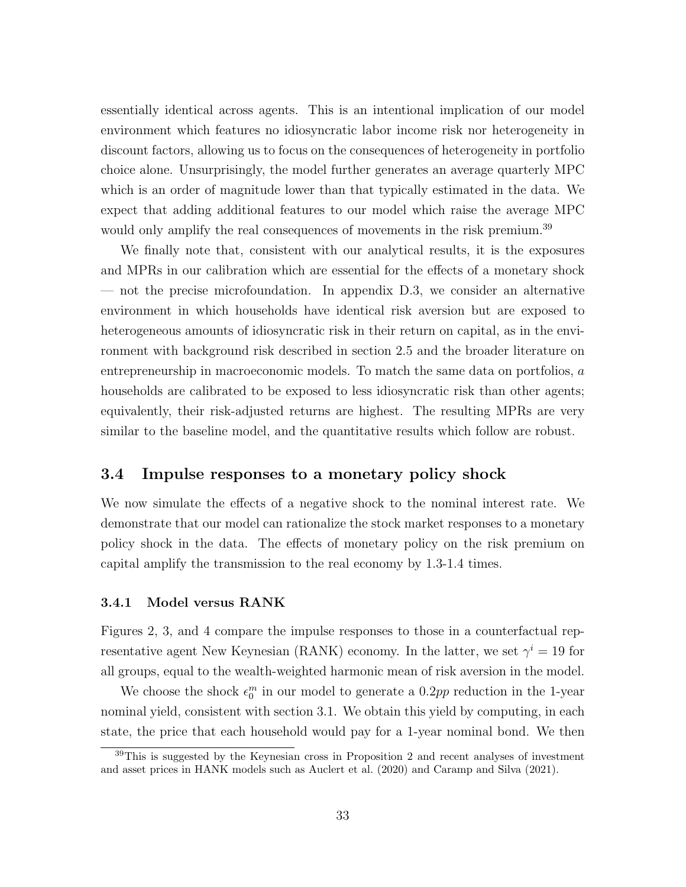essentially identical across agents. This is an intentional implication of our model environment which features no idiosyncratic labor income risk nor heterogeneity in discount factors, allowing us to focus on the consequences of heterogeneity in portfolio choice alone. Unsurprisingly, the model further generates an average quarterly MPC which is an order of magnitude lower than that typically estimated in the data. We expect that adding additional features to our model which raise the average MPC would only amplify the real consequences of movements in the risk premium.[39]

We finally note that, consistent with our analytical results, it is the exposures and MPRs in our calibration which are essential for the effects of a monetary shock — not the precise microfoundation. In appendix D.3, we consider an alternative environment in which households have identical risk aversion but are exposed to heterogeneous amounts of idiosyncratic risk in their return on capital, as in the environment with background risk described in section 2.5 and the broader literature on entrepreneurship in macroeconomic models. To match the same data on portfolios, $a$ households are calibrated to be exposed to less idiosyncratic risk than other agents; equivalently, their risk-adjusted returns are highest. The resulting MPRs are very similar to the baseline model, and the quantitative results which follow are robust.

## 3.4 Impulse responses to a monetary policy shock

We now simulate the effects of a negative shock to the nominal interest rate. We demonstrate that our model can rationalize the stock market responses to a monetary policy shock in the data. The effects of monetary policy on the risk premium on capital amplify the transmission to the real economy by 1.3-1.4 times.

### 3.4.1 Model versus RANK

Figures 2, 3, and 4 compare the impulse responses to those in a counterfactual representative agent New Keynesian (RANK) economy. In the latter, we set $\gamma^i = 19$ for all groups, equal to the wealth-weighted harmonic mean of risk aversion in the model.

We choose the shock $\epsilon_0^m$ in our model to generate a $0.2pp$ reduction in the 1-year nominal yield, consistent with section 3.1. We obtain this yield by computing, in each state, the price that each household would pay for a 1-year nominal bond. We then

[39]This is suggested by the Keynesian cross in Proposition 2 and recent analyses of investment and asset prices in HANK models such as Auclert et al. (2020) and Caramp and Silva (2021).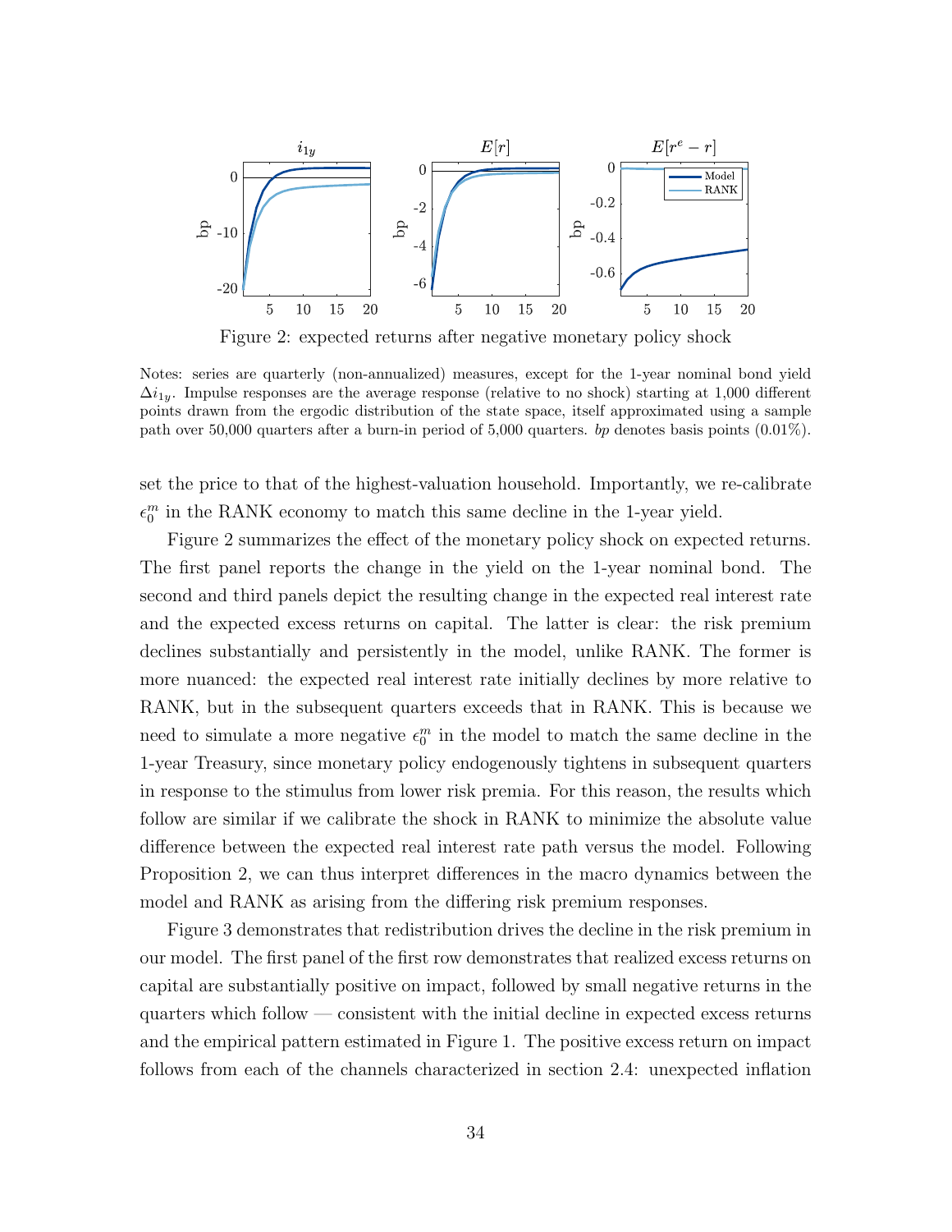Figure 2: expected returns after negative monetary policy shock

Notes: series are quarterly (non-annualized) measures, except for the 1-year nominal bond yield $\Delta i_{1y}$. Impulse responses are the average response (relative to no shock) starting at 1,000 different points drawn from the ergodic distribution of the state space, itself approximated using a sample path over 50,000 quarters after a burn-in period of 5,000 quarters. *bp* denotes basis points (0.01%).

set the price to that of the highest-valuation household. Importantly, we re-calibrate $\epsilon_0^m$ in the RANK economy to match this same decline in the 1-year yield.

Figure 2 summarizes the effect of the monetary policy shock on expected returns. The first panel reports the change in the yield on the 1-year nominal bond. The second and third panels depict the resulting change in the expected real interest rate and the expected excess returns on capital. The latter is clear: the risk premium declines substantially and persistently in the model, unlike RANK. The former is more nuanced: the expected real interest rate initially declines by more relative to RANK, but in the subsequent quarters exceeds that in RANK. This is because we need to simulate a more negative $\epsilon_0^m$ in the model to match the same decline in the 1-year Treasury, since monetary policy endogenously tightens in subsequent quarters in response to the stimulus from lower risk premia. For this reason, the results which follow are similar if we calibrate the shock in RANK to minimize the absolute value difference between the expected real interest rate path versus the model. Following Proposition 2, we can thus interpret differences in the macro dynamics between the model and RANK as arising from the differing risk premium responses.

Figure 3 demonstrates that redistribution drives the decline in the risk premium in our model. The first panel of the first row demonstrates that realized excess returns on capital are substantially positive on impact, followed by small negative returns in the quarters which follow — consistent with the initial decline in expected excess returns and the empirical pattern estimated in Figure 1. The positive excess return on impact follows from each of the channels characterized in section 2.4: unexpected inflation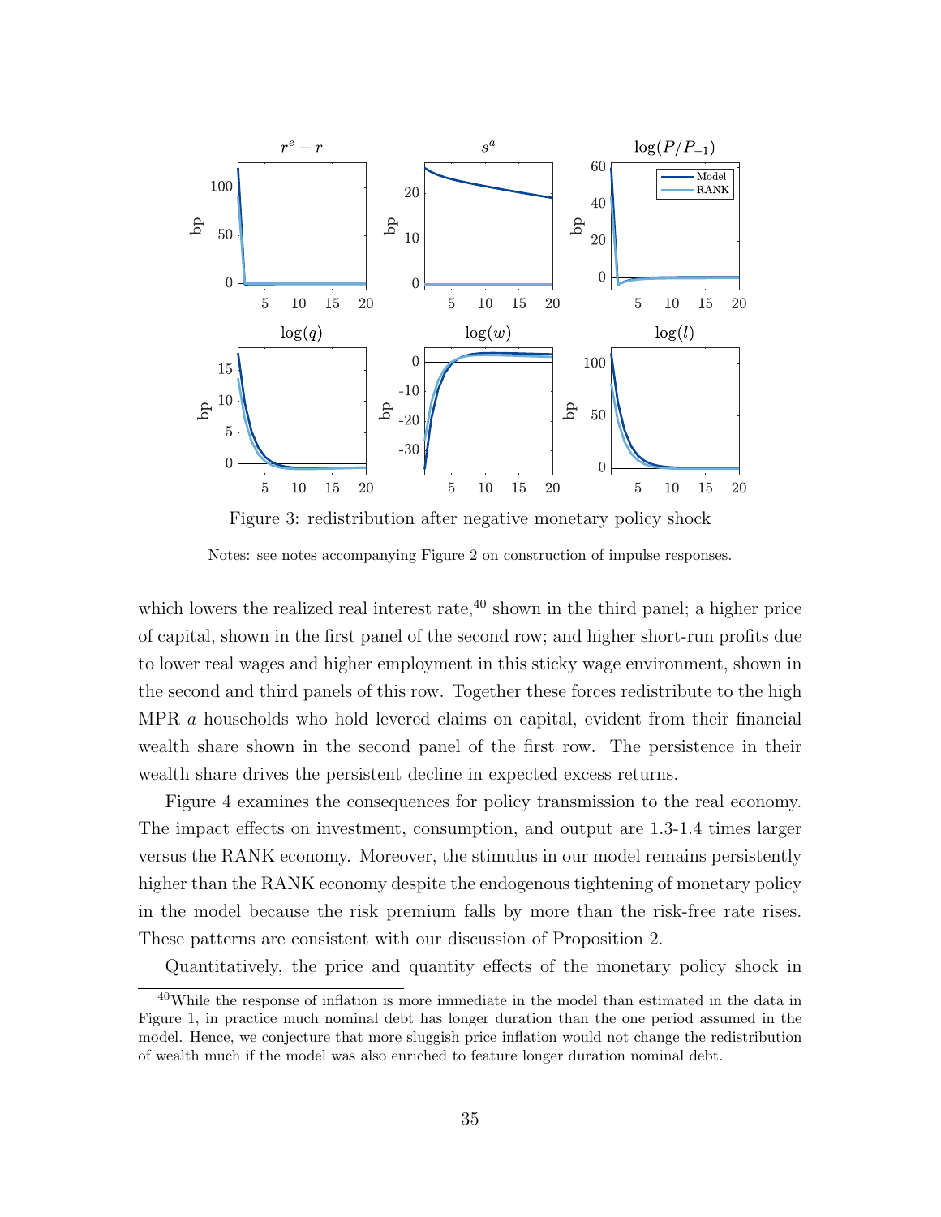Figure 3: redistribution after negative monetary policy shock

Notes: see notes accompanying Figure 2 on construction of impulse responses.

which lowers the realized real interest rate,[40] shown in the third panel; a higher price of capital, shown in the first panel of the second row; and higher short-run profits due to lower real wages and higher employment in this sticky wage environment, shown in the second and third panels of this row. Together these forces redistribute to the high MPR $a$ households who hold levered claims on capital, evident from their financial wealth share shown in the second panel of the first row. The persistence in their wealth share drives the persistent decline in expected excess returns.

Figure 4 examines the consequences for policy transmission to the real economy. The impact effects on investment, consumption, and output are 1.3-1.4 times larger versus the RANK economy. Moreover, the stimulus in our model remains persistently higher than the RANK economy despite the endogenous tightening of monetary policy in the model because the risk premium falls by more than the risk-free rate rises. These patterns are consistent with our discussion of Proposition 2.

Quantitatively, the price and quantity effects of the monetary policy shock in

[40] While the response of inflation is more immediate in the model than estimated in the data in Figure 1, in practice much nominal debt has longer duration than the one period assumed in the model. Hence, we conjecture that more sluggish price inflation would not change the redistribution of wealth much if the model was also enriched to feature longer duration nominal debt.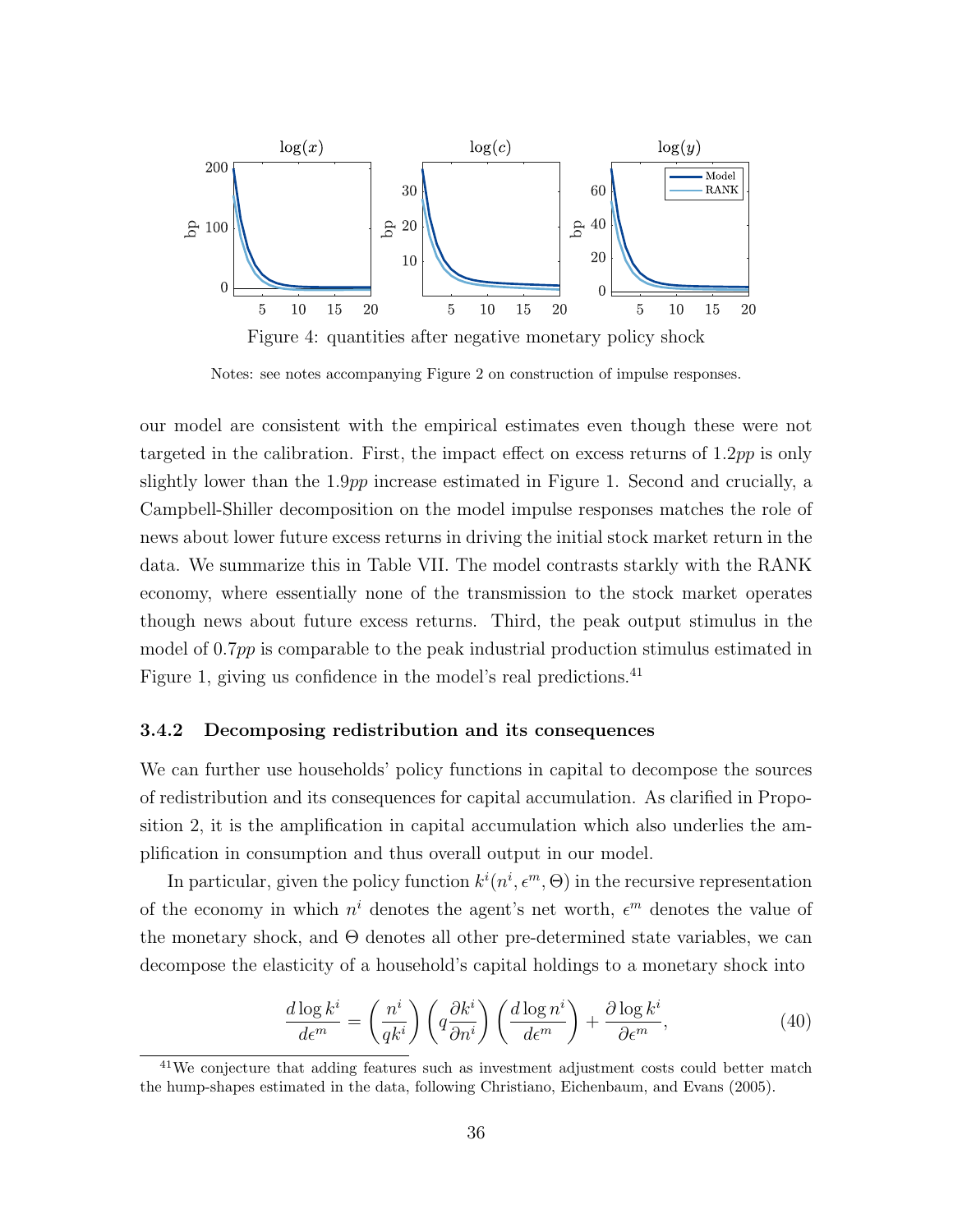Figure 4: quantities after negative monetary policy shock

Notes: see notes accompanying Figure 2 on construction of impulse responses.

our model are consistent with the empirical estimates even though these were not targeted in the calibration. First, the impact effect on excess returns of 1.2*pp* is only slightly lower than the 1.9*pp* increase estimated in Figure 1. Second and crucially, a Campbell-Shiller decomposition on the model impulse responses matches the role of news about lower future excess returns in driving the initial stock market return in the data. We summarize this in Table VII. The model contrasts starkly with the RANK economy, where essentially none of the transmission to the stock market operates though news about future excess returns. Third, the peak output stimulus in the model of 0.7*pp* is comparable to the peak industrial production stimulus estimated in Figure 1, giving us confidence in the model's real predictions.[41]

### 3.4.2 Decomposing redistribution and its consequences

We can further use households' policy functions in capital to decompose the sources of redistribution and its consequences for capital accumulation. As clarified in Proposition 2, it is the amplification in capital accumulation which also underlies the amplification in consumption and thus overall output in our model.

In particular, given the policy function $k^i(n^i, \epsilon^m, \Theta)$ in the recursive representation of the economy in which $n^i$ denotes the agent's net worth, $\epsilon^m$ denotes the value of the monetary shock, and $\Theta$ denotes all other pre-determined state variables, we can decompose the elasticity of a household's capital holdings to a monetary shock into

$$\frac{d \log k^i}{d\epsilon^m} = \left(\frac{n^i}{qk^i}\right)\left(q\frac{\partial k^i}{\partial n^i}\right)\left(\frac{d \log n^i}{d\epsilon^m}\right) + \frac{\partial \log k^i}{\partial \epsilon^m}, \tag{40}$$

[41] We conjecture that adding features such as investment adjustment costs could better match the hump-shapes estimated in the data, following Christiano, Eichenbaum, and Evans (2005).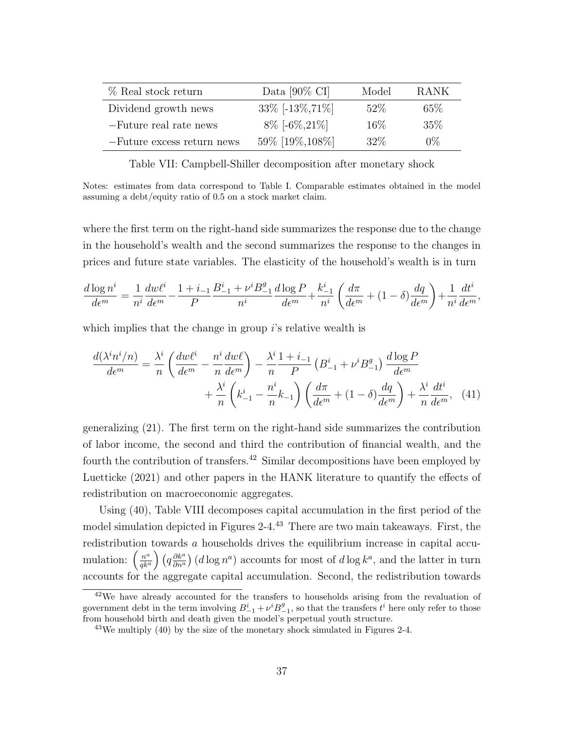| % Real stock return | Data [90% CI] | Model | RANK |
|---|---|---|---|
| Dividend growth news | 33% [-13%,71%] | 52% | 65% |
| −Future real rate news | 8% [-6%,21%] | 16% | 35% |
| −Future excess return news | 59% [19%,108%] | 32% | 0% |

Table VII: Campbell-Shiller decomposition after monetary shock

Notes: estimates from data correspond to Table I. Comparable estimates obtained in the model assuming a debt/equity ratio of 0.5 on a stock market claim.

where the first term on the right-hand side summarizes the response due to the change in the household's wealth and the second summarizes the response to the changes in prices and future state variables. The elasticity of the household's wealth is in turn

$$\frac{d\log n^i}{d\epsilon^m} = \frac{1}{n^i}\frac{dw\ell^i}{d\epsilon^m} - \frac{1+i_{-1}}{P}\frac{B^i_{-1}+\nu^i B^g_{-1}}{n^i}\frac{d\log P}{d\epsilon^m} + \frac{k^i_{-1}}{n^i}\left(\frac{d\pi}{d\epsilon^m}+(1-\delta)\frac{dq}{d\epsilon^m}\right) + \frac{1}{n^i}\frac{dt^i}{d\epsilon^m},$$

which implies that the change in group $i$'s relative wealth is

$$\frac{d(\lambda^i n^i/n)}{d\epsilon^m} = \frac{\lambda^i}{n}\left(\frac{dw\ell^i}{d\epsilon^m} - \frac{n^i}{n}\frac{dw\ell}{d\epsilon^m}\right) - \frac{\lambda^i}{n}\frac{1+i_{-1}}{P}\left(B^i_{-1}+\nu^i B^g_{-1}\right)\frac{d\log P}{d\epsilon^m} + \frac{\lambda^i}{n}\left(k^i_{-1} - \frac{n^i}{n}k_{-1}\right)\left(\frac{d\pi}{d\epsilon^m}+(1-\delta)\frac{dq}{d\epsilon^m}\right) + \frac{\lambda^i}{n}\frac{dt^i}{d\epsilon^m}, \quad (41)$$

generalizing (21). The first term on the right-hand side summarizes the contribution of labor income, the second and third the contribution of financial wealth, and the fourth the contribution of transfers.[42] Similar decompositions have been employed by Luetticke (2021) and other papers in the HANK literature to quantify the effects of redistribution on macroeconomic aggregates.

Using (40), Table VIII decomposes capital accumulation in the first period of the model simulation depicted in Figures 2-4.[43] There are two main takeaways. First, the redistribution towards $a$ households drives the equilibrium increase in capital accumulation: $\left(\frac{n^a}{qk^a}\right)\left(q\frac{\partial k^a}{\partial n^a}\right)(d\log n^a)$ accounts for most of $d\log k^a$, and the latter in turn accounts for the aggregate capital accumulation. Second, the redistribution towards

[42] We have already accounted for the transfers to households arising from the revaluation of government debt in the term involving $B^i_{-1}+\nu^i B^g_{-1}$, so that the transfers $t^i$ here only refer to those from household birth and death given the model's perpetual youth structure.

[43] We multiply (40) by the size of the monetary shock simulated in Figures 2-4.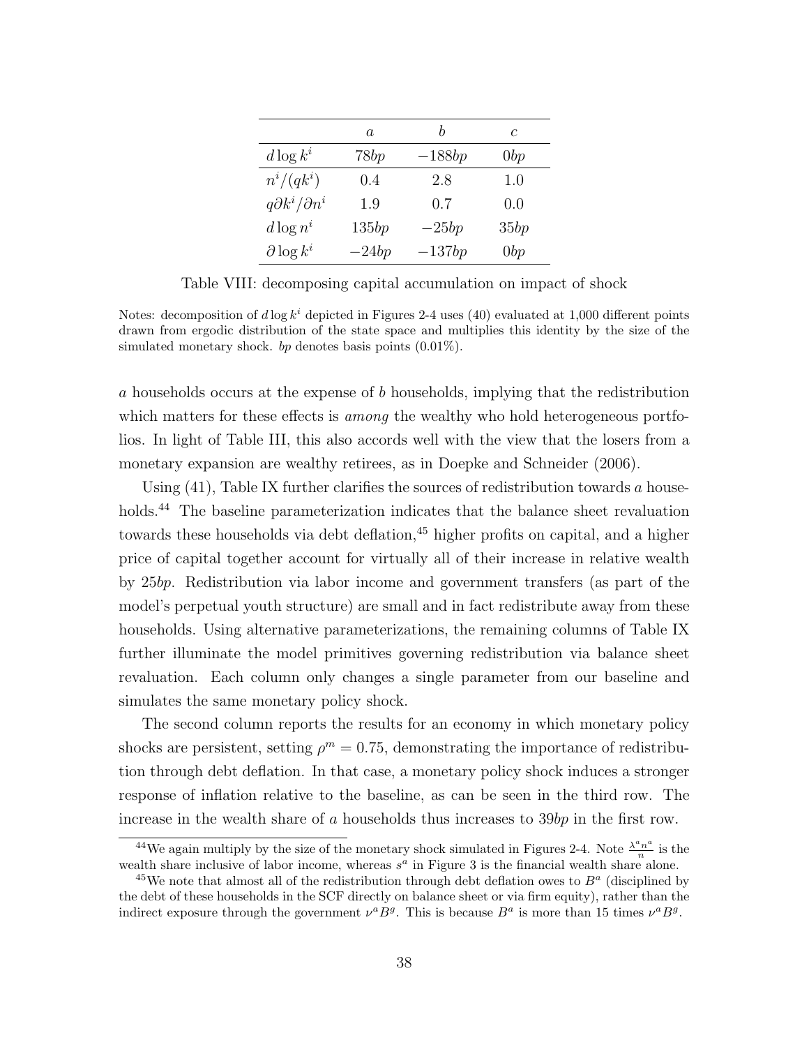|  | $a$ | $b$ | $c$ |
|---|---|---|---|
| $d\log k^i$ | $78bp$ | $-188bp$ | $0bp$ |
| $n^i/(qk^i)$ | 0.4 | 2.8 | 1.0 |
| $q\partial k^i/\partial n^i$ | 1.9 | 0.7 | 0.0 |
| $d\log n^i$ | $135bp$ | $-25bp$ | $35bp$ |
| $\partial \log k^i$ | $-24bp$ | $-137bp$ | $0bp$ |

Table VIII: decomposing capital accumulation on impact of shock

Notes: decomposition of $d\log k^i$ depicted in Figures 2-4 uses (40) evaluated at 1,000 different points drawn from ergodic distribution of the state space and multiplies this identity by the size of the simulated monetary shock. *bp* denotes basis points (0.01%).

*a* households occurs at the expense of *b* households, implying that the redistribution which matters for these effects is *among* the wealthy who hold heterogeneous portfolios. In light of Table III, this also accords well with the view that the losers from a monetary expansion are wealthy retirees, as in Doepke and Schneider (2006).

Using (41), Table IX further clarifies the sources of redistribution towards *a* households.[44] The baseline parameterization indicates that the balance sheet revaluation towards these households via debt deflation,[45] higher profits on capital, and a higher price of capital together account for virtually all of their increase in relative wealth by $25bp$. Redistribution via labor income and government transfers (as part of the model's perpetual youth structure) are small and in fact redistribute away from these households. Using alternative parameterizations, the remaining columns of Table IX further illuminate the model primitives governing redistribution via balance sheet revaluation. Each column only changes a single parameter from our baseline and simulates the same monetary policy shock.

The second column reports the results for an economy in which monetary policy shocks are persistent, setting $\rho^m = 0.75$, demonstrating the importance of redistribution through debt deflation. In that case, a monetary policy shock induces a stronger response of inflation relative to the baseline, as can be seen in the third row. The increase in the wealth share of *a* households thus increases to $39bp$ in the first row.

[44] We again multiply by the size of the monetary shock simulated in Figures 2-4. Note $\frac{\lambda^a n^a}{n}$ is the wealth share inclusive of labor income, whereas $s^a$ in Figure 3 is the financial wealth share alone.

[45] We note that almost all of the redistribution through debt deflation owes to $B^a$ (disciplined by the debt of these households in the SCF directly on balance sheet or via firm equity), rather than the indirect exposure through the government $\nu^a B^g$. This is because $B^a$ is more than 15 times $\nu^a B^g$.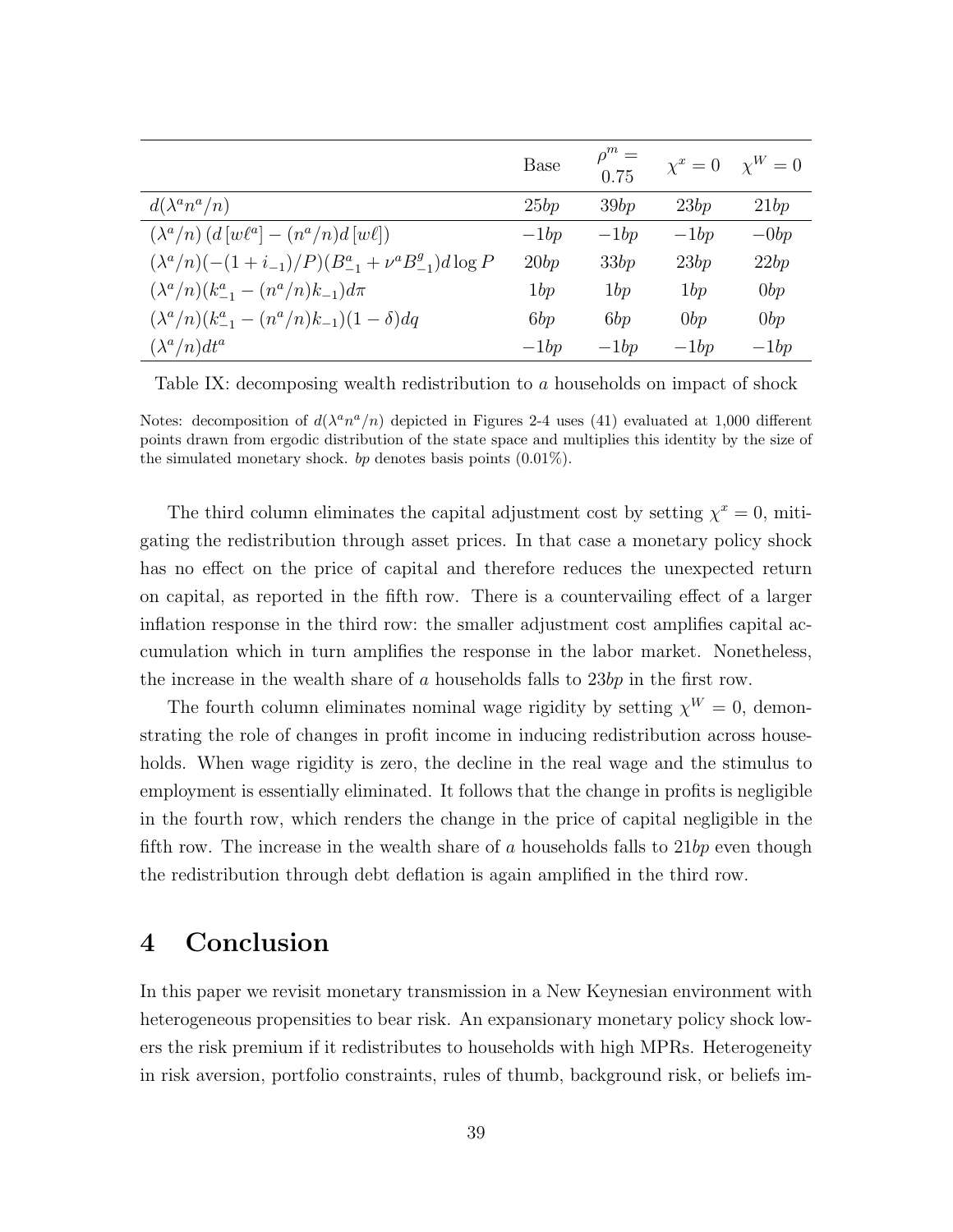| | Base | $\rho^m = 0.75$ | $\chi^x = 0$ | $\chi^W = 0$ |
|---|---|---|---|---|
| $d(\lambda^a n^a/n)$ | $25bp$ | $39bp$ | $23bp$ | $21bp$ |
| $(\lambda^a/n)\left(d\left[w\ell^a\right] - (n^a/n)d\left[w\ell\right]\right)$ | $-1bp$ | $-1bp$ | $-1bp$ | $-0bp$ |
| $(\lambda^a/n)(-(1+i_{-1})/P)(B^a_{-1} + \nu^a B^g_{-1})d\log P$ | $20bp$ | $33bp$ | $23bp$ | $22bp$ |
| $(\lambda^a/n)(k^a_{-1} - (n^a/n)k_{-1})d\pi$ | $1bp$ | $1bp$ | $1bp$ | $0bp$ |
| $(\lambda^a/n)(k^a_{-1} - (n^a/n)k_{-1})(1-\delta)dq$ | $6bp$ | $6bp$ | $0bp$ | $0bp$ |
| $(\lambda^a/n)dt^a$ | $-1bp$ | $-1bp$ | $-1bp$ | $-1bp$ |

Table IX: decomposing wealth redistribution to $a$ households on impact of shock

Notes: decomposition of $d(\lambda^a n^a/n)$ depicted in Figures 2-4 uses (41) evaluated at 1,000 different points drawn from ergodic distribution of the state space and multiplies this identity by the size of the simulated monetary shock. $bp$ denotes basis points (0.01%).

The third column eliminates the capital adjustment cost by setting $\chi^x = 0$, mitigating the redistribution through asset prices. In that case a monetary policy shock has no effect on the price of capital and therefore reduces the unexpected return on capital, as reported in the fifth row. There is a countervailing effect of a larger inflation response in the third row: the smaller adjustment cost amplifies capital accumulation which in turn amplifies the response in the labor market. Nonetheless, the increase in the wealth share of $a$ households falls to $23bp$ in the first row.

The fourth column eliminates nominal wage rigidity by setting $\chi^W = 0$, demonstrating the role of changes in profit income in inducing redistribution across households. When wage rigidity is zero, the decline in the real wage and the stimulus to employment is essentially eliminated. It follows that the change in profits is negligible in the fourth row, which renders the change in the price of capital negligible in the fifth row. The increase in the wealth share of $a$ households falls to $21bp$ even though the redistribution through debt deflation is again amplified in the third row.

# 4 Conclusion

In this paper we revisit monetary transmission in a New Keynesian environment with heterogeneous propensities to bear risk. An expansionary monetary policy shock lowers the risk premium if it redistributes to households with high MPRs. Heterogeneity in risk aversion, portfolio constraints, rules of thumb, background risk, or beliefs im-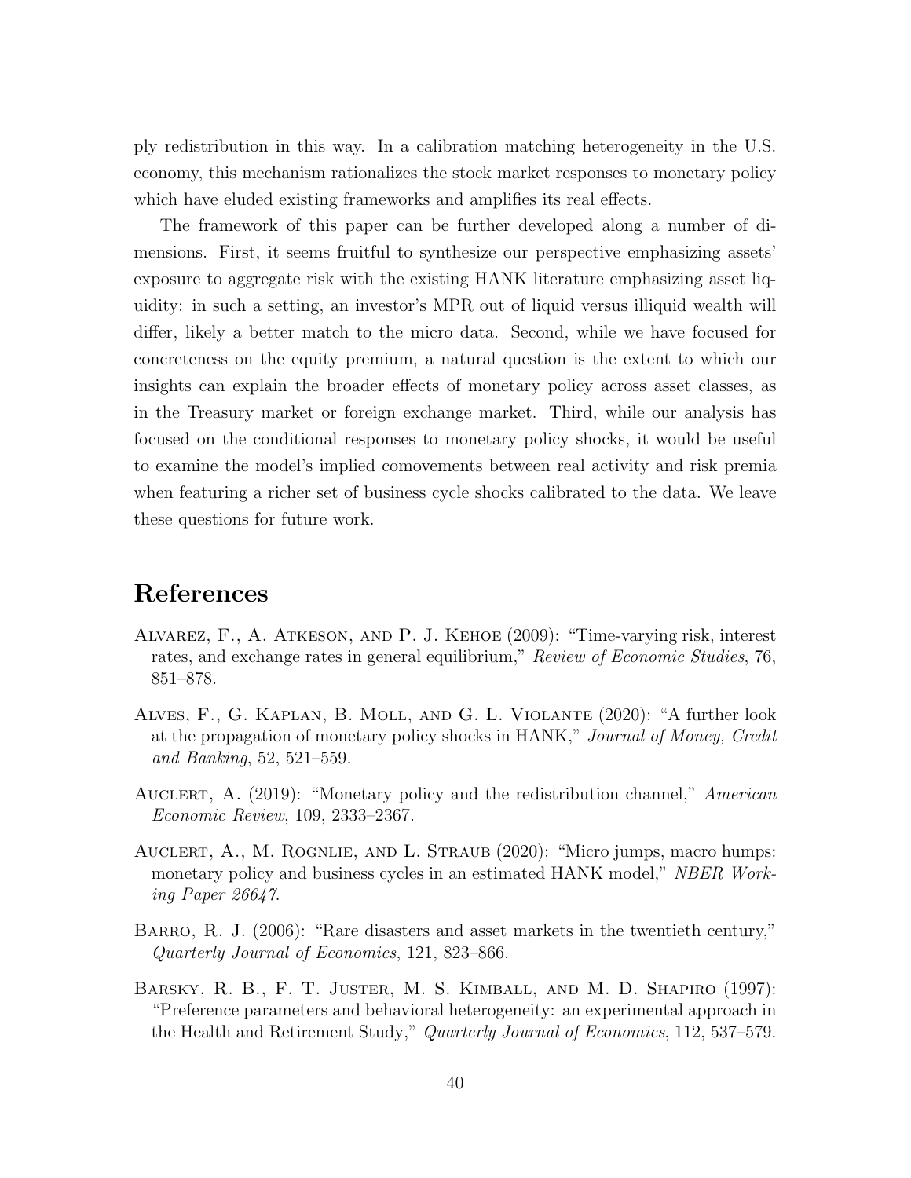ply redistribution in this way. In a calibration matching heterogeneity in the U.S. economy, this mechanism rationalizes the stock market responses to monetary policy which have eluded existing frameworks and amplifies its real effects.

The framework of this paper can be further developed along a number of dimensions. First, it seems fruitful to synthesize our perspective emphasizing assets' exposure to aggregate risk with the existing HANK literature emphasizing asset liquidity: in such a setting, an investor's MPR out of liquid versus illiquid wealth will differ, likely a better match to the micro data. Second, while we have focused for concreteness on the equity premium, a natural question is the extent to which our insights can explain the broader effects of monetary policy across asset classes, as in the Treasury market or foreign exchange market. Third, while our analysis has focused on the conditional responses to monetary policy shocks, it would be useful to examine the model's implied comovements between real activity and risk premia when featuring a richer set of business cycle shocks calibrated to the data. We leave these questions for future work.

# References

Alvarez, F., A. Atkeson, and P. J. Kehoe (2009): "Time-varying risk, interest rates, and exchange rates in general equilibrium," *Review of Economic Studies*, 76, 851–878.

Alves, F., G. Kaplan, B. Moll, and G. L. Violante (2020): "A further look at the propagation of monetary policy shocks in HANK," *Journal of Money, Credit and Banking*, 52, 521–559.

Auclert, A. (2019): "Monetary policy and the redistribution channel," *American Economic Review*, 109, 2333–2367.

Auclert, A., M. Rognlie, and L. Straub (2020): "Micro jumps, macro humps: monetary policy and business cycles in an estimated HANK model," *NBER Working Paper 26647*.

Barro, R. J. (2006): "Rare disasters and asset markets in the twentieth century," *Quarterly Journal of Economics*, 121, 823–866.

Barsky, R. B., F. T. Juster, M. S. Kimball, and M. D. Shapiro (1997): "Preference parameters and behavioral heterogeneity: an experimental approach in the Health and Retirement Study," *Quarterly Journal of Economics*, 112, 537–579.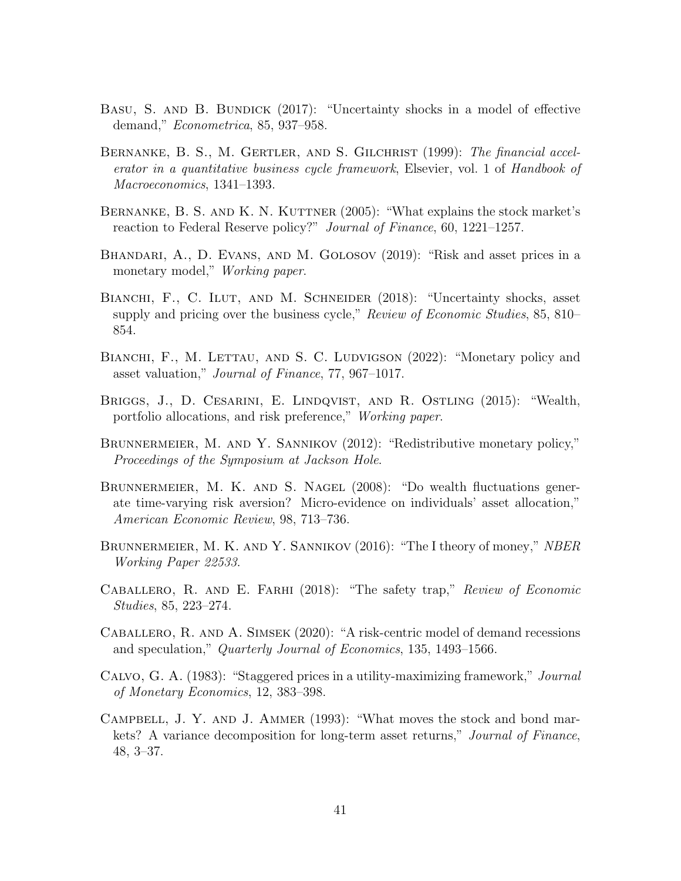Basu, S. and B. Bundick (2017): "Uncertainty shocks in a model of effective demand," *Econometrica*, 85, 937–958.

Bernanke, B. S., M. Gertler, and S. Gilchrist (1999): *The financial accelerator in a quantitative business cycle framework*, Elsevier, vol. 1 of *Handbook of Macroeconomics*, 1341–1393.

Bernanke, B. S. and K. N. Kuttner (2005): "What explains the stock market's reaction to Federal Reserve policy?" *Journal of Finance*, 60, 1221–1257.

Bhandari, A., D. Evans, and M. Golosov (2019): "Risk and asset prices in a monetary model," *Working paper*.

Bianchi, F., C. Ilut, and M. Schneider (2018): "Uncertainty shocks, asset supply and pricing over the business cycle," *Review of Economic Studies*, 85, 810–854.

Bianchi, F., M. Lettau, and S. C. Ludvigson (2022): "Monetary policy and asset valuation," *Journal of Finance*, 77, 967–1017.

Briggs, J., D. Cesarini, E. Lindqvist, and R. Ostling (2015): "Wealth, portfolio allocations, and risk preference," *Working paper*.

Brunnermeier, M. and Y. Sannikov (2012): "Redistributive monetary policy," *Proceedings of the Symposium at Jackson Hole*.

Brunnermeier, M. K. and S. Nagel (2008): "Do wealth fluctuations generate time-varying risk aversion? Micro-evidence on individuals' asset allocation," *American Economic Review*, 98, 713–736.

Brunnermeier, M. K. and Y. Sannikov (2016): "The I theory of money," *NBER Working Paper 22533*.

Caballero, R. and E. Farhi (2018): "The safety trap," *Review of Economic Studies*, 85, 223–274.

Caballero, R. and A. Simsek (2020): "A risk-centric model of demand recessions and speculation," *Quarterly Journal of Economics*, 135, 1493–1566.

Calvo, G. A. (1983): "Staggered prices in a utility-maximizing framework," *Journal of Monetary Economics*, 12, 383–398.

Campbell, J. Y. and J. Ammer (1993): "What moves the stock and bond markets? A variance decomposition for long-term asset returns," *Journal of Finance*, 48, 3–37.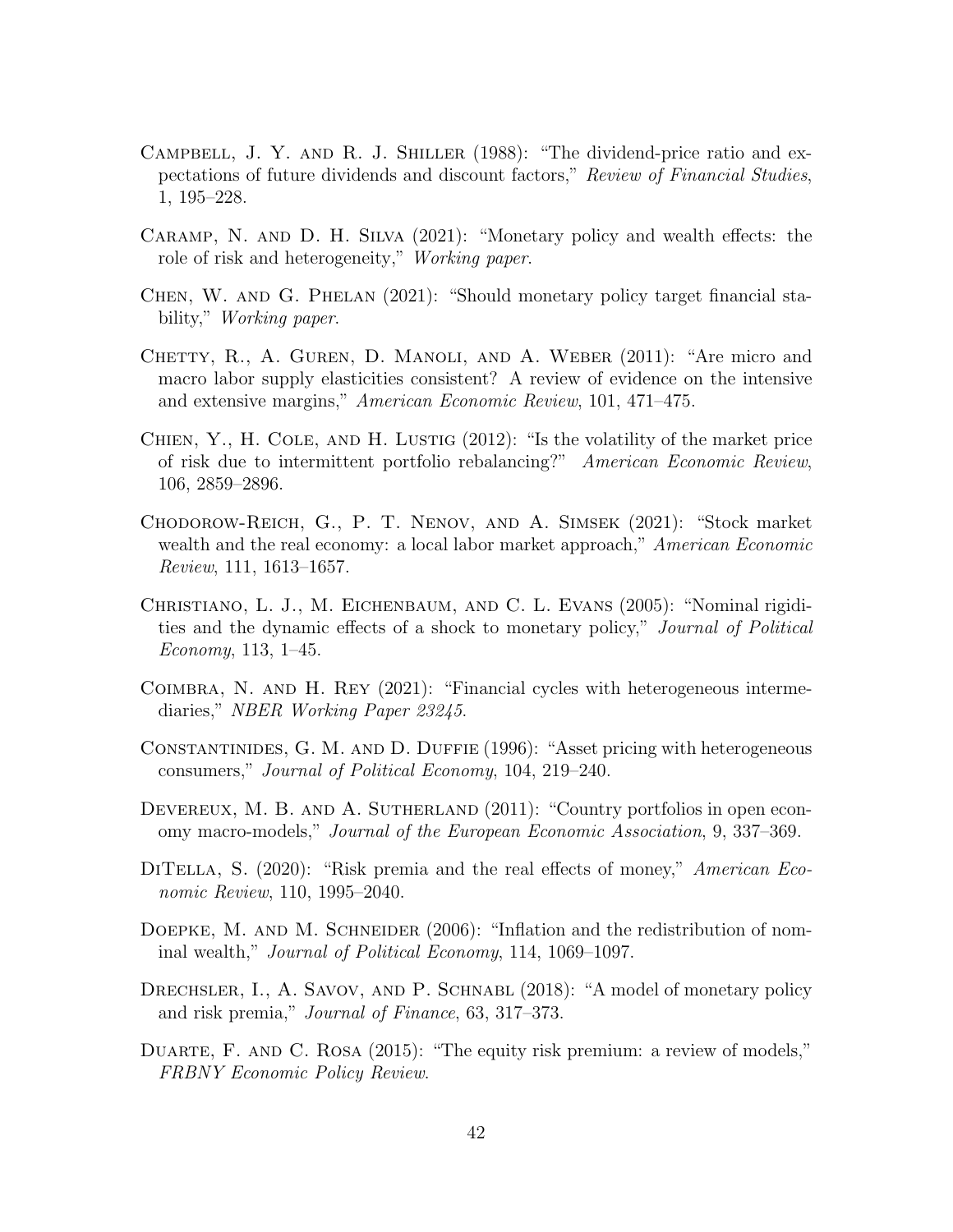Campbell, J. Y. and R. J. Shiller (1988): "The dividend-price ratio and expectations of future dividends and discount factors," *Review of Financial Studies*, 1, 195–228.

Caramp, N. and D. H. Silva (2021): "Monetary policy and wealth effects: the role of risk and heterogeneity," *Working paper*.

Chen, W. and G. Phelan (2021): "Should monetary policy target financial stability," *Working paper*.

Chetty, R., A. Guren, D. Manoli, and A. Weber (2011): "Are micro and macro labor supply elasticities consistent? A review of evidence on the intensive and extensive margins," *American Economic Review*, 101, 471–475.

Chien, Y., H. Cole, and H. Lustig (2012): "Is the volatility of the market price of risk due to intermittent portfolio rebalancing?" *American Economic Review*, 106, 2859–2896.

Chodorow-Reich, G., P. T. Nenov, and A. Simsek (2021): "Stock market wealth and the real economy: a local labor market approach," *American Economic Review*, 111, 1613–1657.

Christiano, L. J., M. Eichenbaum, and C. L. Evans (2005): "Nominal rigidities and the dynamic effects of a shock to monetary policy," *Journal of Political Economy*, 113, 1–45.

Coimbra, N. and H. Rey (2021): "Financial cycles with heterogeneous intermediaries," *NBER Working Paper 23245*.

Constantinides, G. M. and D. Duffie (1996): "Asset pricing with heterogeneous consumers," *Journal of Political Economy*, 104, 219–240.

Devereux, M. B. and A. Sutherland (2011): "Country portfolios in open economy macro-models," *Journal of the European Economic Association*, 9, 337–369.

DiTella, S. (2020): "Risk premia and the real effects of money," *American Economic Review*, 110, 1995–2040.

Doepke, M. and M. Schneider (2006): "Inflation and the redistribution of nominal wealth," *Journal of Political Economy*, 114, 1069–1097.

Drechsler, I., A. Savov, and P. Schnabl (2018): "A model of monetary policy and risk premia," *Journal of Finance*, 63, 317–373.

Duarte, F. and C. Rosa (2015): "The equity risk premium: a review of models," *FRBNY Economic Policy Review*.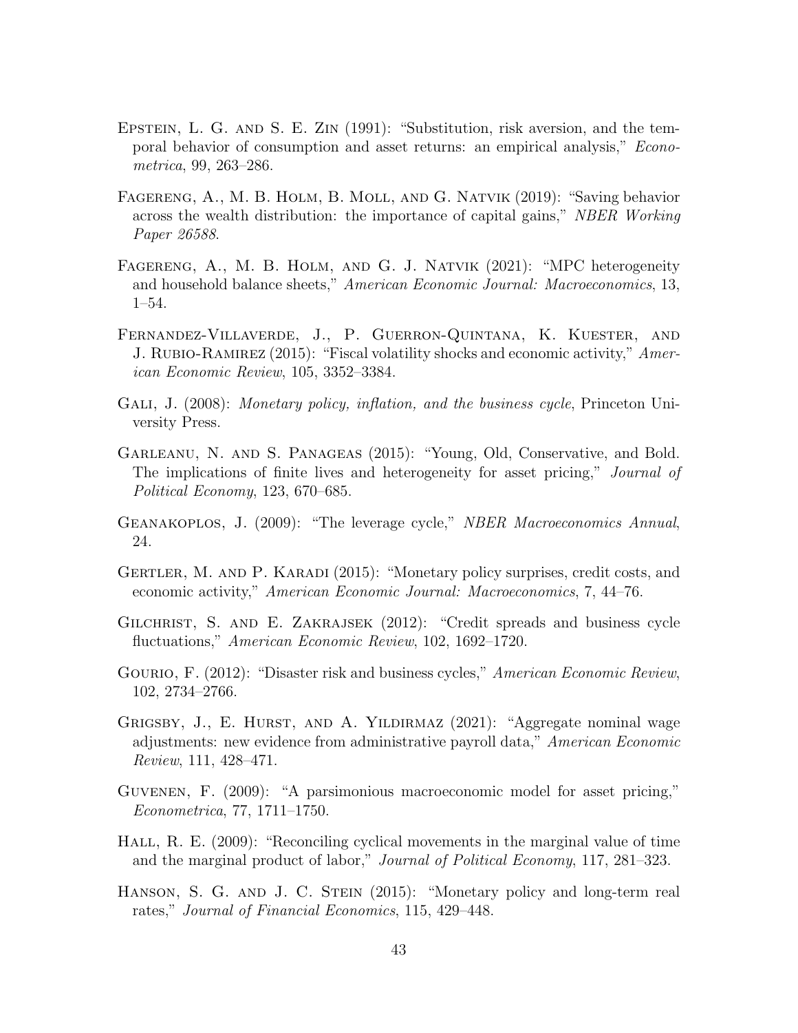Epstein, L. G. and S. E. Zin (1991): "Substitution, risk aversion, and the temporal behavior of consumption and asset returns: an empirical analysis," *Econometrica*, 99, 263–286.

Fagereng, A., M. B. Holm, B. Moll, and G. Natvik (2019): "Saving behavior across the wealth distribution: the importance of capital gains," *NBER Working Paper 26588*.

Fagereng, A., M. B. Holm, and G. J. Natvik (2021): "MPC heterogeneity and household balance sheets," *American Economic Journal: Macroeconomics*, 13, 1–54.

Fernandez-Villaverde, J., P. Guerron-Quintana, K. Kuester, and J. Rubio-Ramirez (2015): "Fiscal volatility shocks and economic activity," *American Economic Review*, 105, 3352–3384.

Gali, J. (2008): *Monetary policy, inflation, and the business cycle*, Princeton University Press.

Garleanu, N. and S. Panageas (2015): "Young, Old, Conservative, and Bold. The implications of finite lives and heterogeneity for asset pricing," *Journal of Political Economy*, 123, 670–685.

Geanakoplos, J. (2009): "The leverage cycle," *NBER Macroeconomics Annual*, 24.

Gertler, M. and P. Karadi (2015): "Monetary policy surprises, credit costs, and economic activity," *American Economic Journal: Macroeconomics*, 7, 44–76.

Gilchrist, S. and E. Zakrajsek (2012): "Credit spreads and business cycle fluctuations," *American Economic Review*, 102, 1692–1720.

Gourio, F. (2012): "Disaster risk and business cycles," *American Economic Review*, 102, 2734–2766.

Grigsby, J., E. Hurst, and A. Yildirmaz (2021): "Aggregate nominal wage adjustments: new evidence from administrative payroll data," *American Economic Review*, 111, 428–471.

Guvenen, F. (2009): "A parsimonious macroeconomic model for asset pricing," *Econometrica*, 77, 1711–1750.

Hall, R. E. (2009): "Reconciling cyclical movements in the marginal value of time and the marginal product of labor," *Journal of Political Economy*, 117, 281–323.

Hanson, S. G. and J. C. Stein (2015): "Monetary policy and long-term real rates," *Journal of Financial Economics*, 115, 429–448.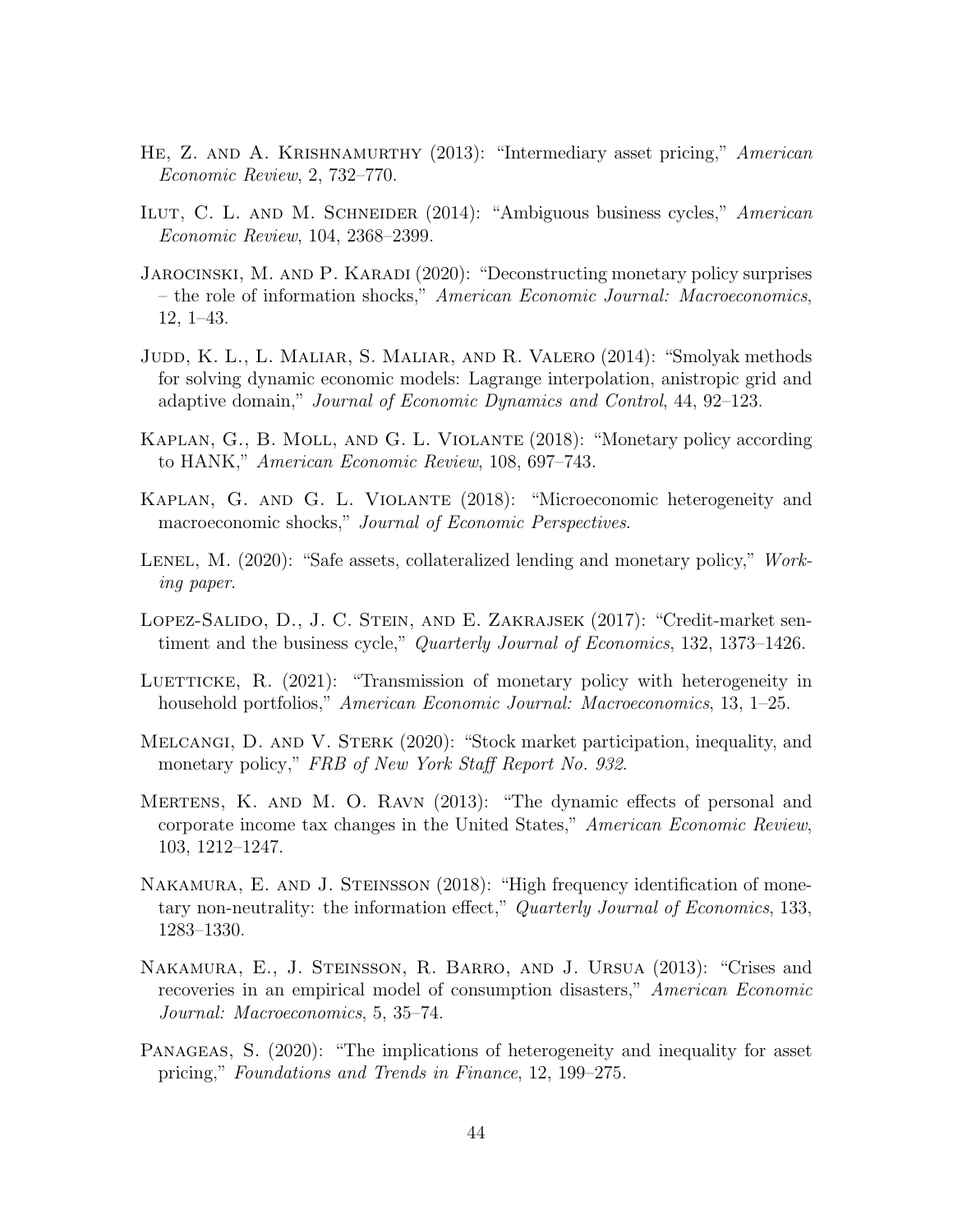He, Z. and A. Krishnamurthy (2013): "Intermediary asset pricing," *American Economic Review*, 2, 732–770.

Ilut, C. L. and M. Schneider (2014): "Ambiguous business cycles," *American Economic Review*, 104, 2368–2399.

Jarocinski, M. and P. Karadi (2020): "Deconstructing monetary policy surprises – the role of information shocks," *American Economic Journal: Macroeconomics*, 12, 1–43.

Judd, K. L., L. Maliar, S. Maliar, and R. Valero (2014): "Smolyak methods for solving dynamic economic models: Lagrange interpolation, anistropic grid and adaptive domain," *Journal of Economic Dynamics and Control*, 44, 92–123.

Kaplan, G., B. Moll, and G. L. Violante (2018): "Monetary policy according to HANK," *American Economic Review*, 108, 697–743.

Kaplan, G. and G. L. Violante (2018): "Microeconomic heterogeneity and macroeconomic shocks," *Journal of Economic Perspectives*.

Lenel, M. (2020): "Safe assets, collateralized lending and monetary policy," *Working paper*.

Lopez-Salido, D., J. C. Stein, and E. Zakrajsek (2017): "Credit-market sentiment and the business cycle," *Quarterly Journal of Economics*, 132, 1373–1426.

Luetticke, R. (2021): "Transmission of monetary policy with heterogeneity in household portfolios," *American Economic Journal: Macroeconomics*, 13, 1–25.

Melcangi, D. and V. Sterk (2020): "Stock market participation, inequality, and monetary policy," *FRB of New York Staff Report No. 932*.

Mertens, K. and M. O. Ravn (2013): "The dynamic effects of personal and corporate income tax changes in the United States," *American Economic Review*, 103, 1212–1247.

Nakamura, E. and J. Steinsson (2018): "High frequency identification of monetary non-neutrality: the information effect," *Quarterly Journal of Economics*, 133, 1283–1330.

Nakamura, E., J. Steinsson, R. Barro, and J. Ursua (2013): "Crises and recoveries in an empirical model of consumption disasters," *American Economic Journal: Macroeconomics*, 5, 35–74.

Panageas, S. (2020): "The implications of heterogeneity and inequality for asset pricing," *Foundations and Trends in Finance*, 12, 199–275.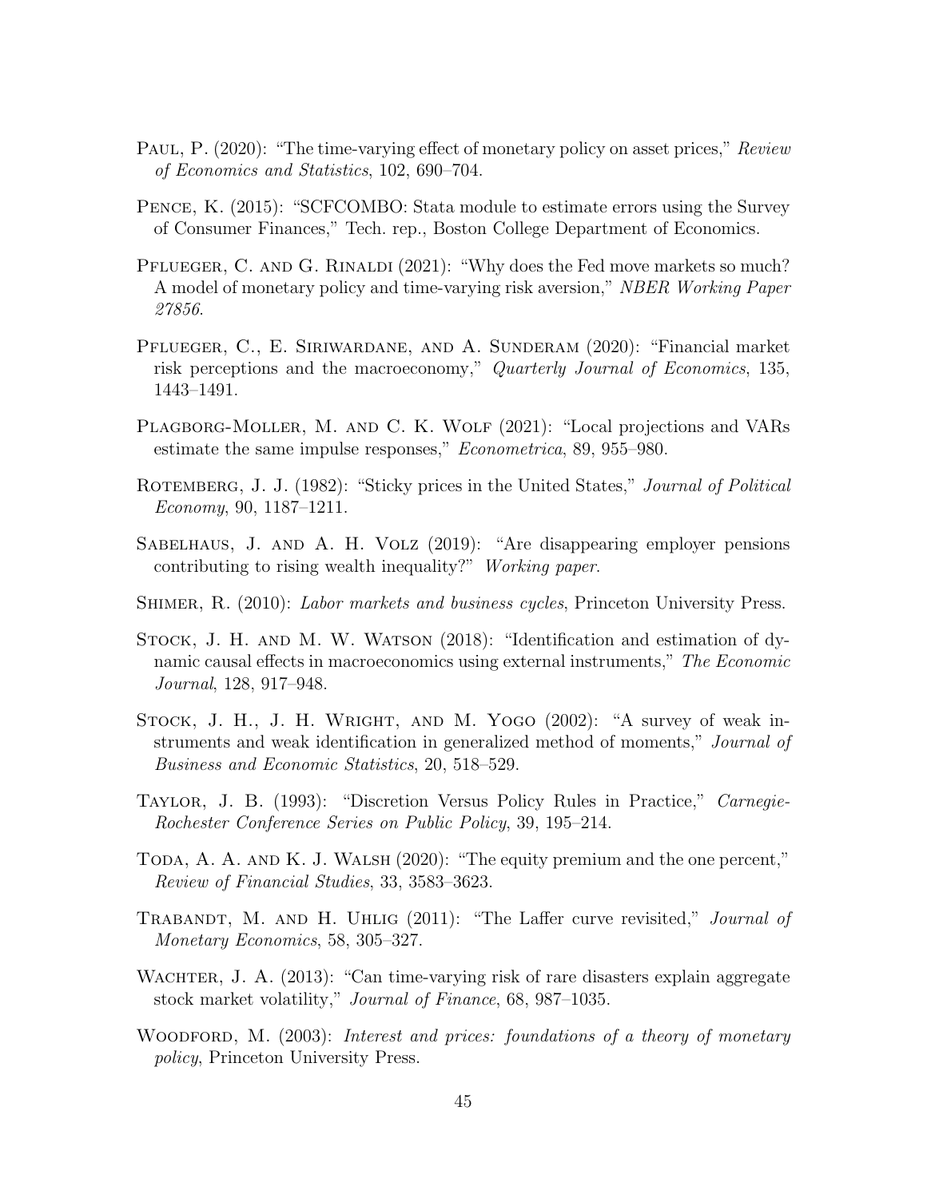Paul, P. (2020): "The time-varying effect of monetary policy on asset prices," *Review of Economics and Statistics*, 102, 690–704.

Pence, K. (2015): "SCFCOMBO: Stata module to estimate errors using the Survey of Consumer Finances," Tech. rep., Boston College Department of Economics.

Pflueger, C. and G. Rinaldi (2021): "Why does the Fed move markets so much? A model of monetary policy and time-varying risk aversion," *NBER Working Paper 27856*.

Pflueger, C., E. Siriwardane, and A. Sunderam (2020): "Financial market risk perceptions and the macroeconomy," *Quarterly Journal of Economics*, 135, 1443–1491.

Plagborg-Moller, M. and C. K. Wolf (2021): "Local projections and VARs estimate the same impulse responses," *Econometrica*, 89, 955–980.

Rotemberg, J. J. (1982): "Sticky prices in the United States," *Journal of Political Economy*, 90, 1187–1211.

Sabelhaus, J. and A. H. Volz (2019): "Are disappearing employer pensions contributing to rising wealth inequality?" *Working paper*.

Shimer, R. (2010): *Labor markets and business cycles*, Princeton University Press.

Stock, J. H. and M. W. Watson (2018): "Identification and estimation of dynamic causal effects in macroeconomics using external instruments," *The Economic Journal*, 128, 917–948.

Stock, J. H., J. H. Wright, and M. Yogo (2002): "A survey of weak instruments and weak identification in generalized method of moments," *Journal of Business and Economic Statistics*, 20, 518–529.

Taylor, J. B. (1993): "Discretion Versus Policy Rules in Practice," *Carnegie-Rochester Conference Series on Public Policy*, 39, 195–214.

Toda, A. A. and K. J. Walsh (2020): "The equity premium and the one percent," *Review of Financial Studies*, 33, 3583–3623.

Trabandt, M. and H. Uhlig (2011): "The Laffer curve revisited," *Journal of Monetary Economics*, 58, 305–327.

Wachter, J. A. (2013): "Can time-varying risk of rare disasters explain aggregate stock market volatility," *Journal of Finance*, 68, 987–1035.

Woodford, M. (2003): *Interest and prices: foundations of a theory of monetary policy*, Princeton University Press.